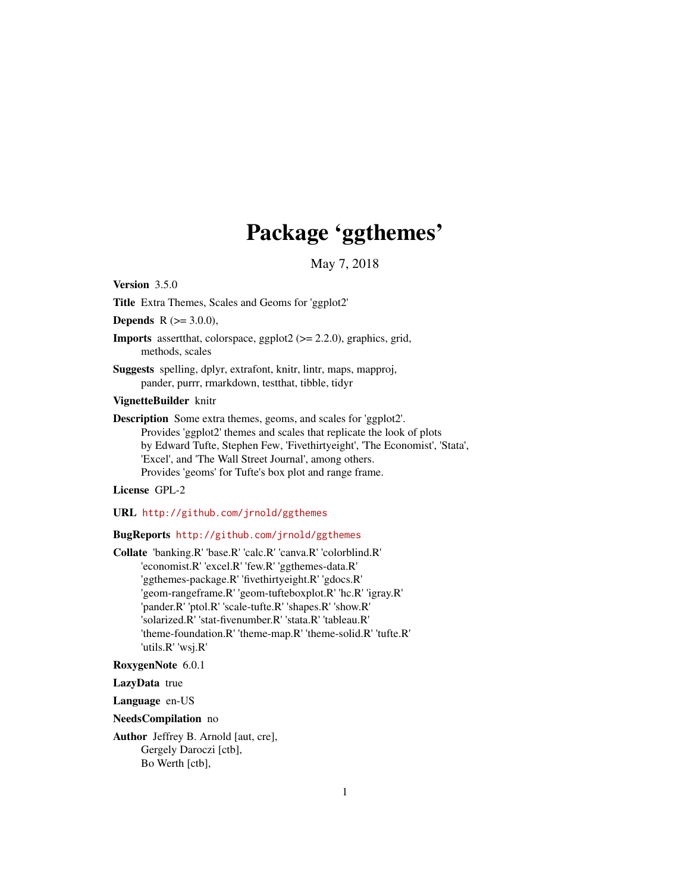# Package 'ggthemes'

May 7, 2018

**Version** 3.5.0

**Title** Extra Themes, Scales and Geoms for 'ggplot2'

**Depends** R (>= 3.0.0),

**Imports** assertthat, colorspace, ggplot2 (>= 2.2.0), graphics, grid, methods, scales

**Suggests** spelling, dplyr, extrafont, knitr, lintr, maps, mapproj, pander, purrr, rmarkdown, testthat, tibble, tidyr

**VignetteBuilder** knitr

**Description** Some extra themes, geoms, and scales for 'ggplot2'. Provides 'ggplot2' themes and scales that replicate the look of plots by Edward Tufte, Stephen Few, 'Fivethirtyeight', 'The Economist', 'Stata', 'Excel', and 'The Wall Street Journal', among others. Provides 'geoms' for Tufte's box plot and range frame.

**License** GPL-2

**URL** http://github.com/jrnold/ggthemes

**BugReports** http://github.com/jrnold/ggthemes

**Collate** 'banking.R' 'base.R' 'calc.R' 'canva.R' 'colorblind.R' 'economist.R' 'excel.R' 'few.R' 'ggthemes-data.R' 'ggthemes-package.R' 'fivethirtyeight.R' 'gdocs.R' 'geom-rangeframe.R' 'geom-tufteboxplot.R' 'hc.R' 'igray.R' 'pander.R' 'ptol.R' 'scale-tufte.R' 'shapes.R' 'show.R' 'solarized.R' 'stat-fivenumber.R' 'stata.R' 'tableau.R' 'theme-foundation.R' 'theme-map.R' 'theme-solid.R' 'tufte.R' 'utils.R' 'wsj.R'

**RoxygenNote** 6.0.1

**LazyData** true

**Language** en-US

**NeedsCompilation** no

**Author** Jeffrey B. Arnold [aut, cre],
Gergely Daroczi [ctb],
Bo Werth [ctb],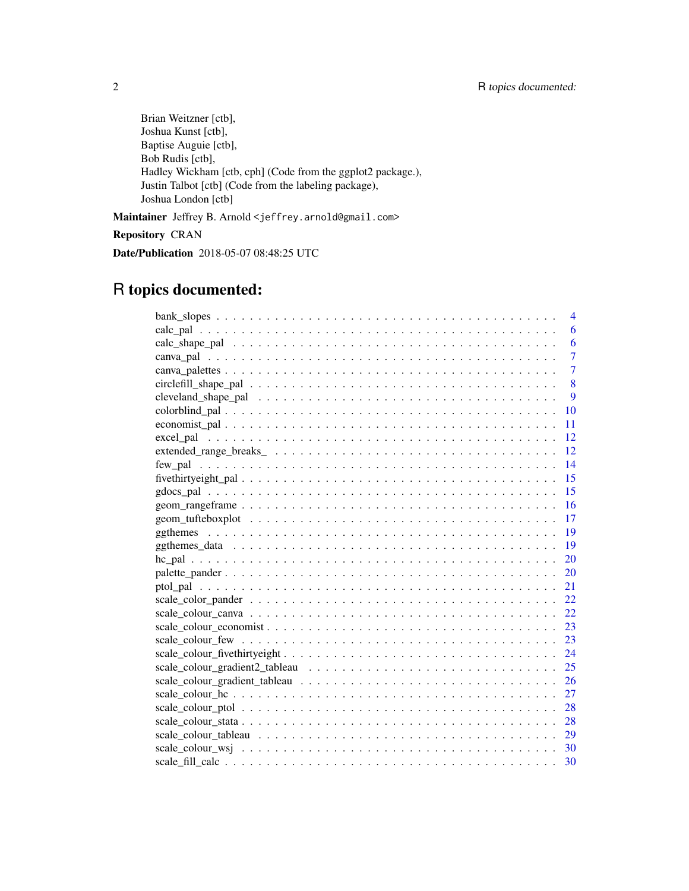Brian Weitzner [ctb],
Joshua Kunst [ctb],
Baptise Auguie [ctb],
Bob Rudis [ctb],
Hadley Wickham [ctb, cph] (Code from the ggplot2 package.),
Justin Talbot [ctb] (Code from the labeling package),
Joshua London [ctb]

**Maintainer** Jeffrey B. Arnold <jeffrey.arnold@gmail.com>

**Repository** CRAN

**Date/Publication** 2018-05-07 08:48:25 UTC

# R topics documented:

| | |
|---|---|
| bank_slopes | 4 |
| calc_pal | 6 |
| calc_shape_pal | 6 |
| canva_pal | 7 |
| canva_palettes | 7 |
| circlefill_shape_pal | 8 |
| cleveland_shape_pal | 9 |
| colorblind_pal | 10 |
| economist_pal | 11 |
| excel_pal | 12 |
| extended_range_breaks_ | 12 |
| few_pal | 14 |
| fivethirtyeight_pal | 15 |
| gdocs_pal | 15 |
| geom_rangeframe | 16 |
| geom_tufteboxplot | 17 |
| ggthemes | 19 |
| ggthemes_data | 19 |
| hc_pal | 20 |
| palette_pander | 20 |
| ptol_pal | 21 |
| scale_color_pander | 22 |
| scale_colour_canva | 22 |
| scale_colour_economist | 23 |
| scale_colour_few | 23 |
| scale_colour_fivethirtyeight | 24 |
| scale_colour_gradient2_tableau | 25 |
| scale_colour_gradient_tableau | 26 |
| scale_colour_hc | 27 |
| scale_colour_ptol | 28 |
| scale_colour_stata | 28 |
| scale_colour_tableau | 29 |
| scale_colour_wsj | 30 |
| scale_fill_calc | 30 |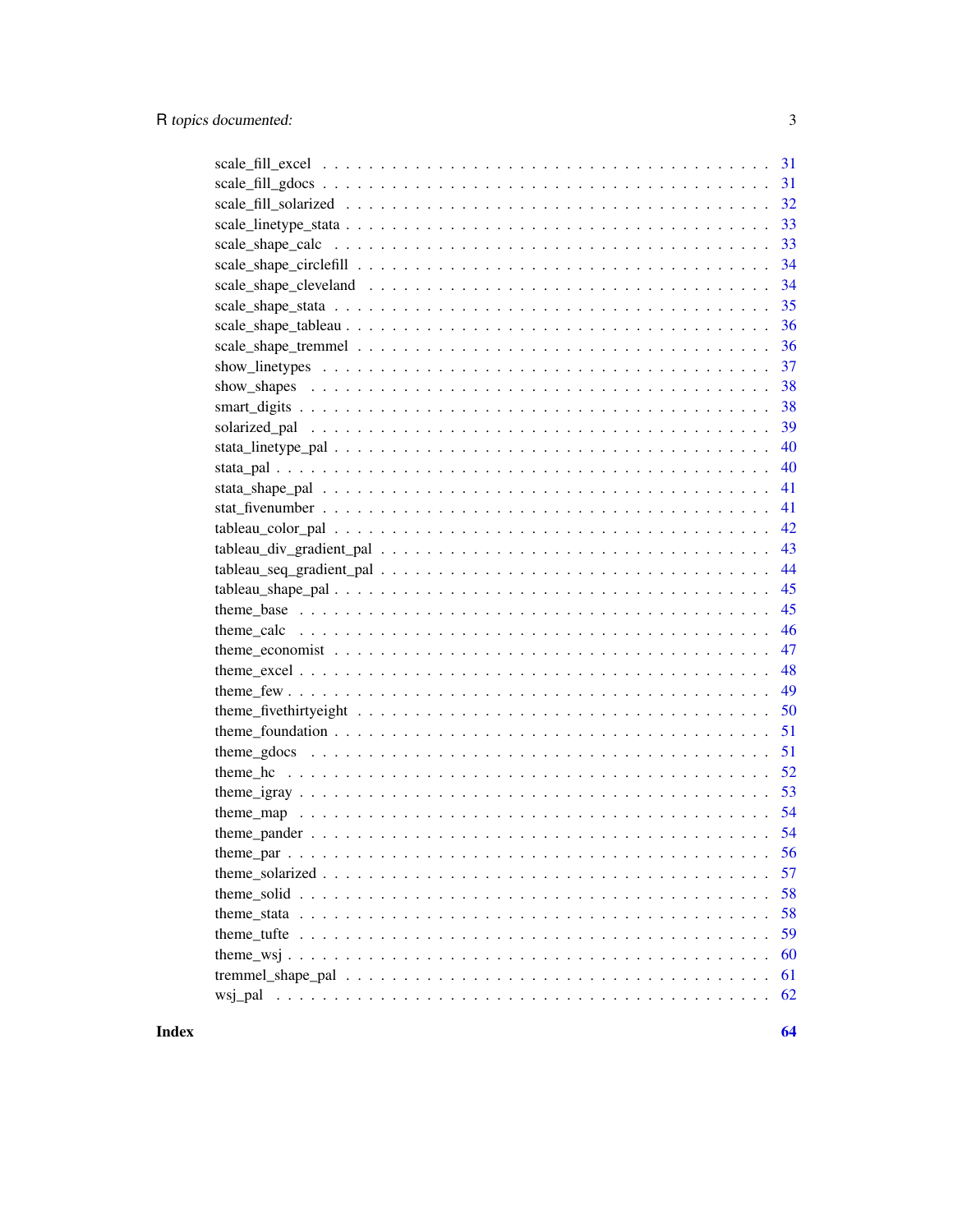scale_fill_excel . . . . . . . . . . . . . . . . . . . . . . . . . . . . . . . . . . . . 31
scale_fill_gdocs . . . . . . . . . . . . . . . . . . . . . . . . . . . . . . . . . . . . 31
scale_fill_solarized . . . . . . . . . . . . . . . . . . . . . . . . . . . . . . . . . . 32
scale_linetype_stata . . . . . . . . . . . . . . . . . . . . . . . . . . . . . . . . . . 33
scale_shape_calc . . . . . . . . . . . . . . . . . . . . . . . . . . . . . . . . . . . . 33
scale_shape_circlefill . . . . . . . . . . . . . . . . . . . . . . . . . . . . . . . . . 34
scale_shape_cleveland . . . . . . . . . . . . . . . . . . . . . . . . . . . . . . . . . 34
scale_shape_stata . . . . . . . . . . . . . . . . . . . . . . . . . . . . . . . . . . . 35
scale_shape_tableau . . . . . . . . . . . . . . . . . . . . . . . . . . . . . . . . . . 36
scale_shape_tremmel . . . . . . . . . . . . . . . . . . . . . . . . . . . . . . . . . . 36
show_linetypes . . . . . . . . . . . . . . . . . . . . . . . . . . . . . . . . . . . . . 37
show_shapes . . . . . . . . . . . . . . . . . . . . . . . . . . . . . . . . . . . . . . 38
smart_digits . . . . . . . . . . . . . . . . . . . . . . . . . . . . . . . . . . . . . . 38
solarized_pal . . . . . . . . . . . . . . . . . . . . . . . . . . . . . . . . . . . . . . 39
stata_linetype_pal . . . . . . . . . . . . . . . . . . . . . . . . . . . . . . . . . . . 40
stata_pal . . . . . . . . . . . . . . . . . . . . . . . . . . . . . . . . . . . . . . . . 40
stata_shape_pal . . . . . . . . . . . . . . . . . . . . . . . . . . . . . . . . . . . . . 41
stat_fivenumber . . . . . . . . . . . . . . . . . . . . . . . . . . . . . . . . . . . . 41
tableau_color_pal . . . . . . . . . . . . . . . . . . . . . . . . . . . . . . . . . . . . 42
tableau_div_gradient_pal . . . . . . . . . . . . . . . . . . . . . . . . . . . . . . . 43
tableau_seq_gradient_pal . . . . . . . . . . . . . . . . . . . . . . . . . . . . . . . 44
tableau_shape_pal . . . . . . . . . . . . . . . . . . . . . . . . . . . . . . . . . . . . 45
theme_base . . . . . . . . . . . . . . . . . . . . . . . . . . . . . . . . . . . . . . . 45
theme_calc . . . . . . . . . . . . . . . . . . . . . . . . . . . . . . . . . . . . . . . 46
theme_economist . . . . . . . . . . . . . . . . . . . . . . . . . . . . . . . . . . . . 47
theme_excel . . . . . . . . . . . . . . . . . . . . . . . . . . . . . . . . . . . . . . . 48
theme_few . . . . . . . . . . . . . . . . . . . . . . . . . . . . . . . . . . . . . . . . 49
theme_fivethirtyeight . . . . . . . . . . . . . . . . . . . . . . . . . . . . . . . . . 50
theme_foundation . . . . . . . . . . . . . . . . . . . . . . . . . . . . . . . . . . . . 51
theme_gdocs . . . . . . . . . . . . . . . . . . . . . . . . . . . . . . . . . . . . . . 51
theme_hc . . . . . . . . . . . . . . . . . . . . . . . . . . . . . . . . . . . . . . . . 52
theme_igray . . . . . . . . . . . . . . . . . . . . . . . . . . . . . . . . . . . . . . . 53
theme_map . . . . . . . . . . . . . . . . . . . . . . . . . . . . . . . . . . . . . . . . 54
theme_pander . . . . . . . . . . . . . . . . . . . . . . . . . . . . . . . . . . . . . . 54
theme_par . . . . . . . . . . . . . . . . . . . . . . . . . . . . . . . . . . . . . . . . 56
theme_solarized . . . . . . . . . . . . . . . . . . . . . . . . . . . . . . . . . . . . . 57
theme_solid . . . . . . . . . . . . . . . . . . . . . . . . . . . . . . . . . . . . . . . 58
theme_stata . . . . . . . . . . . . . . . . . . . . . . . . . . . . . . . . . . . . . . . 58
theme_tufte . . . . . . . . . . . . . . . . . . . . . . . . . . . . . . . . . . . . . . . 59
theme_wsj . . . . . . . . . . . . . . . . . . . . . . . . . . . . . . . . . . . . . . . . 60
tremmel_shape_pal . . . . . . . . . . . . . . . . . . . . . . . . . . . . . . . . . . . . 61
wsj_pal . . . . . . . . . . . . . . . . . . . . . . . . . . . . . . . . . . . . . . . . . . 62

**Index** **64**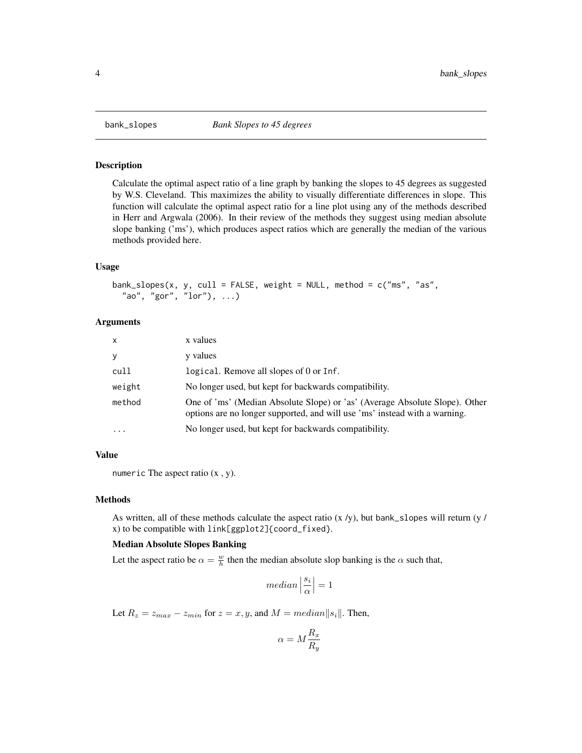# bank_slopes — *Bank Slopes to 45 degrees*

## Description

Calculate the optimal aspect ratio of a line graph by banking the slopes to 45 degrees as suggested by W.S. Cleveland. This maximizes the ability to visually differentiate differences in slope. This function will calculate the optimal aspect ratio for a line plot using any of the methods described in Herr and Argwala (2006). In their review of the methods they suggest using median absolute slope banking ('ms'), which produces aspect ratios which are generally the median of the various methods provided here.

## Usage

```
bank_slopes(x, y, cull = FALSE, weight = NULL, method = c("ms", "as",
  "ao", "gor", "lor"), ...)
```

## Arguments

| | |
|---|---|
| x | x values |
| y | y values |
| cull | `logical`. Remove all slopes of 0 or `Inf`. |
| weight | No longer used, but kept for backwards compatibility. |
| method | One of 'ms' (Median Absolute Slope) or 'as' (Average Absolute Slope). Other options are no longer supported, and will use 'ms' instead with a warning. |
| ... | No longer used, but kept for backwards compatibility. |

## Value

`numeric` The aspect ratio (x , y).

## Methods

As written, all of these methods calculate the aspect ratio (x /y), but `bank_slopes` will return (y / x) to be compatible with `link[ggplot2]{coord_fixed}`.

### Median Absolute Slopes Banking

Let the aspect ratio be $\alpha = \frac{w}{h}$ then the median absolute slop banking is the $\alpha$ such that,

$$median \left| \frac{s_i}{\alpha} \right| = 1$$

Let $R_z = z_{max} - z_{min}$ for $z = x, y$, and $M = median \| s_i \|$. Then,

$$\alpha = M \frac{R_x}{R_y}$$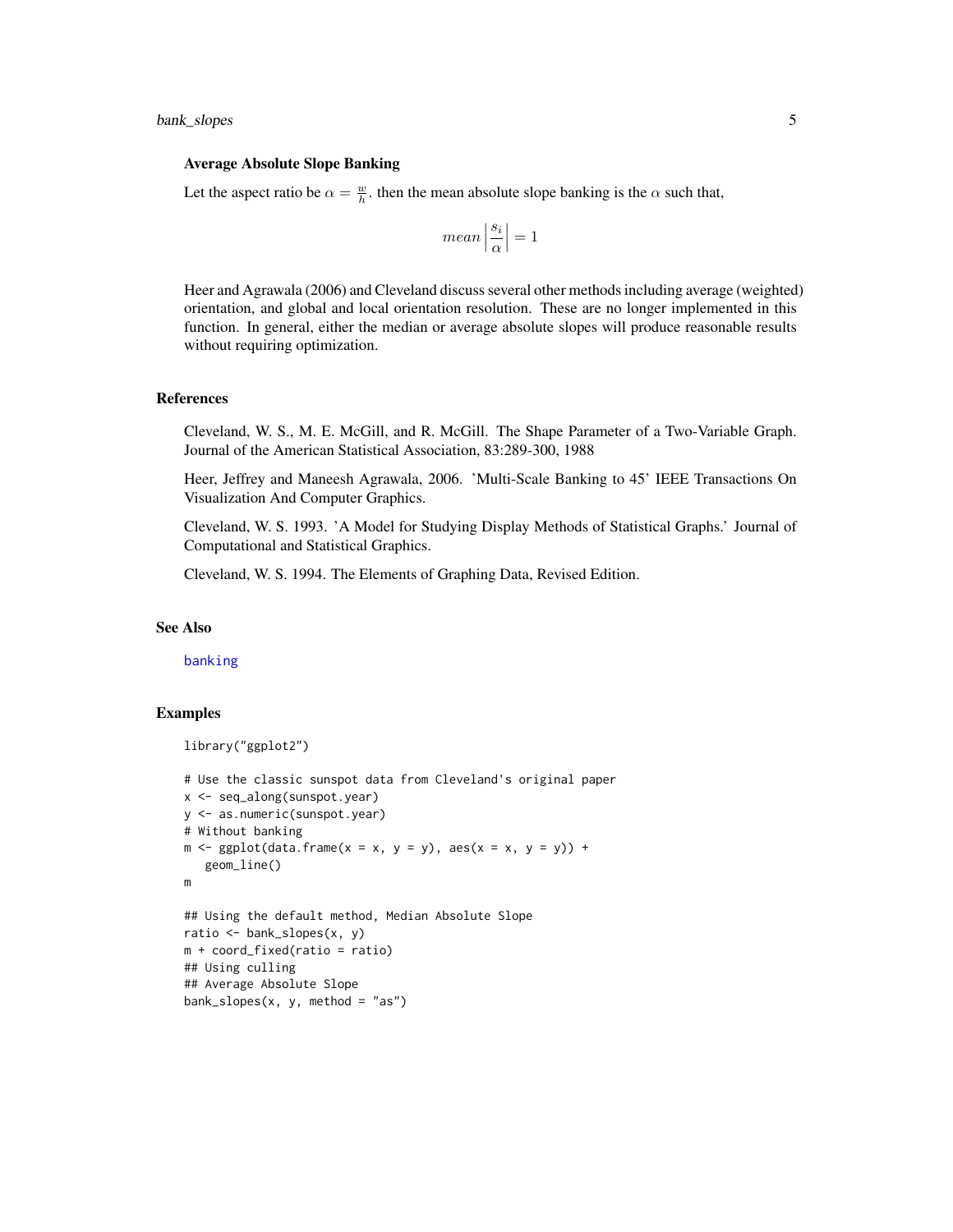### Average Absolute Slope Banking

Let the aspect ratio be $\alpha = \frac{w}{h}$. then the mean absolute slope banking is the $\alpha$ such that,

$$mean \left| \frac{s_i}{\alpha} \right| = 1$$

Heer and Agrawala (2006) and Cleveland discuss several other methods including average (weighted) orientation, and global and local orientation resolution. These are no longer implemented in this function. In general, either the median or average absolute slopes will produce reasonable results without requiring optimization.

## References

Cleveland, W. S., M. E. McGill, and R. McGill. The Shape Parameter of a Two-Variable Graph. Journal of the American Statistical Association, 83:289-300, 1988

Heer, Jeffrey and Maneesh Agrawala, 2006. 'Multi-Scale Banking to 45' IEEE Transactions On Visualization And Computer Graphics.

Cleveland, W. S. 1993. 'A Model for Studying Display Methods of Statistical Graphs.' Journal of Computational and Statistical Graphics.

Cleveland, W. S. 1994. The Elements of Graphing Data, Revised Edition.

## See Also

banking

## Examples

```
library("ggplot2")

# Use the classic sunspot data from Cleveland's original paper
x <- seq_along(sunspot.year)
y <- as.numeric(sunspot.year)
# Without banking
m <- ggplot(data.frame(x = x, y = y), aes(x = x, y = y)) +
  geom_line()
m

## Using the default method, Median Absolute Slope
ratio <- bank_slopes(x, y)
m + coord_fixed(ratio = ratio)
## Using culling
## Average Absolute Slope
bank_slopes(x, y, method = "as")
```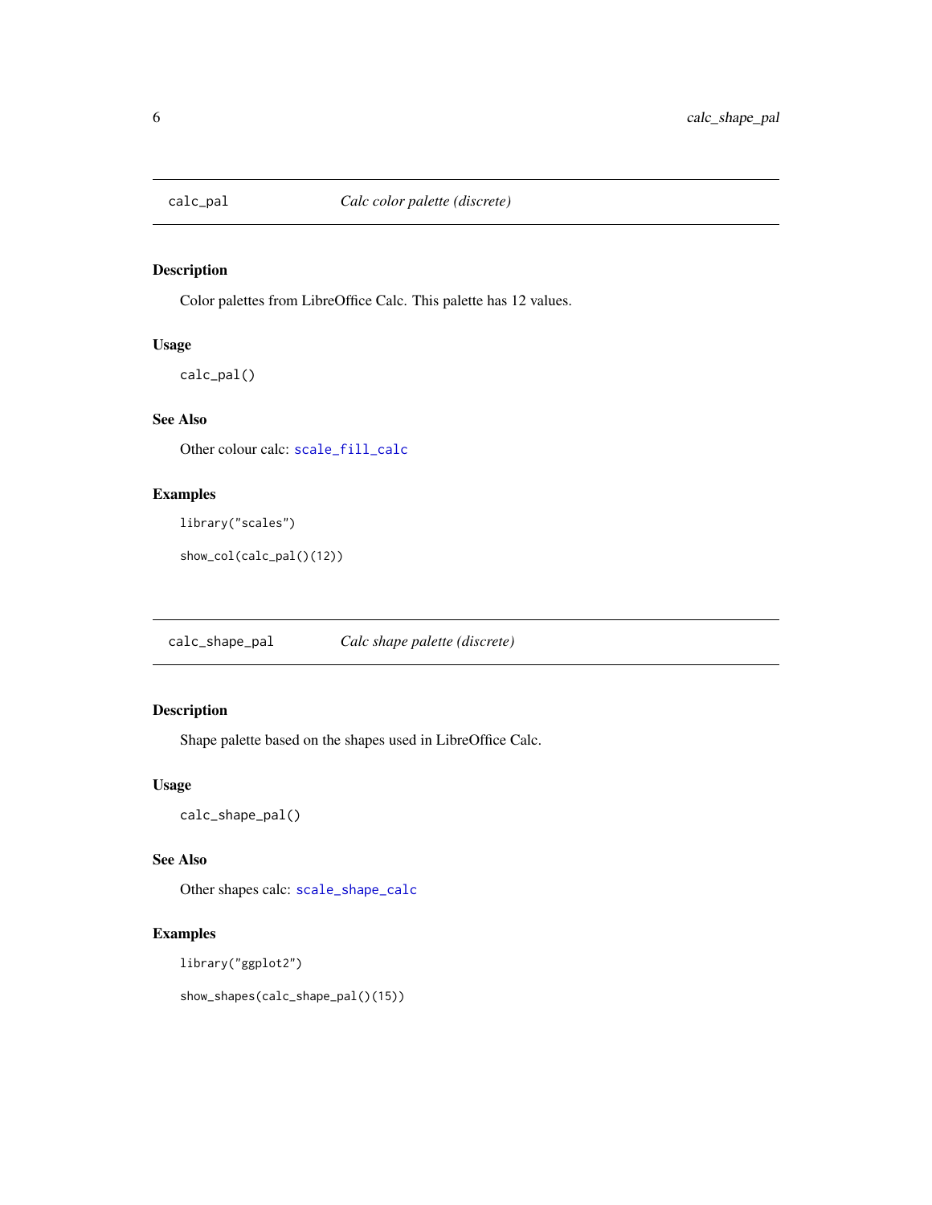## calc_pal — *Calc color palette (discrete)*

### Description

Color palettes from LibreOffice Calc. This palette has 12 values.

### Usage

```
calc_pal()
```

### See Also

Other colour calc: `scale_fill_calc`

### Examples

```
library("scales")
show_col(calc_pal()(12))
```

## calc_shape_pal — *Calc shape palette (discrete)*

### Description

Shape palette based on the shapes used in LibreOffice Calc.

### Usage

```
calc_shape_pal()
```

### See Also

Other shapes calc: `scale_shape_calc`

### Examples

```
library("ggplot2")
show_shapes(calc_shape_pal()(15))
```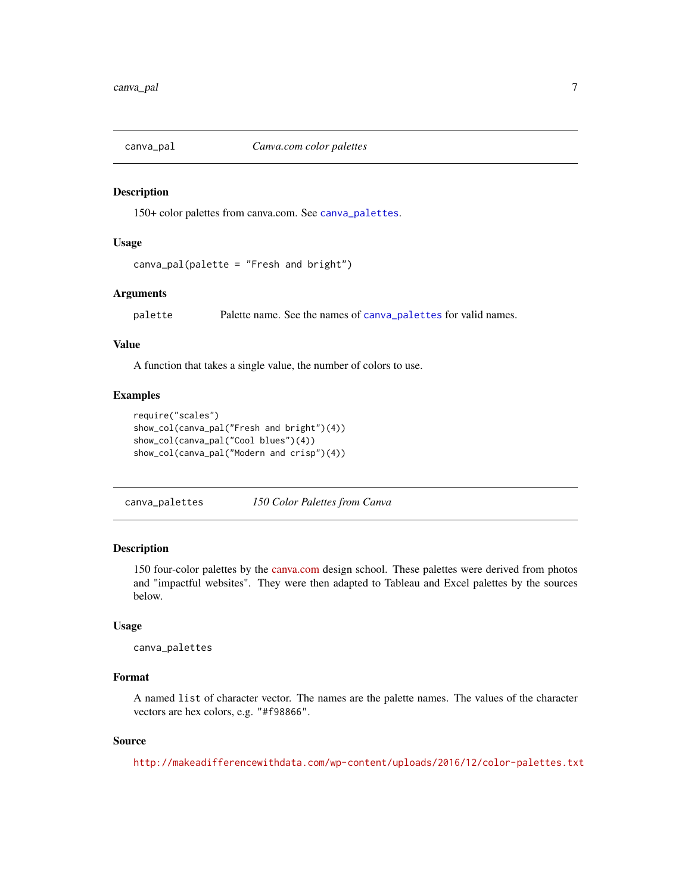## canva_pal — *Canva.com color palettes*

### Description

150+ color palettes from canva.com. See `canva_palettes`.

### Usage

```
canva_pal(palette = "Fresh and bright")
```

### Arguments

| | |
|---|---|
| `palette` | Palette name. See the names of `canva_palettes` for valid names. |

### Value

A function that takes a single value, the number of colors to use.

### Examples

```
require("scales")
show_col(canva_pal("Fresh and bright")(4))
show_col(canva_pal("Cool blues")(4))
show_col(canva_pal("Modern and crisp")(4))
```

## canva_palettes — *150 Color Palettes from Canva*

### Description

150 four-color palettes by the canva.com design school. These palettes were derived from photos and "impactful websites". They were then adapted to Tableau and Excel palettes by the sources below.

### Usage

```
canva_palettes
```

### Format

A named `list` of character vector. The names are the palette names. The values of the character vectors are hex colors, e.g. `"#f98866"`.

### Source

http://makeadifferencewithdata.com/wp-content/uploads/2016/12/color-palettes.txt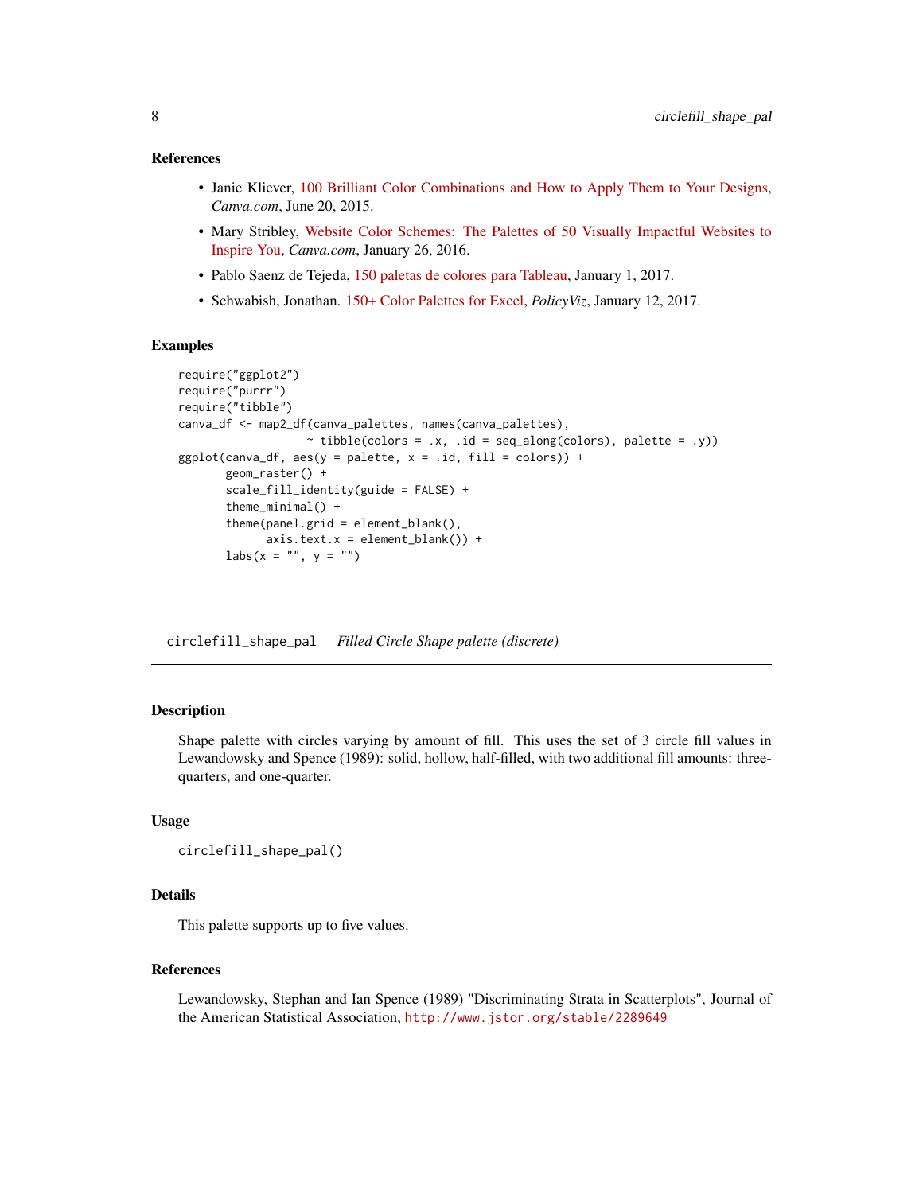### References

- Janie Kliever, 100 Brilliant Color Combinations and How to Apply Them to Your Designs, *Canva.com*, June 20, 2015.
- Mary Stribley, Website Color Schemes: The Palettes of 50 Visually Impactful Websites to Inspire You, *Canva.com*, January 26, 2016.
- Pablo Saenz de Tejeda, 150 paletas de colores para Tableau, January 1, 2017.
- Schwabish, Jonathan. 150+ Color Palettes for Excel, *PolicyViz*, January 12, 2017.

### Examples

```
require("ggplot2")
require("purrr")
require("tibble")
canva_df <- map2_df(canva_palettes, names(canva_palettes),
                    ~ tibble(colors = .x, .id = seq_along(colors), palette = .y))
ggplot(canva_df, aes(y = palette, x = .id, fill = colors)) +
       geom_raster() +
       scale_fill_identity(guide = FALSE) +
       theme_minimal() +
       theme(panel.grid = element_blank(),
             axis.text.x = element_blank()) +
       labs(x = "", y = "")
```

---

## circlefill_shape_pal    *Filled Circle Shape palette (discrete)*

---

### Description

Shape palette with circles varying by amount of fill. This uses the set of 3 circle fill values in Lewandowsky and Spence (1989): solid, hollow, half-filled, with two additional fill amounts: three-quarters, and one-quarter.

### Usage

```
circlefill_shape_pal()
```

### Details

This palette supports up to five values.

### References

Lewandowsky, Stephan and Ian Spence (1989) "Discriminating Strata in Scatterplots", Journal of the American Statistical Association, http://www.jstor.org/stable/2289649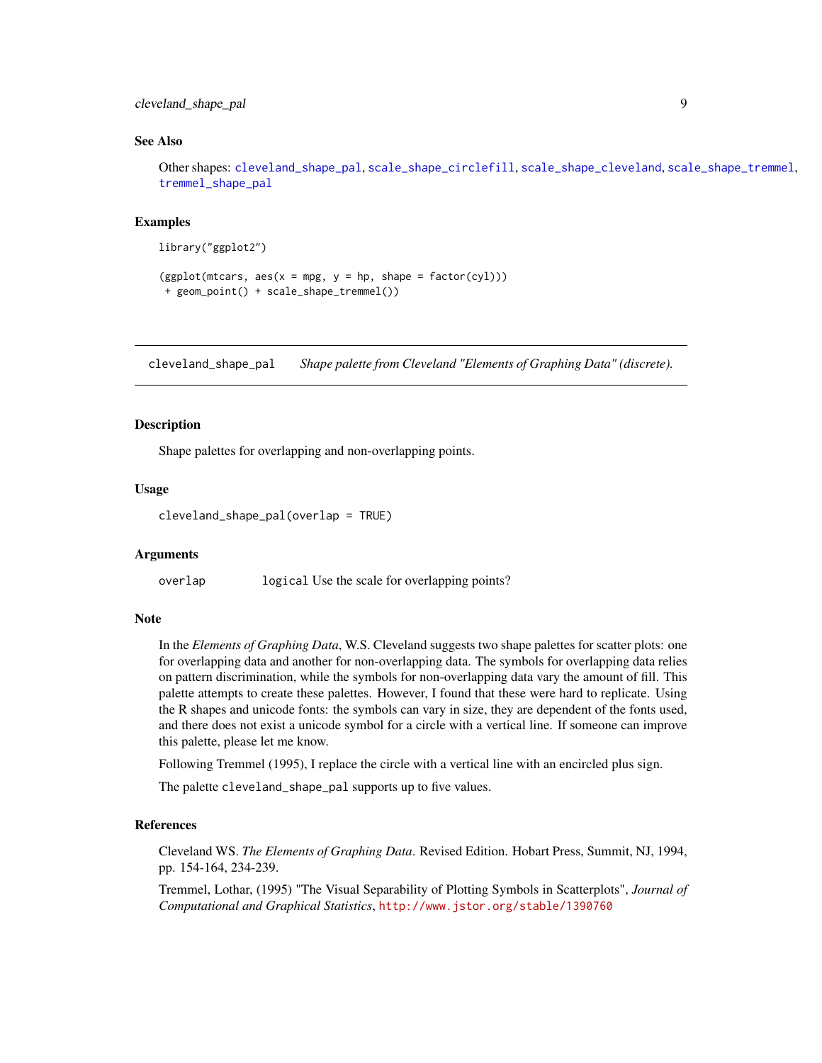### See Also

Other shapes: cleveland_shape_pal, scale_shape_circlefill, scale_shape_cleveland, scale_shape_tremmel, tremmel_shape_pal

### Examples

```
library("ggplot2")

(ggplot(mtcars, aes(x = mpg, y = hp, shape = factor(cyl)))
 + geom_point() + scale_shape_tremmel())
```

---

## cleveland_shape_pal — *Shape palette from Cleveland "Elements of Graphing Data" (discrete).*

---

### Description

Shape palettes for overlapping and non-overlapping points.

### Usage

```
cleveland_shape_pal(overlap = TRUE)
```

### Arguments

| | |
|---|---|
| overlap | `logical` Use the scale for overlapping points? |

### Note

In the *Elements of Graphing Data*, W.S. Cleveland suggests two shape palettes for scatter plots: one for overlapping data and another for non-overlapping data. The symbols for overlapping data relies on pattern discrimination, while the symbols for non-overlapping data vary the amount of fill. This palette attempts to create these palettes. However, I found that these were hard to replicate. Using the R shapes and unicode fonts: the symbols can vary in size, they are dependent of the fonts used, and there does not exist a unicode symbol for a circle with a vertical line. If someone can improve this palette, please let me know.

Following Tremmel (1995), I replace the circle with a vertical line with an encircled plus sign.

The palette `cleveland_shape_pal` supports up to five values.

### References

Cleveland WS. *The Elements of Graphing Data*. Revised Edition. Hobart Press, Summit, NJ, 1994, pp. 154-164, 234-239.

Tremmel, Lothar, (1995) "The Visual Separability of Plotting Symbols in Scatterplots", *Journal of Computational and Graphical Statistics*, http://www.jstor.org/stable/1390760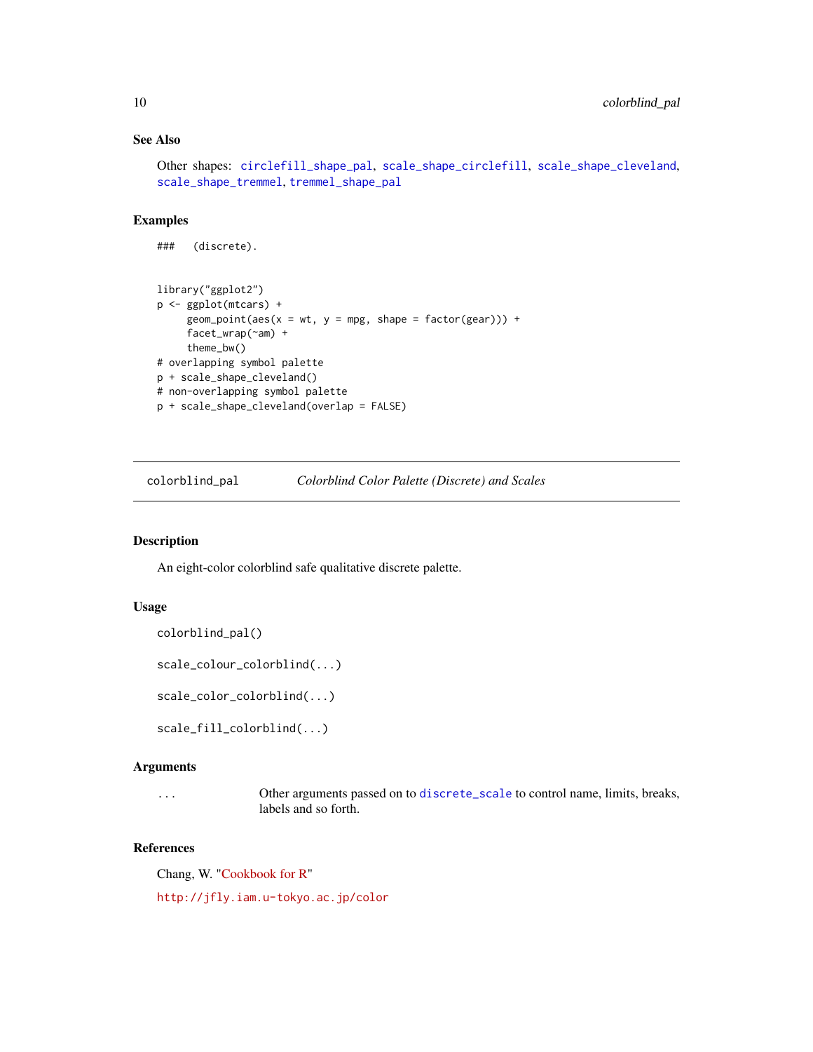### See Also

Other shapes: circlefill_shape_pal, scale_shape_circlefill, scale_shape_cleveland, scale_shape_tremmel, tremmel_shape_pal

### Examples

```
###   (discrete).


library("ggplot2")
p <- ggplot(mtcars) +
     geom_point(aes(x = wt, y = mpg, shape = factor(gear))) +
     facet_wrap(~am) +
     theme_bw()
# overlapping symbol palette
p + scale_shape_cleveland()
# non-overlapping symbol palette
p + scale_shape_cleveland(overlap = FALSE)
```

---

## colorblind_pal — *Colorblind Color Palette (Discrete) and Scales*

---

### Description

An eight-color colorblind safe qualitative discrete palette.

### Usage

```
colorblind_pal()

scale_colour_colorblind(...)

scale_color_colorblind(...)

scale_fill_colorblind(...)
```

### Arguments

| | |
|---|---|
| ... | Other arguments passed on to discrete_scale to control name, limits, breaks, labels and so forth. |

### References

Chang, W. "Cookbook for R"

http://jfly.iam.u-tokyo.ac.jp/color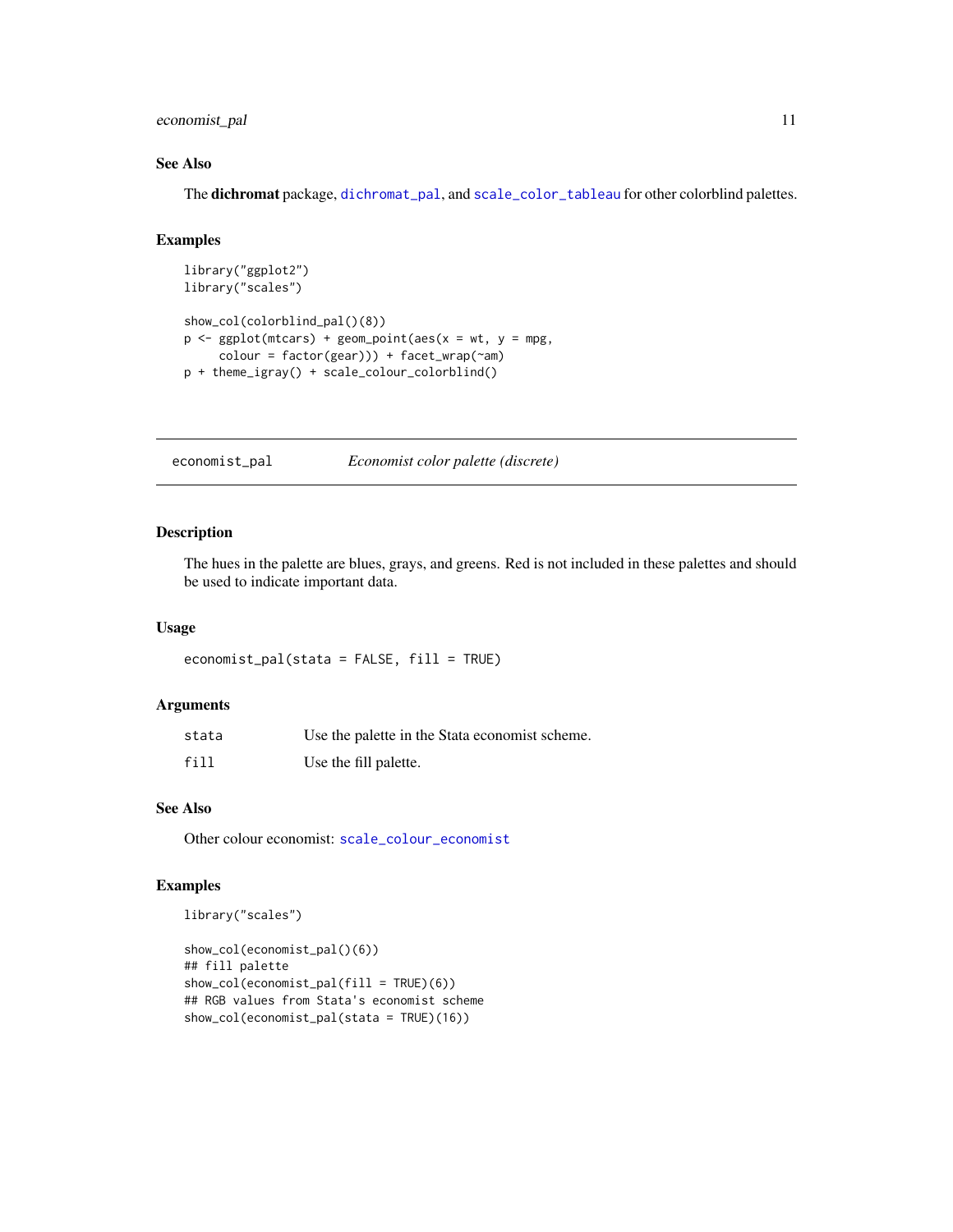### See Also

The **dichromat** package, dichromat_pal, and scale_color_tableau for other colorblind palettes.

### Examples

```
library("ggplot2")
library("scales")

show_col(colorblind_pal()(8))
p <- ggplot(mtcars) + geom_point(aes(x = wt, y = mpg,
     colour = factor(gear))) + facet_wrap(~am)
p + theme_igray() + scale_colour_colorblind()
```

---

## economist_pal &nbsp;&nbsp;&nbsp;&nbsp; *Economist color palette (discrete)*

---

### Description

The hues in the palette are blues, grays, and greens. Red is not included in these palettes and should be used to indicate important data.

### Usage

```
economist_pal(stata = FALSE, fill = TRUE)
```

### Arguments

| | |
|---|---|
| stata | Use the palette in the Stata economist scheme. |
| fill | Use the fill palette. |

### See Also

Other colour economist: scale_colour_economist

### Examples

```
library("scales")

show_col(economist_pal()(6))
## fill palette
show_col(economist_pal(fill = TRUE)(6))
## RGB values from Stata's economist scheme
show_col(economist_pal(stata = TRUE)(16))
```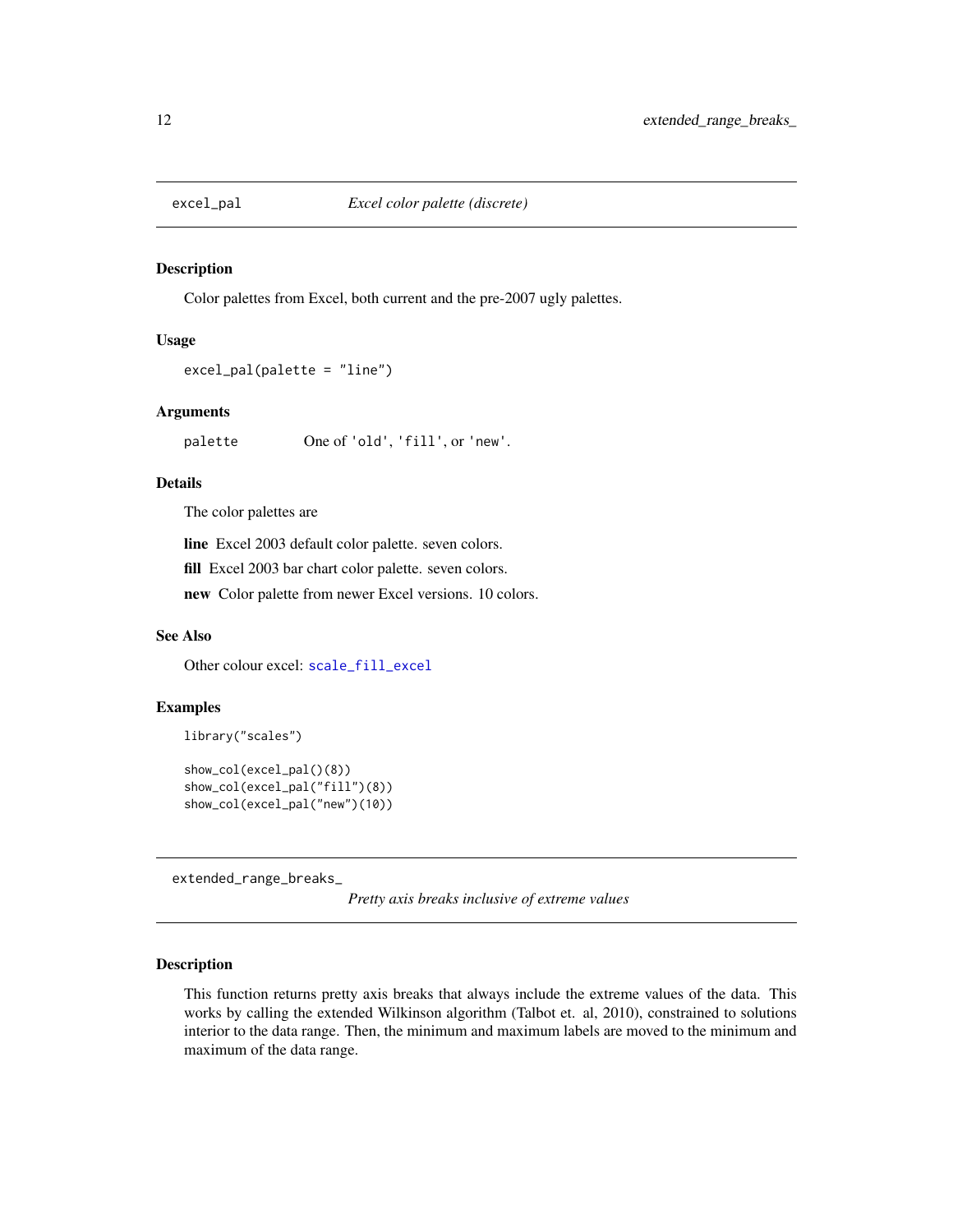## excel_pal — *Excel color palette (discrete)*

### Description

Color palettes from Excel, both current and the pre-2007 ugly palettes.

### Usage

```
excel_pal(palette = "line")
```

### Arguments

| | |
|---|---|
| palette | One of 'old', 'fill', or 'new'. |

### Details

The color palettes are

**line** Excel 2003 default color palette. seven colors.

**fill** Excel 2003 bar chart color palette. seven colors.

**new** Color palette from newer Excel versions. 10 colors.

### See Also

Other colour excel: scale_fill_excel

### Examples

```
library("scales")

show_col(excel_pal()(8))
show_col(excel_pal("fill")(8))
show_col(excel_pal("new")(10))
```

## extended_range_breaks_ — *Pretty axis breaks inclusive of extreme values*

### Description

This function returns pretty axis breaks that always include the extreme values of the data. This works by calling the extended Wilkinson algorithm (Talbot et. al, 2010), constrained to solutions interior to the data range. Then, the minimum and maximum labels are moved to the minimum and maximum of the data range.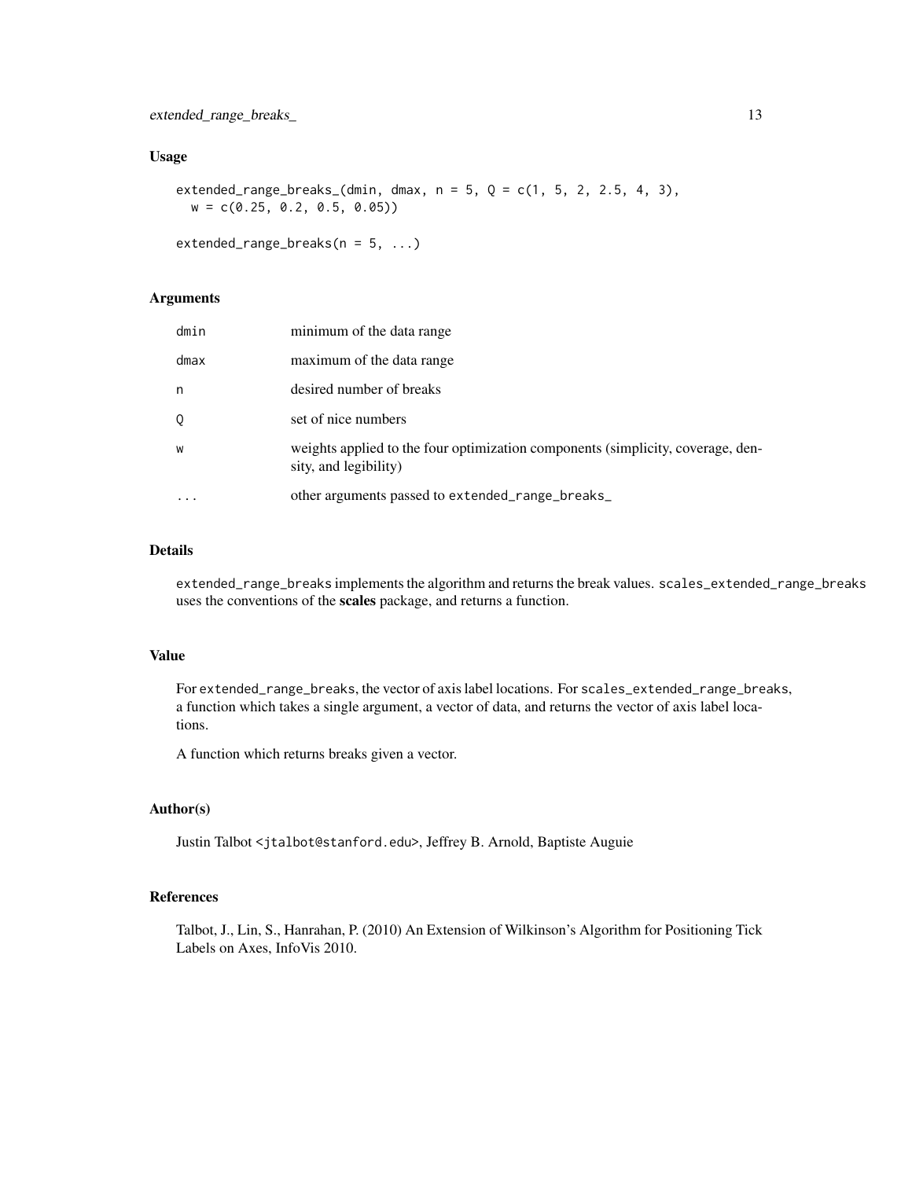### Usage

```
extended_range_breaks_(dmin, dmax, n = 5, Q = c(1, 5, 2, 2.5, 4, 3),
  w = c(0.25, 0.2, 0.5, 0.05))

extended_range_breaks(n = 5, ...)
```

### Arguments

| | |
|---|---|
| dmin | minimum of the data range |
| dmax | maximum of the data range |
| n | desired number of breaks |
| Q | set of nice numbers |
| w | weights applied to the four optimization components (simplicity, coverage, density, and legibility) |
| ... | other arguments passed to extended_range_breaks_ |

### Details

extended_range_breaks implements the algorithm and returns the break values. scales_extended_range_breaks uses the conventions of the **scales** package, and returns a function.

### Value

For extended_range_breaks, the vector of axis label locations. For scales_extended_range_breaks, a function which takes a single argument, a vector of data, and returns the vector of axis label locations.

A function which returns breaks given a vector.

### Author(s)

Justin Talbot <jtalbot@stanford.edu>, Jeffrey B. Arnold, Baptiste Auguie

### References

Talbot, J., Lin, S., Hanrahan, P. (2010) An Extension of Wilkinson's Algorithm for Positioning Tick Labels on Axes, InfoVis 2010.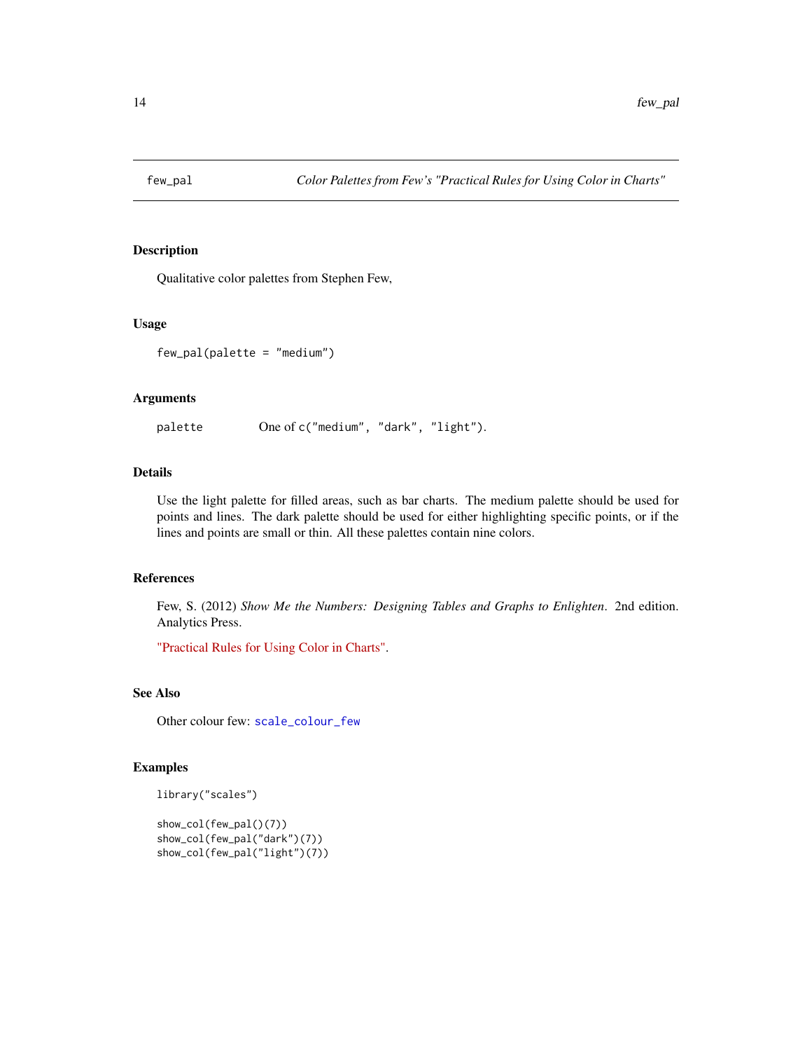few_pal — *Color Palettes from Few's "Practical Rules for Using Color in Charts"*

## Description

Qualitative color palettes from Stephen Few,

## Usage

```
few_pal(palette = "medium")
```

## Arguments

| | |
|---|---|
| palette | One of `c("medium", "dark", "light")`. |

## Details

Use the light palette for filled areas, such as bar charts. The medium palette should be used for points and lines. The dark palette should be used for either highlighting specific points, or if the lines and points are small or thin. All these palettes contain nine colors.

## References

Few, S. (2012) *Show Me the Numbers: Designing Tables and Graphs to Enlighten*. 2nd edition. Analytics Press.

"Practical Rules for Using Color in Charts".

## See Also

Other colour few: `scale_colour_few`

## Examples

```
library("scales")

show_col(few_pal()(7))
show_col(few_pal("dark")(7))
show_col(few_pal("light")(7))
```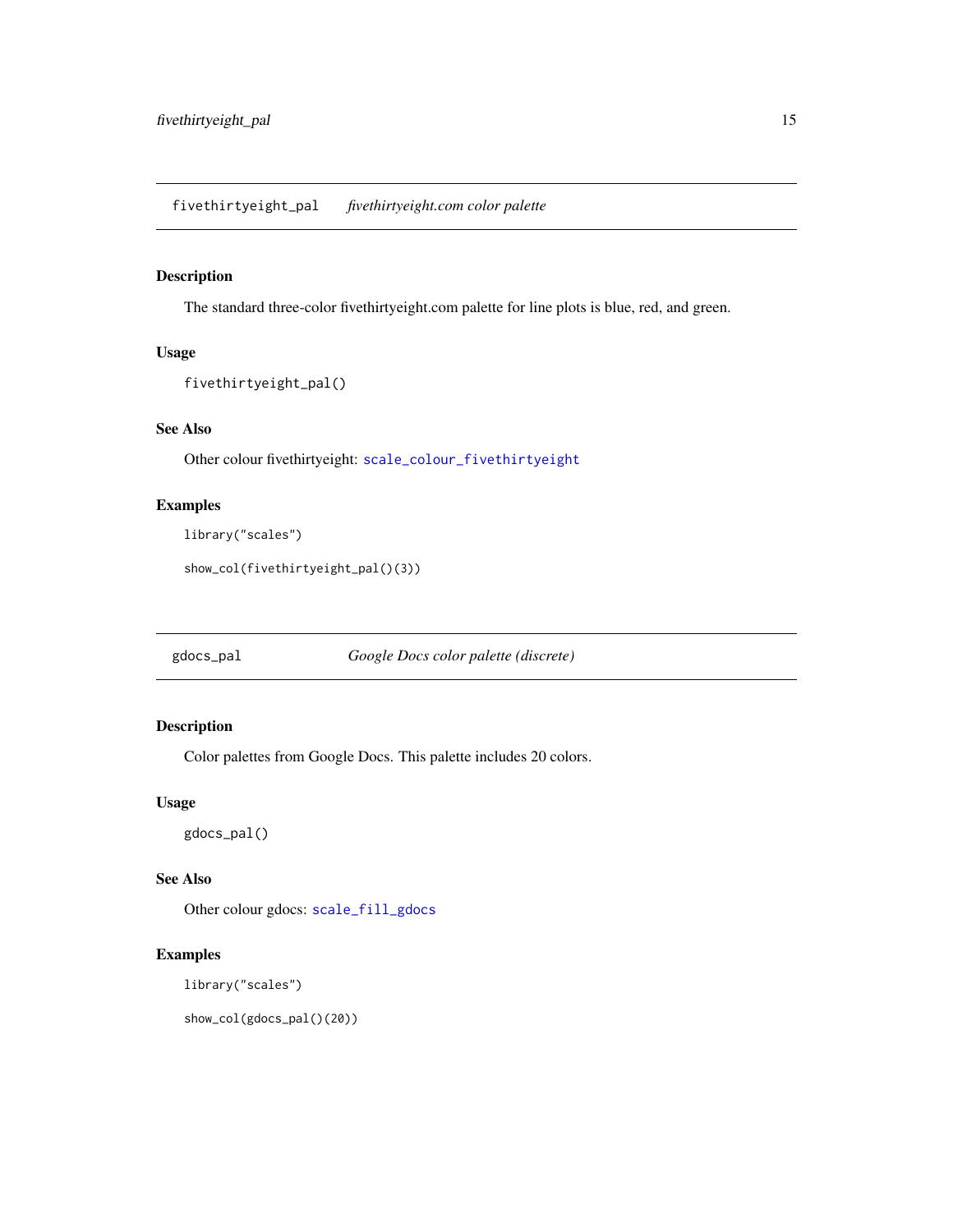## fivethirtyeight_pal *fivethirtyeight.com color palette*

### Description

The standard three-color fivethirtyeight.com palette for line plots is blue, red, and green.

### Usage

```
fivethirtyeight_pal()
```

### See Also

Other colour fivethirtyeight: `scale_colour_fivethirtyeight`

### Examples

```
library("scales")
show_col(fivethirtyeight_pal()(3))
```

## gdocs_pal *Google Docs color palette (discrete)*

### Description

Color palettes from Google Docs. This palette includes 20 colors.

### Usage

```
gdocs_pal()
```

### See Also

Other colour gdocs: `scale_fill_gdocs`

### Examples

```
library("scales")
show_col(gdocs_pal()(20))
```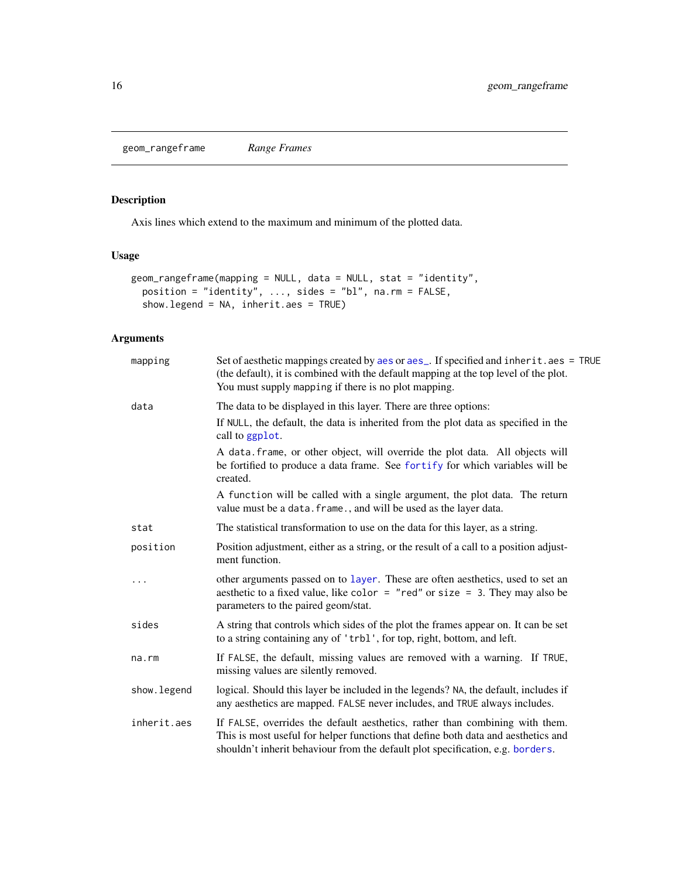## geom_rangeframe    *Range Frames*

### Description

Axis lines which extend to the maximum and minimum of the plotted data.

### Usage

```
geom_rangeframe(mapping = NULL, data = NULL, stat = "identity",
  position = "identity", ..., sides = "bl", na.rm = FALSE,
  show.legend = NA, inherit.aes = TRUE)
```

### Arguments

| | |
|---|---|
| `mapping` | Set of aesthetic mappings created by `aes` or `aes_`. If specified and `inherit.aes = TRUE` (the default), it is combined with the default mapping at the top level of the plot. You must supply `mapping` if there is no plot mapping. |
| `data` | The data to be displayed in this layer. There are three options:<br>If `NULL`, the default, the data is inherited from the plot data as specified in the call to `ggplot`.<br>A `data.frame`, or other object, will override the plot data. All objects will be fortified to produce a data frame. See `fortify` for which variables will be created.<br>A `function` will be called with a single argument, the plot data. The return value must be a `data.frame.`, and will be used as the layer data. |
| `stat` | The statistical transformation to use on the data for this layer, as a string. |
| `position` | Position adjustment, either as a string, or the result of a call to a position adjustment function. |
| `...` | other arguments passed on to `layer`. These are often aesthetics, used to set an aesthetic to a fixed value, like `color = "red"` or `size = 3`. They may also be parameters to the paired geom/stat. |
| `sides` | A string that controls which sides of the plot the frames appear on. It can be set to a string containing any of `'trbl'`, for top, right, bottom, and left. |
| `na.rm` | If `FALSE`, the default, missing values are removed with a warning. If `TRUE`, missing values are silently removed. |
| `show.legend` | logical. Should this layer be included in the legends? `NA`, the default, includes if any aesthetics are mapped. `FALSE` never includes, and `TRUE` always includes. |
| `inherit.aes` | If `FALSE`, overrides the default aesthetics, rather than combining with them. This is most useful for helper functions that define both data and aesthetics and shouldn't inherit behaviour from the default plot specification, e.g. `borders`. |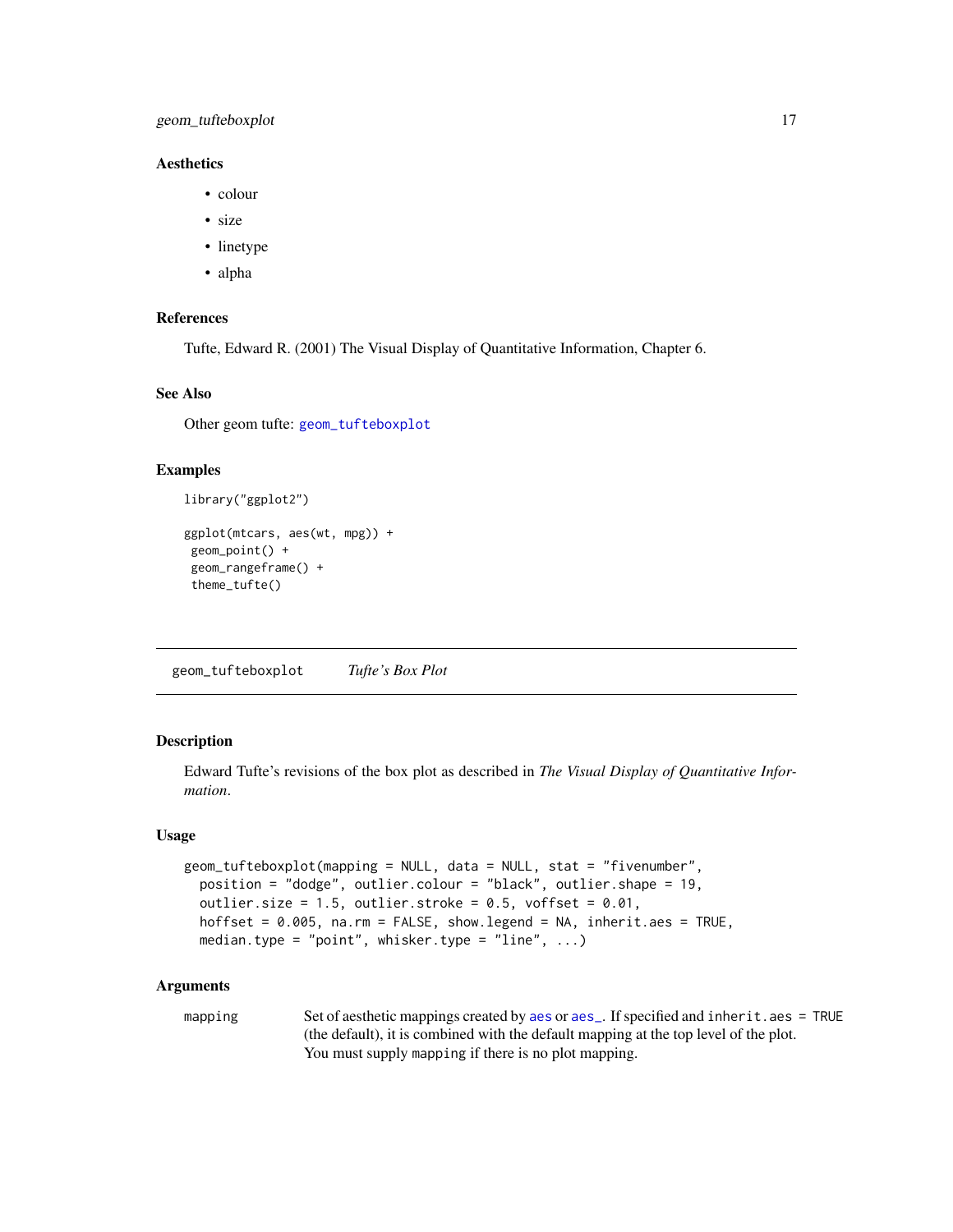### Aesthetics

- colour
- size
- linetype
- alpha

### References

Tufte, Edward R. (2001) The Visual Display of Quantitative Information, Chapter 6.

### See Also

Other geom tufte: geom_tufteboxplot

### Examples

```
library("ggplot2")

ggplot(mtcars, aes(wt, mpg)) +
 geom_point() +
 geom_rangeframe() +
 theme_tufte()
```

---

## geom_tufteboxplot *Tufte's Box Plot*

---

### Description

Edward Tufte's revisions of the box plot as described in *The Visual Display of Quantitative Information*.

### Usage

```
geom_tufteboxplot(mapping = NULL, data = NULL, stat = "fivenumber",
  position = "dodge", outlier.colour = "black", outlier.shape = 19,
  outlier.size = 1.5, outlier.stroke = 0.5, voffset = 0.01,
  hoffset = 0.005, na.rm = FALSE, show.legend = NA, inherit.aes = TRUE,
  median.type = "point", whisker.type = "line", ...)
```

### Arguments

| | |
|---|---|
| mapping | Set of aesthetic mappings created by aes or aes_. If specified and inherit.aes = TRUE (the default), it is combined with the default mapping at the top level of the plot. You must supply mapping if there is no plot mapping. |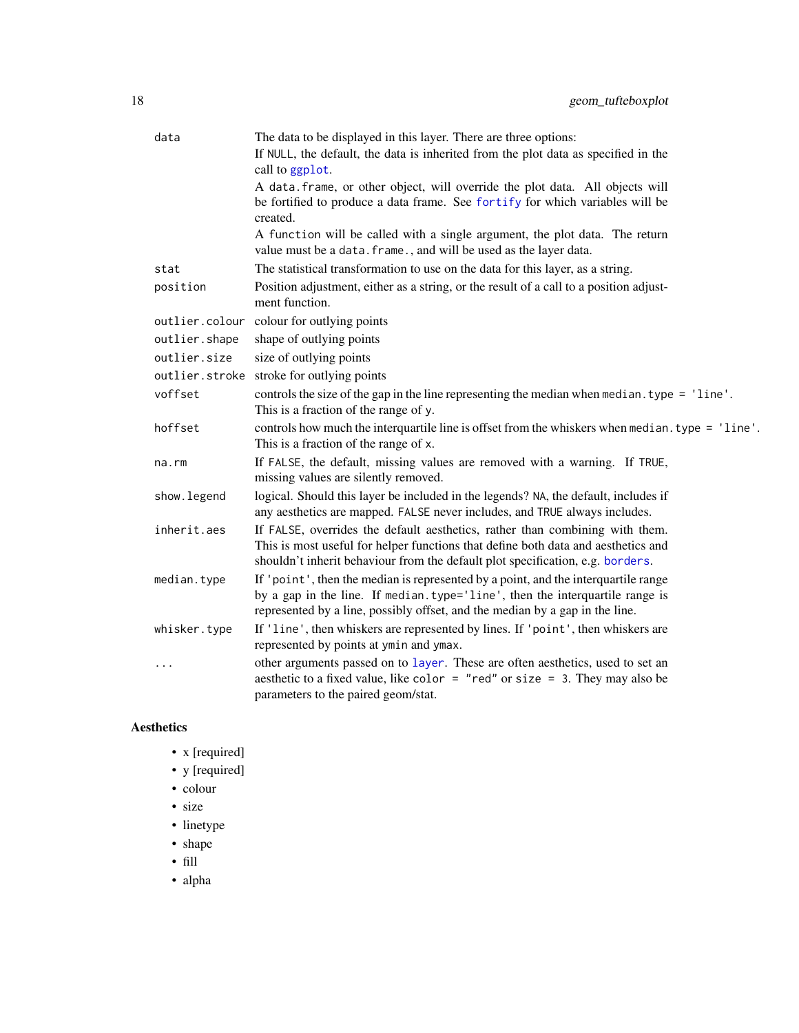| | |
|---|---|
| `data` | The data to be displayed in this layer. There are three options:<br>If `NULL`, the default, the data is inherited from the plot data as specified in the call to `ggplot`.<br>A `data.frame`, or other object, will override the plot data. All objects will be fortified to produce a data frame. See `fortify` for which variables will be created.<br>A `function` will be called with a single argument, the plot data. The return value must be a `data.frame.`, and will be used as the layer data. |
| `stat` | The statistical transformation to use on the data for this layer, as a string. |
| `position` | Position adjustment, either as a string, or the result of a call to a position adjustment function. |
| `outlier.colour` | colour for outlying points |
| `outlier.shape` | shape of outlying points |
| `outlier.size` | size of outlying points |
| `outlier.stroke` | stroke for outlying points |
| `voffset` | controls the size of the gap in the line representing the median when `median.type = 'line'`. This is a fraction of the range of `y`. |
| `hoffset` | controls how much the interquartile line is offset from the whiskers when `median.type = 'line'`. This is a fraction of the range of `x`. |
| `na.rm` | If `FALSE`, the default, missing values are removed with a warning. If `TRUE`, missing values are silently removed. |
| `show.legend` | logical. Should this layer be included in the legends? `NA`, the default, includes if any aesthetics are mapped. `FALSE` never includes, and `TRUE` always includes. |
| `inherit.aes` | If `FALSE`, overrides the default aesthetics, rather than combining with them. This is most useful for helper functions that define both data and aesthetics and shouldn't inherit behaviour from the default plot specification, e.g. `borders`. |
| `median.type` | If `'point'`, then the median is represented by a point, and the interquartile range by a gap in the line. If `median.type='line'`, then the interquartile range is represented by a line, possibly offset, and the median by a gap in the line. |
| `whisker.type` | If `'line'`, then whiskers are represented by lines. If `'point'`, then whiskers are represented by points at `ymin` and `ymax`. |
| `...` | other arguments passed on to `layer`. These are often aesthetics, used to set an aesthetic to a fixed value, like `color = "red"` or `size = 3`. They may also be parameters to the paired geom/stat. |

### Aesthetics

- x [required]
- y [required]
- colour
- size
- linetype
- shape
- fill
- alpha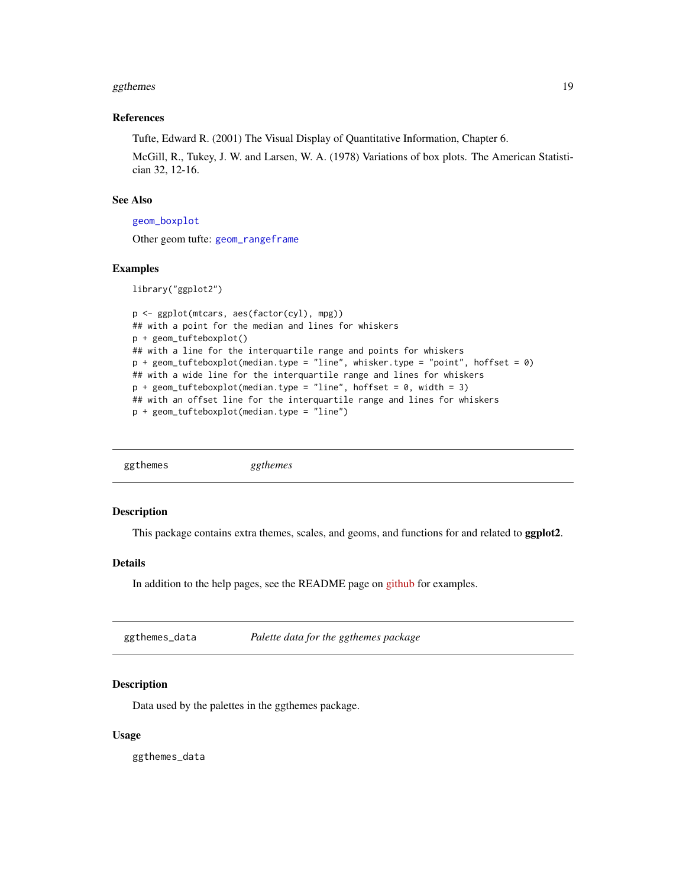### References

Tufte, Edward R. (2001) The Visual Display of Quantitative Information, Chapter 6.

McGill, R., Tukey, J. W. and Larsen, W. A. (1978) Variations of box plots. The American Statistician 32, 12-16.

### See Also

geom_boxplot

Other geom tufte: geom_rangeframe

### Examples

```
library("ggplot2")

p <- ggplot(mtcars, aes(factor(cyl), mpg))
## with a point for the median and lines for whiskers
p + geom_tufteboxplot()
## with a line for the interquartile range and points for whiskers
p + geom_tufteboxplot(median.type = "line", whisker.type = "point", hoffset = 0)
## with a wide line for the interquartile range and lines for whiskers
p + geom_tufteboxplot(median.type = "line", hoffset = 0, width = 3)
## with an offset line for the interquartile range and lines for whiskers
p + geom_tufteboxplot(median.type = "line")
```

---

## ggthemes *ggthemes*

### Description

This package contains extra themes, scales, and geoms, and functions for and related to **ggplot2**.

### Details

In addition to the help pages, see the README page on github for examples.

---

## ggthemes_data *Palette data for the ggthemes package*

### Description

Data used by the palettes in the ggthemes package.

### Usage

```
ggthemes_data
```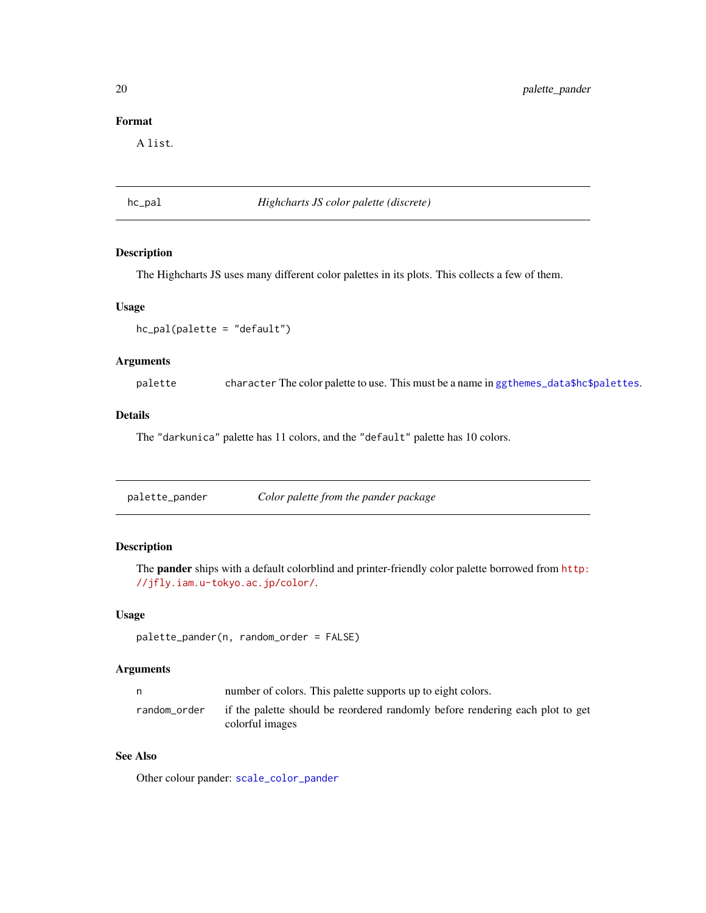### Format

A `list`.

---

## hc_pal — *Highcharts JS color palette (discrete)*

### Description

The Highcharts JS uses many different color palettes in its plots. This collects a few of them.

### Usage

```
hc_pal(palette = "default")
```

### Arguments

| | |
|---|---|
| `palette` | `character` The color palette to use. This must be a name in `ggthemes_data$hc$palettes`. |

### Details

The `"darkunica"` palette has 11 colors, and the `"default"` palette has 10 colors.

---

## palette_pander — *Color palette from the pander package*

### Description

The **pander** ships with a default colorblind and printer-friendly color palette borrowed from `http://jfly.iam.u-tokyo.ac.jp/color/`.

### Usage

```
palette_pander(n, random_order = FALSE)
```

### Arguments

| | |
|---|---|
| `n` | number of colors. This palette supports up to eight colors. |
| `random_order` | if the palette should be reordered randomly before rendering each plot to get colorful images |

### See Also

Other colour pander: `scale_color_pander`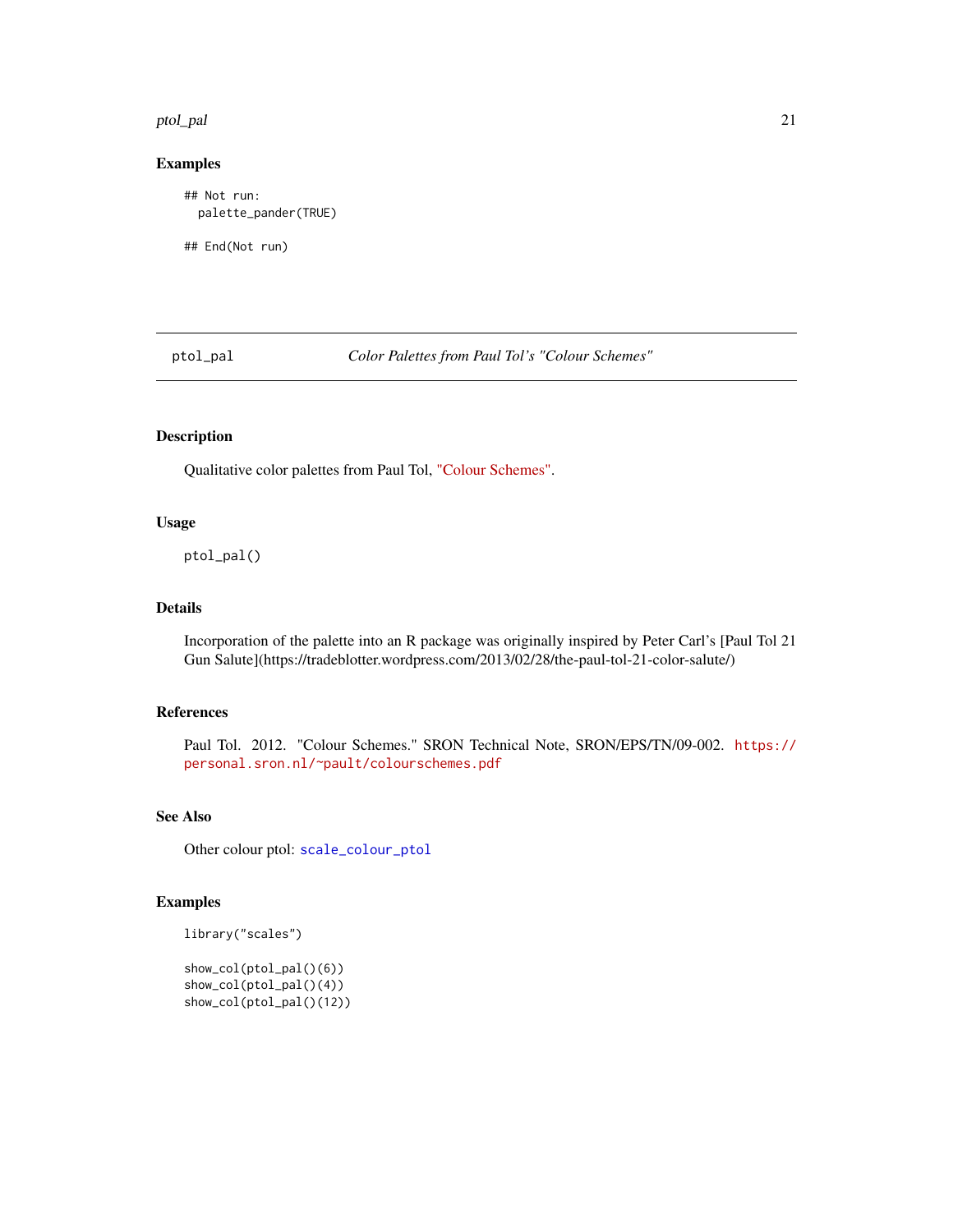## Examples

```
## Not run:
  palette_pander(TRUE)

## End(Not run)
```

---

ptol_pal *Color Palettes from Paul Tol's "Colour Schemes"*

---

### Description

Qualitative color palettes from Paul Tol, "Colour Schemes".

### Usage

```
ptol_pal()
```

### Details

Incorporation of the palette into an R package was originally inspired by Peter Carl's [Paul Tol 21 Gun Salute](https://tradeblotter.wordpress.com/2013/02/28/the-paul-tol-21-color-salute/)

### References

Paul Tol. 2012. "Colour Schemes." SRON Technical Note, SRON/EPS/TN/09-002. https://personal.sron.nl/~pault/colourschemes.pdf

### See Also

Other colour ptol: scale_colour_ptol

### Examples

```
library("scales")

show_col(ptol_pal()(6))
show_col(ptol_pal()(4))
show_col(ptol_pal()(12))
```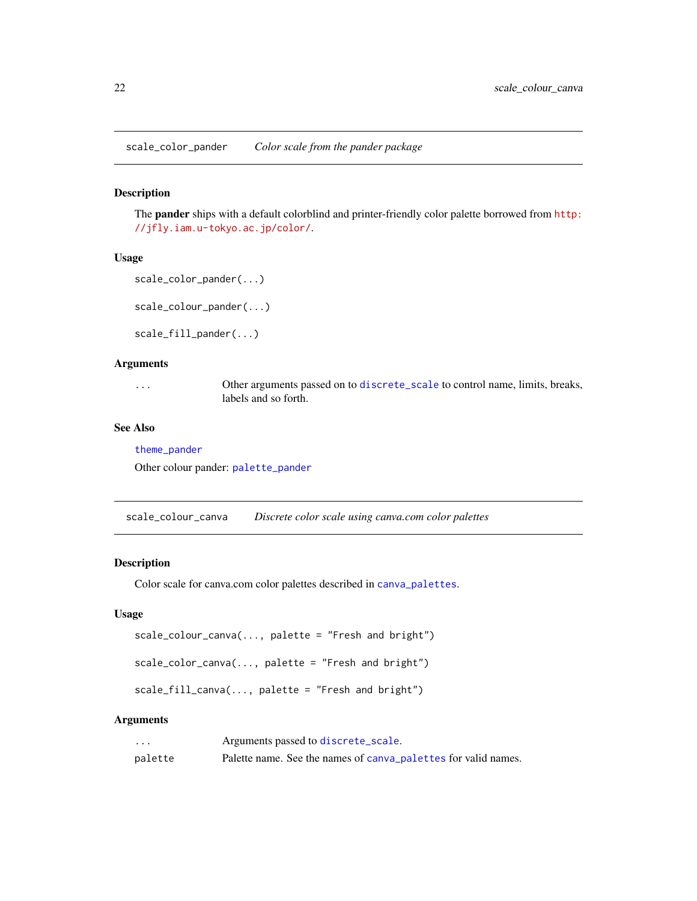## scale_color_pander — *Color scale from the pander package*

### Description

The **pander** ships with a default colorblind and printer-friendly color palette borrowed from http://jfly.iam.u-tokyo.ac.jp/color/.

### Usage

```
scale_color_pander(...)

scale_colour_pander(...)

scale_fill_pander(...)
```

### Arguments

| | |
|---|---|
| ... | Other arguments passed on to discrete_scale to control name, limits, breaks, labels and so forth. |

### See Also

theme_pander

Other colour pander: palette_pander

## scale_colour_canva — *Discrete color scale using canva.com color palettes*

### Description

Color scale for canva.com color palettes described in canva_palettes.

### Usage

```
scale_colour_canva(..., palette = "Fresh and bright")

scale_color_canva(..., palette = "Fresh and bright")

scale_fill_canva(..., palette = "Fresh and bright")
```

### Arguments

| | |
|---|---|
| ... | Arguments passed to discrete_scale. |
| palette | Palette name. See the names of canva_palettes for valid names. |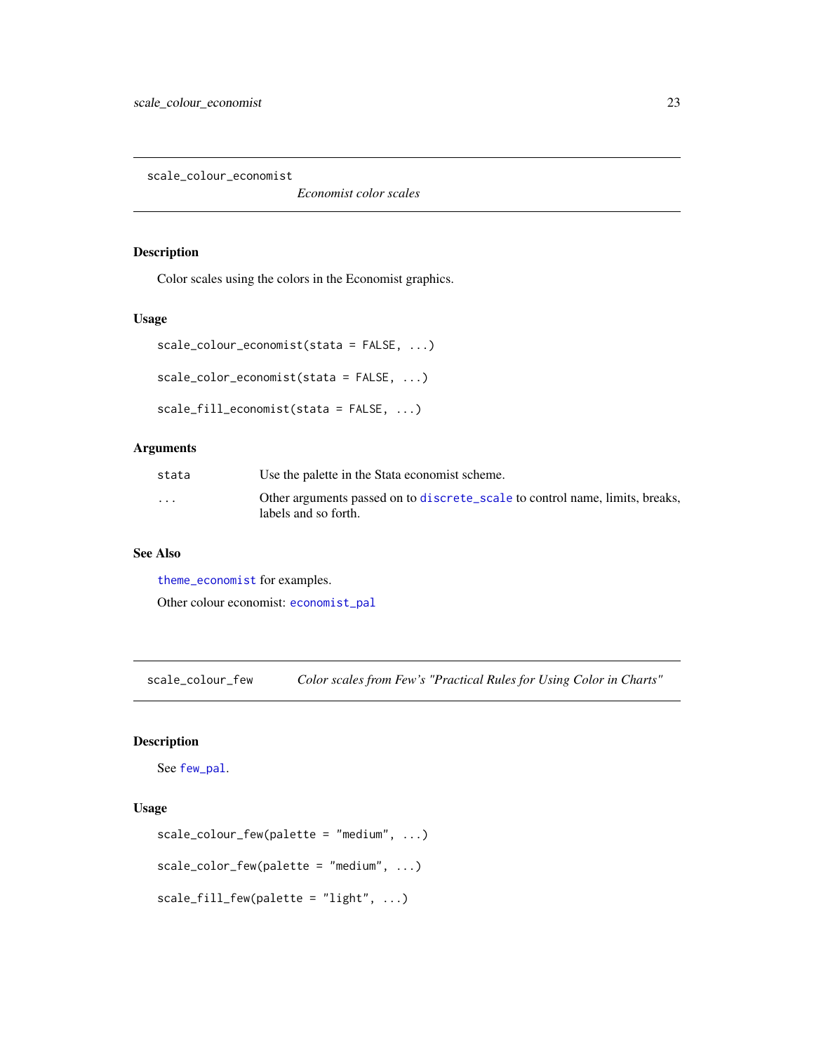## scale_colour_economist

*Economist color scales*

### Description

Color scales using the colors in the Economist graphics.

### Usage

```
scale_colour_economist(stata = FALSE, ...)

scale_color_economist(stata = FALSE, ...)

scale_fill_economist(stata = FALSE, ...)
```

### Arguments

| | |
|---|---|
| stata | Use the palette in the Stata economist scheme. |
| ... | Other arguments passed on to discrete_scale to control name, limits, breaks, labels and so forth. |

### See Also

theme_economist for examples.

Other colour economist: economist_pal

## scale_colour_few

*Color scales from Few's "Practical Rules for Using Color in Charts"*

### Description

See few_pal.

### Usage

```
scale_colour_few(palette = "medium", ...)

scale_color_few(palette = "medium", ...)

scale_fill_few(palette = "light", ...)
```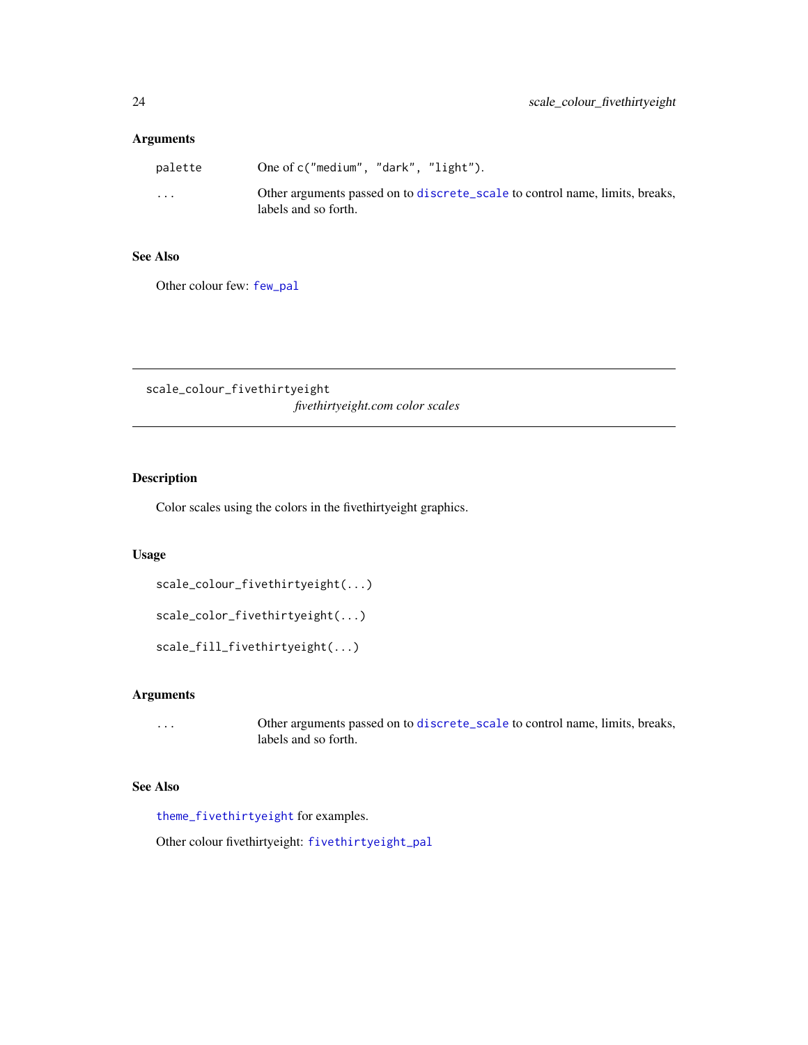### Arguments

| | |
|---|---|
| palette | One of `c("medium", "dark", "light")`. |
| ... | Other arguments passed on to `discrete_scale` to control name, limits, breaks, labels and so forth. |

### See Also

Other colour few: `few_pal`

---

## scale_colour_fivethirtyeight

*fivethirtyeight.com color scales*

---

### Description

Color scales using the colors in the fivethirtyeight graphics.

### Usage

```
scale_colour_fivethirtyeight(...)

scale_color_fivethirtyeight(...)

scale_fill_fivethirtyeight(...)
```

### Arguments

| | |
|---|---|
| ... | Other arguments passed on to `discrete_scale` to control name, limits, breaks, labels and so forth. |

### See Also

`theme_fivethirtyeight` for examples.

Other colour fivethirtyeight: `fivethirtyeight_pal`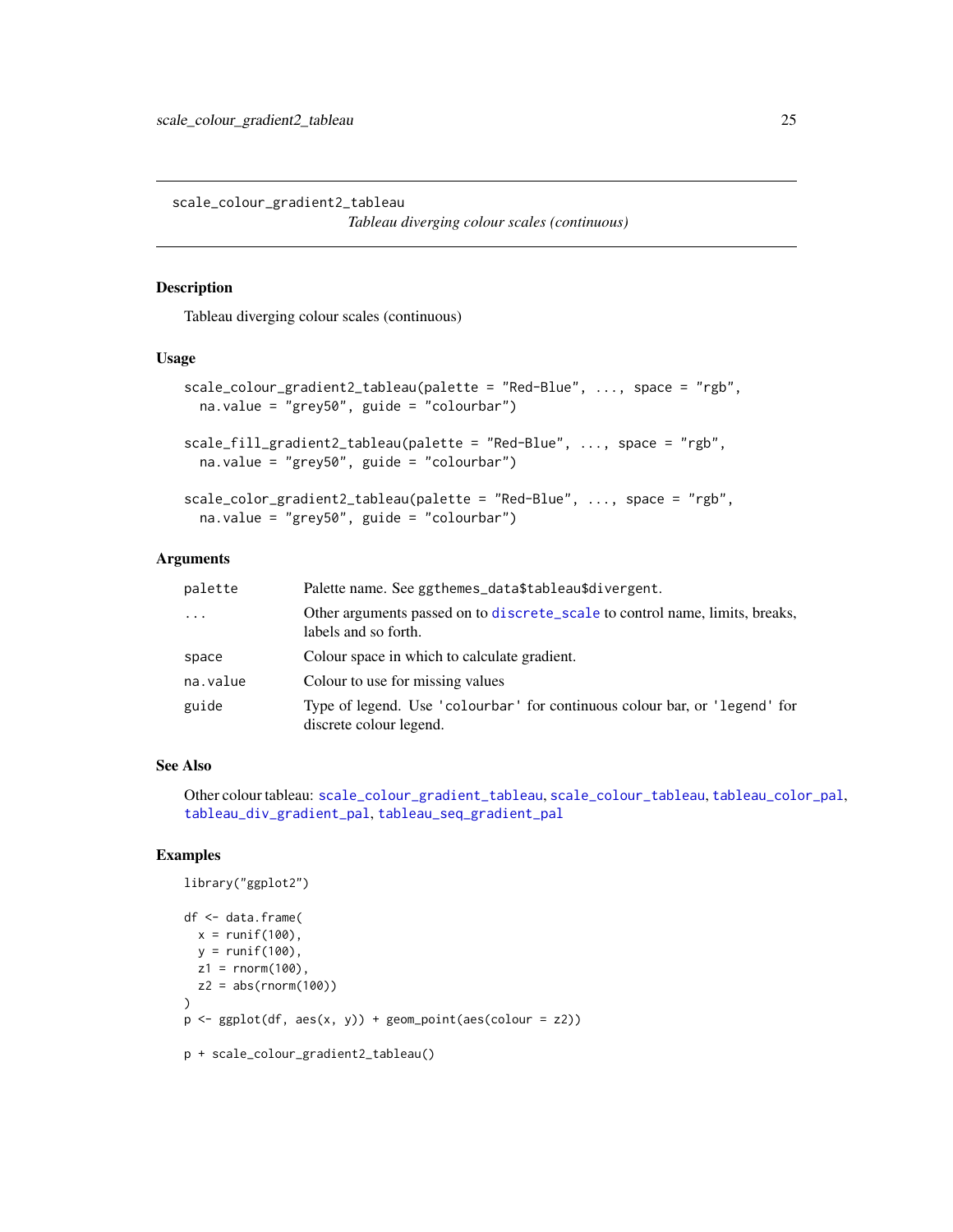`scale_colour_gradient2_tableau` *Tableau diverging colour scales (continuous)*

## Description

Tableau diverging colour scales (continuous)

## Usage

```
scale_colour_gradient2_tableau(palette = "Red-Blue", ..., space = "rgb",
  na.value = "grey50", guide = "colourbar")

scale_fill_gradient2_tableau(palette = "Red-Blue", ..., space = "rgb",
  na.value = "grey50", guide = "colourbar")

scale_color_gradient2_tableau(palette = "Red-Blue", ..., space = "rgb",
  na.value = "grey50", guide = "colourbar")
```

## Arguments

| Argument | Description |
| --- | --- |
| palette | Palette name. See ggthemes_data$tableau$divergent. |
| ... | Other arguments passed on to discrete_scale to control name, limits, breaks, labels and so forth. |
| space | Colour space in which to calculate gradient. |
| na.value | Colour to use for missing values |
| guide | Type of legend. Use 'colourbar' for continuous colour bar, or 'legend' for discrete colour legend. |

## See Also

Other colour tableau: scale_colour_gradient_tableau, scale_colour_tableau, tableau_color_pal, tableau_div_gradient_pal, tableau_seq_gradient_pal

## Examples

```
library("ggplot2")

df <- data.frame(
  x = runif(100),
  y = runif(100),
  z1 = rnorm(100),
  z2 = abs(rnorm(100))
)
p <- ggplot(df, aes(x, y)) + geom_point(aes(colour = z2))

p + scale_colour_gradient2_tableau()
```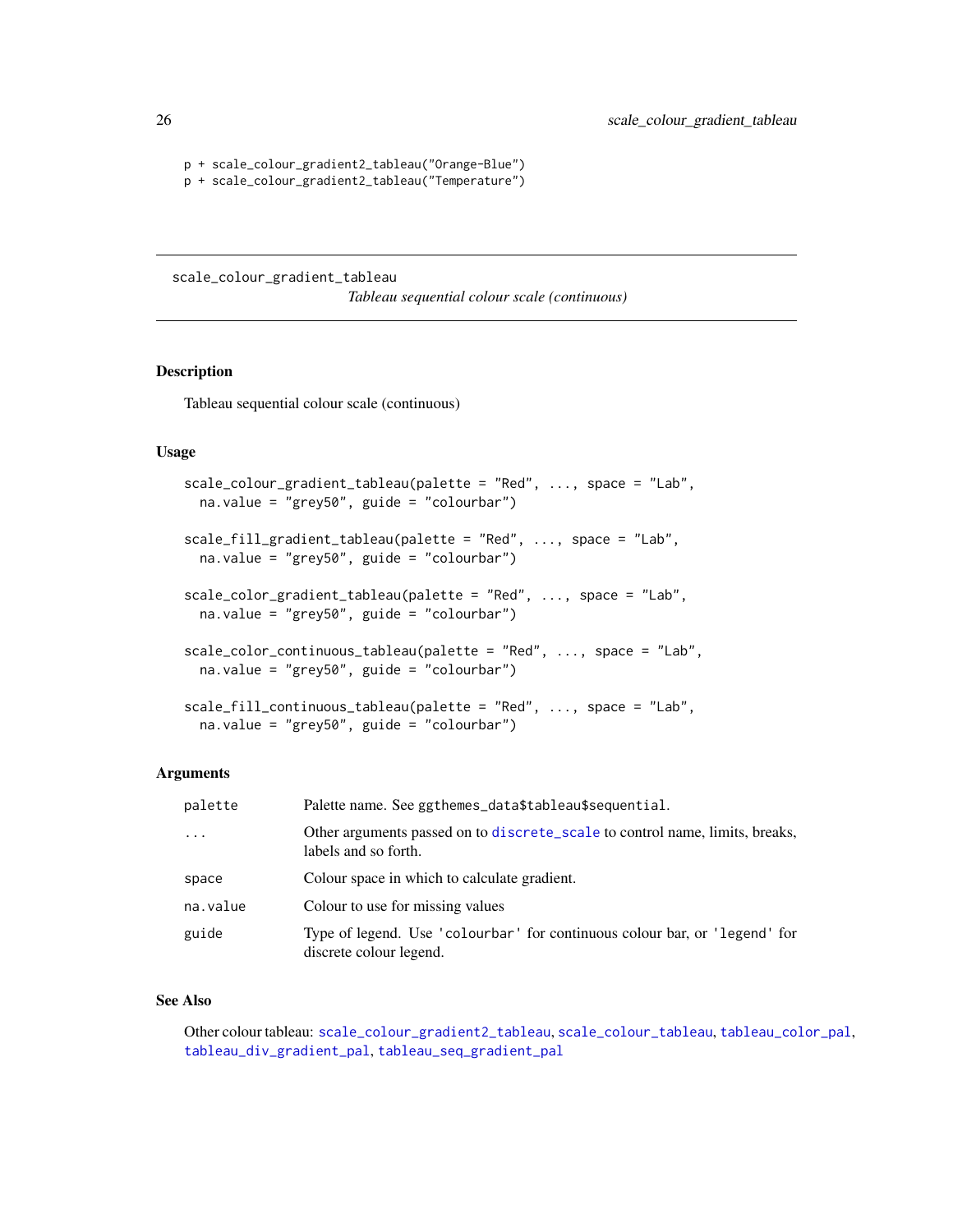```
p + scale_colour_gradient2_tableau("Orange-Blue")
p + scale_colour_gradient2_tableau("Temperature")
```

---

## scale_colour_gradient_tableau

*Tableau sequential colour scale (continuous)*

---

### Description

Tableau sequential colour scale (continuous)

### Usage

```
scale_colour_gradient_tableau(palette = "Red", ..., space = "Lab",
  na.value = "grey50", guide = "colourbar")

scale_fill_gradient_tableau(palette = "Red", ..., space = "Lab",
  na.value = "grey50", guide = "colourbar")

scale_color_gradient_tableau(palette = "Red", ..., space = "Lab",
  na.value = "grey50", guide = "colourbar")

scale_color_continuous_tableau(palette = "Red", ..., space = "Lab",
  na.value = "grey50", guide = "colourbar")

scale_fill_continuous_tableau(palette = "Red", ..., space = "Lab",
  na.value = "grey50", guide = "colourbar")
```

### Arguments

| | |
|---|---|
| `palette` | Palette name. See `ggthemes_data$tableau$sequential`. |
| `...` | Other arguments passed on to `discrete_scale` to control name, limits, breaks, labels and so forth. |
| `space` | Colour space in which to calculate gradient. |
| `na.value` | Colour to use for missing values |
| `guide` | Type of legend. Use `'colourbar'` for continuous colour bar, or `'legend'` for discrete colour legend. |

### See Also

Other colour tableau: `scale_colour_gradient2_tableau`, `scale_colour_tableau`, `tableau_color_pal`, `tableau_div_gradient_pal`, `tableau_seq_gradient_pal`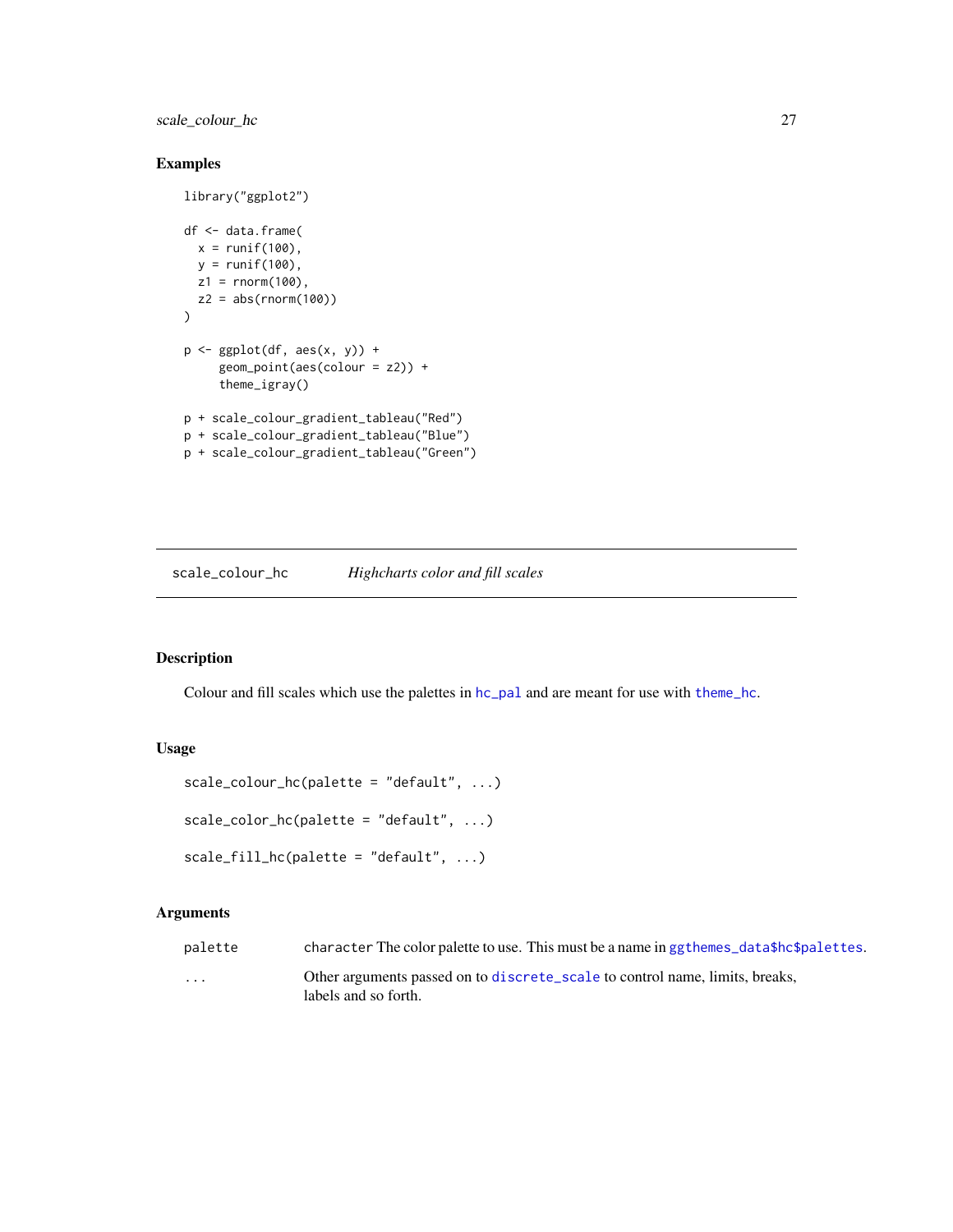### Examples

```
library("ggplot2")

df <- data.frame(
  x = runif(100),
  y = runif(100),
  z1 = rnorm(100),
  z2 = abs(rnorm(100))
)

p <- ggplot(df, aes(x, y)) +
     geom_point(aes(colour = z2)) +
     theme_igray()

p + scale_colour_gradient_tableau("Red")
p + scale_colour_gradient_tableau("Blue")
p + scale_colour_gradient_tableau("Green")
```

---

## scale_colour_hc — *Highcharts color and fill scales*

---

### Description

Colour and fill scales which use the palettes in `hc_pal` and are meant for use with `theme_hc`.

### Usage

```
scale_colour_hc(palette = "default", ...)

scale_color_hc(palette = "default", ...)

scale_fill_hc(palette = "default", ...)
```

### Arguments

| | |
|---|---|
| `palette` | `character` The color palette to use. This must be a name in `ggthemes_data$hc$palettes`. |
| `...` | Other arguments passed on to `discrete_scale` to control name, limits, breaks, labels and so forth. |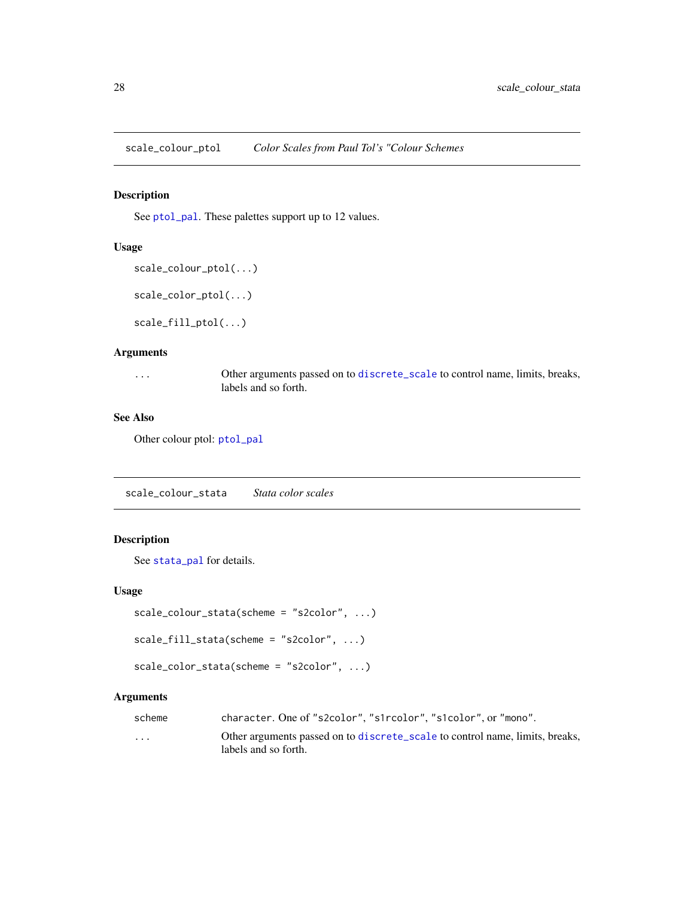## scale_colour_ptol *Color Scales from Paul Tol's "Colour Schemes*

### Description

See ptol_pal. These palettes support up to 12 values.

### Usage

```
scale_colour_ptol(...)

scale_color_ptol(...)

scale_fill_ptol(...)
```

### Arguments

| | |
|---|---|
| ... | Other arguments passed on to discrete_scale to control name, limits, breaks, labels and so forth. |

### See Also

Other colour ptol: ptol_pal

## scale_colour_stata *Stata color scales*

### Description

See stata_pal for details.

### Usage

```
scale_colour_stata(scheme = "s2color", ...)

scale_fill_stata(scheme = "s2color", ...)

scale_color_stata(scheme = "s2color", ...)
```

### Arguments

| | |
|---|---|
| scheme | character. One of "s2color", "s1rcolor", "s1color", or "mono". |
| ... | Other arguments passed on to discrete_scale to control name, limits, breaks, labels and so forth. |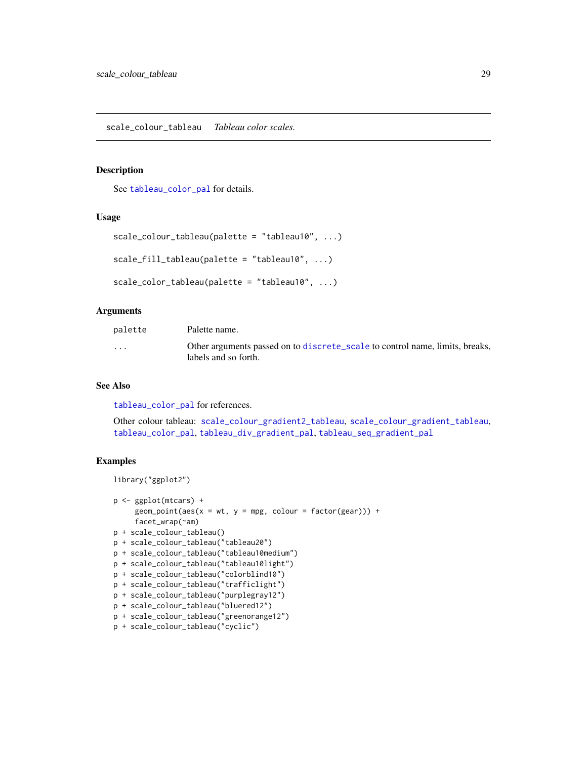## scale_colour_tableau *Tableau color scales.*

### Description

See tableau_color_pal for details.

### Usage

```
scale_colour_tableau(palette = "tableau10", ...)

scale_fill_tableau(palette = "tableau10", ...)

scale_color_tableau(palette = "tableau10", ...)
```

### Arguments

| | |
|---|---|
| palette | Palette name. |
| ... | Other arguments passed on to discrete_scale to control name, limits, breaks, labels and so forth. |

### See Also

tableau_color_pal for references.

Other colour tableau: scale_colour_gradient2_tableau, scale_colour_gradient_tableau, tableau_color_pal, tableau_div_gradient_pal, tableau_seq_gradient_pal

### Examples

```
library("ggplot2")

p <- ggplot(mtcars) +
     geom_point(aes(x = wt, y = mpg, colour = factor(gear))) +
     facet_wrap(~am)
p + scale_colour_tableau()
p + scale_colour_tableau("tableau20")
p + scale_colour_tableau("tableau10medium")
p + scale_colour_tableau("tableau10light")
p + scale_colour_tableau("colorblind10")
p + scale_colour_tableau("trafficlight")
p + scale_colour_tableau("purplegray12")
p + scale_colour_tableau("bluered12")
p + scale_colour_tableau("greenorange12")
p + scale_colour_tableau("cyclic")
```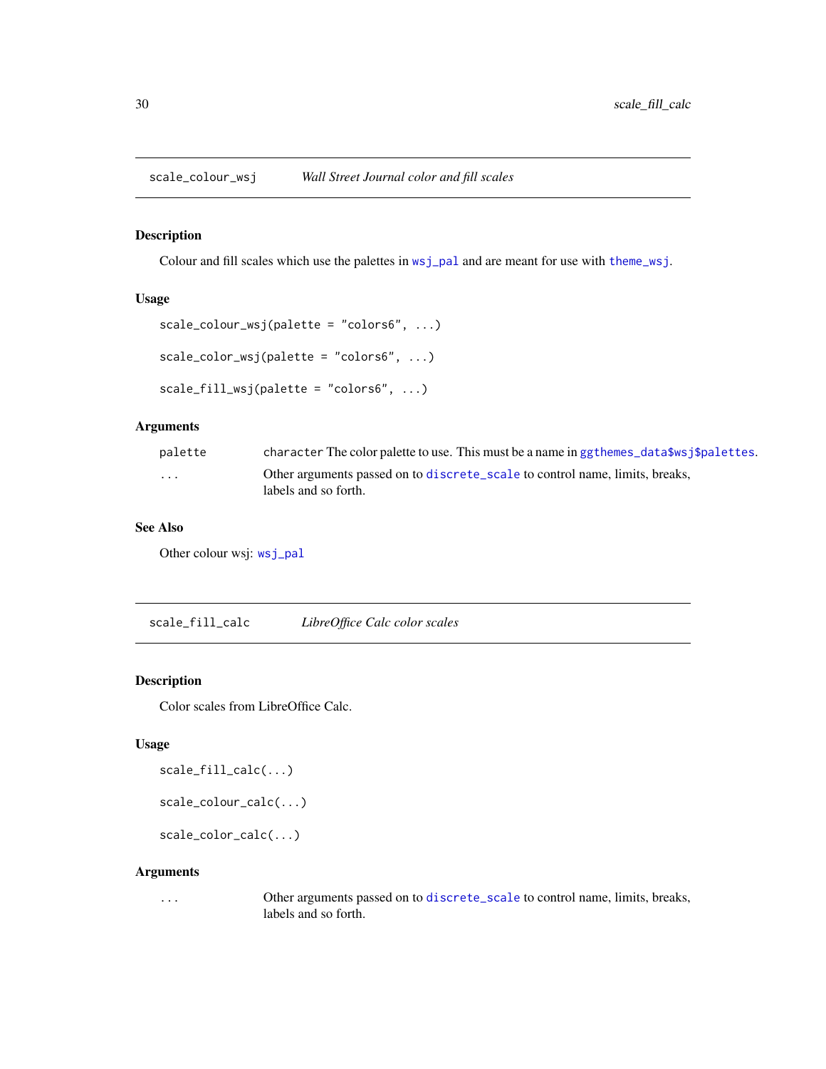## scale_colour_wsj — *Wall Street Journal color and fill scales*

### Description

Colour and fill scales which use the palettes in `wsj_pal` and are meant for use with `theme_wsj`.

### Usage

```
scale_colour_wsj(palette = "colors6", ...)

scale_color_wsj(palette = "colors6", ...)

scale_fill_wsj(palette = "colors6", ...)
```

### Arguments

| | |
|---|---|
| `palette` | `character` The color palette to use. This must be a name in `ggthemes_data$wsj$palettes`. |
| `...` | Other arguments passed on to `discrete_scale` to control name, limits, breaks, labels and so forth. |

### See Also

Other colour wsj: `wsj_pal`

## scale_fill_calc — *LibreOffice Calc color scales*

### Description

Color scales from LibreOffice Calc.

### Usage

```
scale_fill_calc(...)

scale_colour_calc(...)

scale_color_calc(...)
```

### Arguments

| | |
|---|---|
| `...` | Other arguments passed on to `discrete_scale` to control name, limits, breaks, labels and so forth. |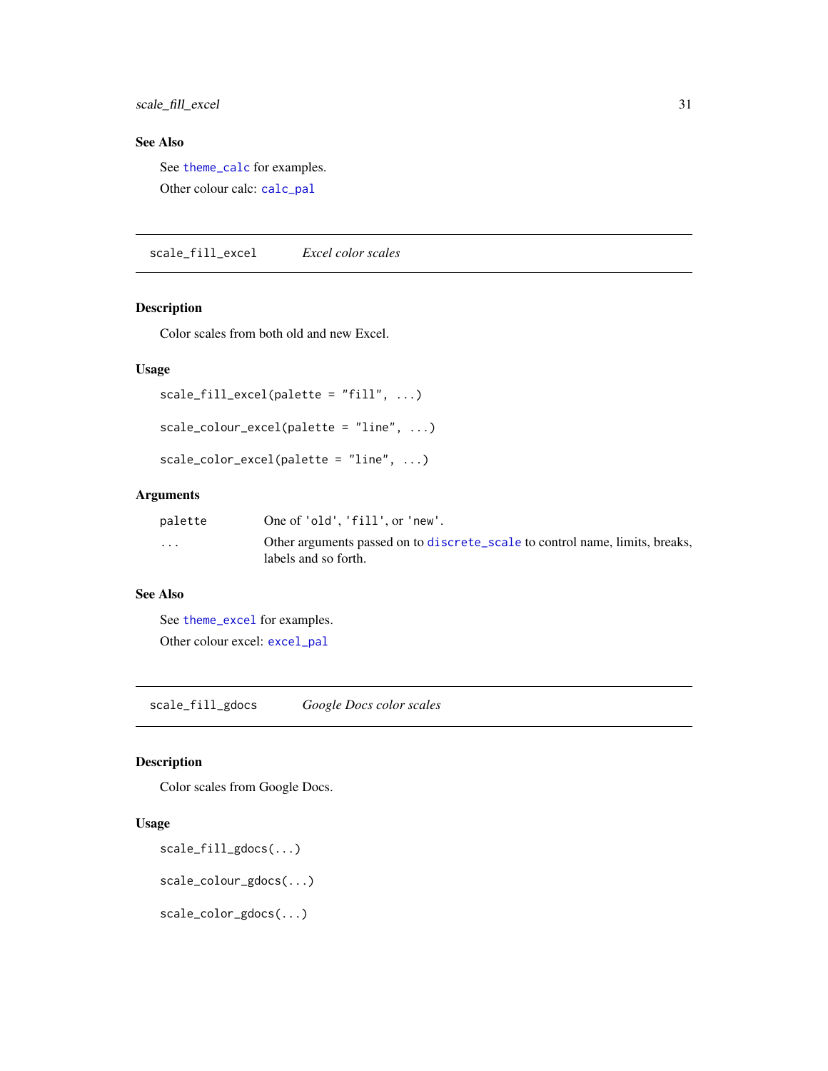## See Also

See `theme_calc` for examples.

Other colour calc: `calc_pal`

---

`scale_fill_excel` *Excel color scales*

---

### Description

Color scales from both old and new Excel.

### Usage

```
scale_fill_excel(palette = "fill", ...)

scale_colour_excel(palette = "line", ...)

scale_color_excel(palette = "line", ...)
```

### Arguments

| | |
|---|---|
| `palette` | One of 'old', 'fill', or 'new'. |
| `...` | Other arguments passed on to `discrete_scale` to control name, limits, breaks, labels and so forth. |

### See Also

See `theme_excel` for examples.

Other colour excel: `excel_pal`

---

`scale_fill_gdocs` *Google Docs color scales*

---

### Description

Color scales from Google Docs.

### Usage

```
scale_fill_gdocs(...)

scale_colour_gdocs(...)

scale_color_gdocs(...)
```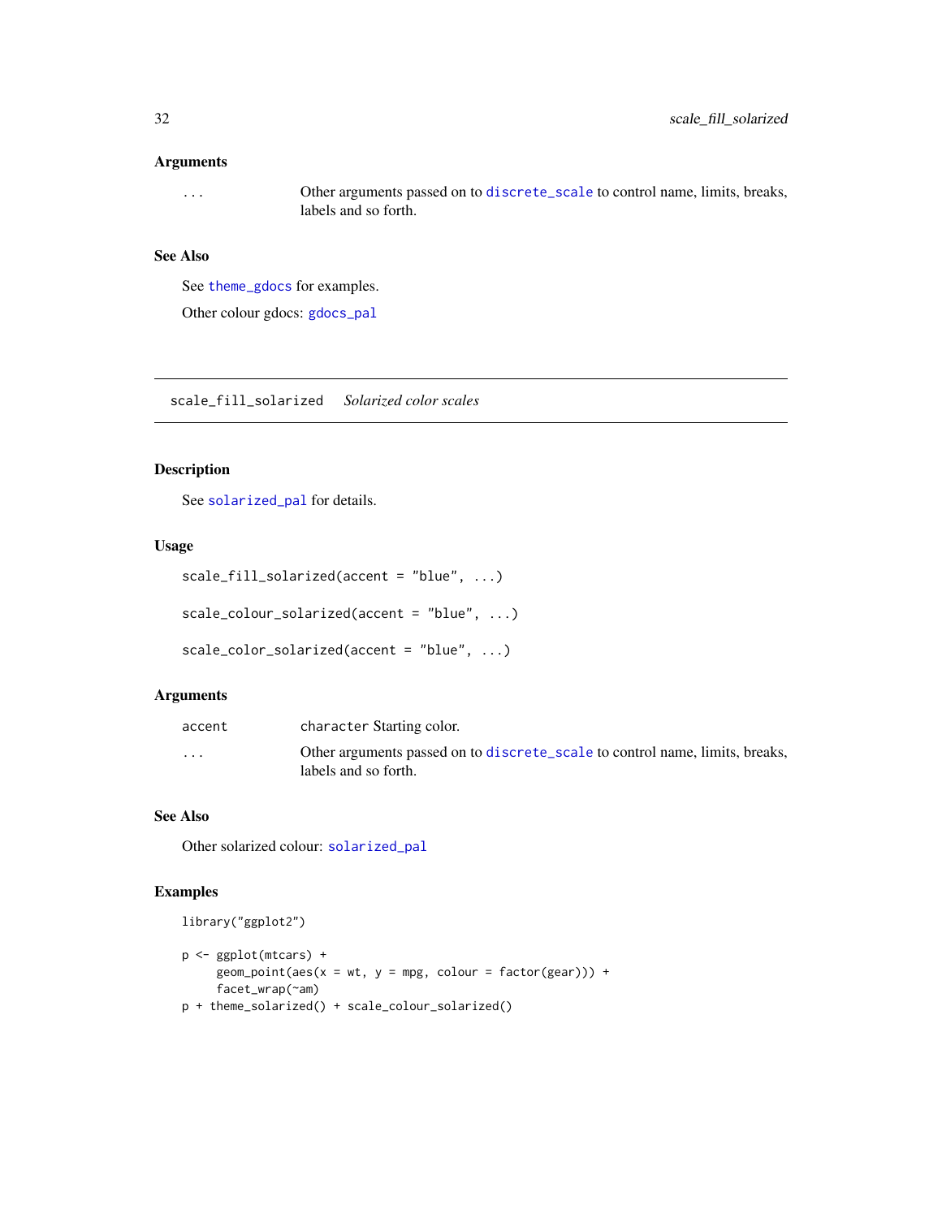### Arguments

| | |
|---|---|
| ... | Other arguments passed on to `discrete_scale` to control name, limits, breaks, labels and so forth. |

### See Also

See `theme_gdocs` for examples.

Other colour gdocs: `gdocs_pal`

---

## scale_fill_solarized *Solarized color scales*

---

### Description

See `solarized_pal` for details.

### Usage

```
scale_fill_solarized(accent = "blue", ...)

scale_colour_solarized(accent = "blue", ...)

scale_color_solarized(accent = "blue", ...)
```

### Arguments

| | |
|---|---|
| accent | `character` Starting color. |
| ... | Other arguments passed on to `discrete_scale` to control name, limits, breaks, labels and so forth. |

### See Also

Other solarized colour: `solarized_pal`

### Examples

```
library("ggplot2")

p <- ggplot(mtcars) +
     geom_point(aes(x = wt, y = mpg, colour = factor(gear))) +
     facet_wrap(~am)
p + theme_solarized() + scale_colour_solarized()
```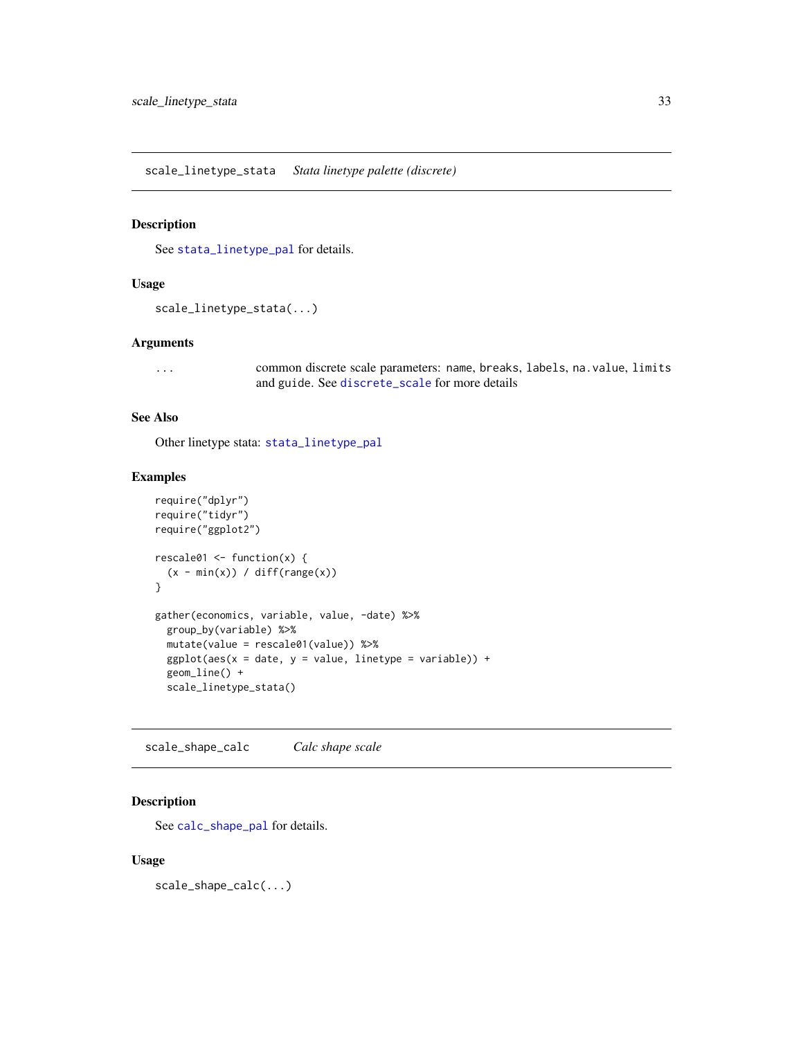## scale_linetype_stata *Stata linetype palette (discrete)*

### Description

See `stata_linetype_pal` for details.

### Usage

```
scale_linetype_stata(...)
```

### Arguments

| | |
|---|---|
| ... | common discrete scale parameters: `name`, `breaks`, `labels`, `na.value`, `limits` and `guide`. See `discrete_scale` for more details |

### See Also

Other linetype stata: `stata_linetype_pal`

### Examples

```
require("dplyr")
require("tidyr")
require("ggplot2")

rescale01 <- function(x) {
  (x - min(x)) / diff(range(x))
}

gather(economics, variable, value, -date) %>%
  group_by(variable) %>%
  mutate(value = rescale01(value)) %>%
  ggplot(aes(x = date, y = value, linetype = variable)) +
  geom_line() +
  scale_linetype_stata()
```

## scale_shape_calc *Calc shape scale*

### Description

See `calc_shape_pal` for details.

### Usage

```
scale_shape_calc(...)
```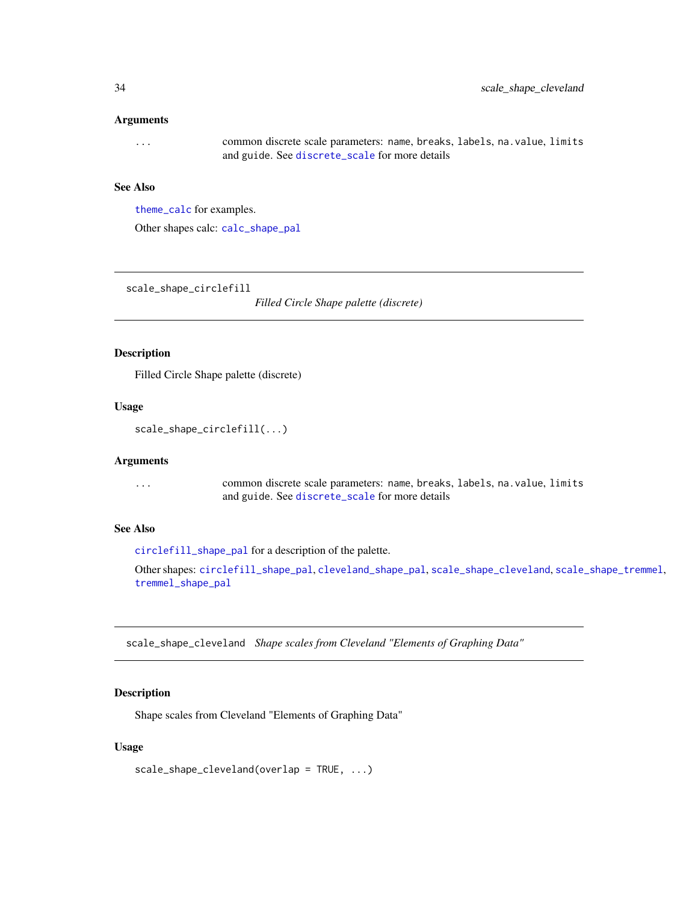### Arguments

`...` common discrete scale parameters: `name`, `breaks`, `labels`, `na.value`, `limits` and `guide`. See `discrete_scale` for more details

### See Also

`theme_calc` for examples.

Other shapes calc: `calc_shape_pal`

---

## scale_shape_circlefill *Filled Circle Shape palette (discrete)*

---

### Description

Filled Circle Shape palette (discrete)

### Usage

```
scale_shape_circlefill(...)
```

### Arguments

`...` common discrete scale parameters: `name`, `breaks`, `labels`, `na.value`, `limits` and `guide`. See `discrete_scale` for more details

### See Also

`circlefill_shape_pal` for a description of the palette.

Other shapes: `circlefill_shape_pal`, `cleveland_shape_pal`, `scale_shape_cleveland`, `scale_shape_tremmel`, `tremmel_shape_pal`

---

## scale_shape_cleveland *Shape scales from Cleveland "Elements of Graphing Data"*

---

### Description

Shape scales from Cleveland "Elements of Graphing Data"

### Usage

```
scale_shape_cleveland(overlap = TRUE, ...)
```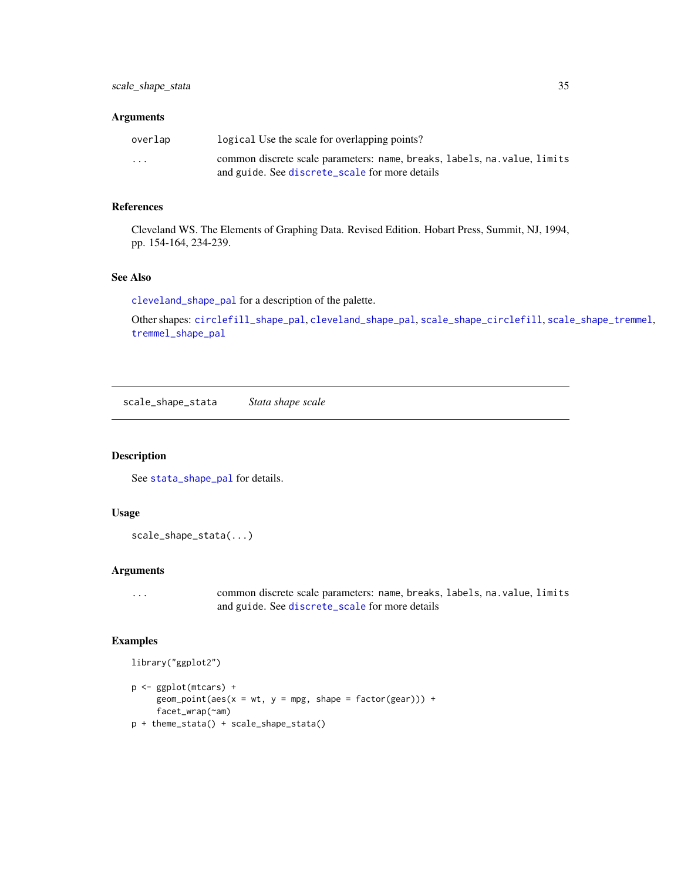## Arguments

| | |
|---|---|
| `overlap` | `logical` Use the scale for overlapping points? |
| `...` | common discrete scale parameters: `name`, `breaks`, `labels`, `na.value`, `limits` and `guide`. See `discrete_scale` for more details |

## References

Cleveland WS. The Elements of Graphing Data. Revised Edition. Hobart Press, Summit, NJ, 1994, pp. 154-164, 234-239.

## See Also

`cleveland_shape_pal` for a description of the palette.

Other shapes: `circlefill_shape_pal`, `cleveland_shape_pal`, `scale_shape_circlefill`, `scale_shape_tremmel`, `tremmel_shape_pal`

---

# `scale_shape_stata` *Stata shape scale*

---

## Description

See `stata_shape_pal` for details.

## Usage

```
scale_shape_stata(...)
```

## Arguments

| | |
|---|---|
| `...` | common discrete scale parameters: `name`, `breaks`, `labels`, `na.value`, `limits` and `guide`. See `discrete_scale` for more details |

## Examples

```
library("ggplot2")

p <- ggplot(mtcars) +
     geom_point(aes(x = wt, y = mpg, shape = factor(gear))) +
     facet_wrap(~am)
p + theme_stata() + scale_shape_stata()
```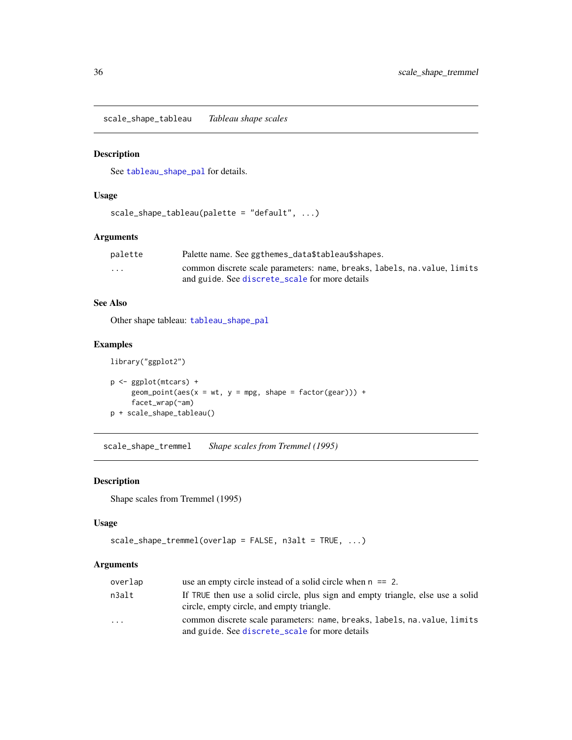## scale_shape_tableau — *Tableau shape scales*

### Description

See `tableau_shape_pal` for details.

### Usage

```
scale_shape_tableau(palette = "default", ...)
```

### Arguments

| | |
|---|---|
| `palette` | Palette name. See `ggthemes_data$tableau$shapes`. |
| `...` | common discrete scale parameters: `name`, `breaks`, `labels`, `na.value`, `limits` and `guide`. See `discrete_scale` for more details |

### See Also

Other shape tableau: `tableau_shape_pal`

### Examples

```
library("ggplot2")

p <- ggplot(mtcars) +
     geom_point(aes(x = wt, y = mpg, shape = factor(gear))) +
     facet_wrap(~am)
p + scale_shape_tableau()
```

## scale_shape_tremmel — *Shape scales from Tremmel (1995)*

### Description

Shape scales from Tremmel (1995)

### Usage

```
scale_shape_tremmel(overlap = FALSE, n3alt = TRUE, ...)
```

### Arguments

| | |
|---|---|
| `overlap` | use an empty circle instead of a solid circle when `n == 2`. |
| `n3alt` | If `TRUE` then use a solid circle, plus sign and empty triangle, else use a solid circle, empty circle, and empty triangle. |
| `...` | common discrete scale parameters: `name`, `breaks`, `labels`, `na.value`, `limits` and `guide`. See `discrete_scale` for more details |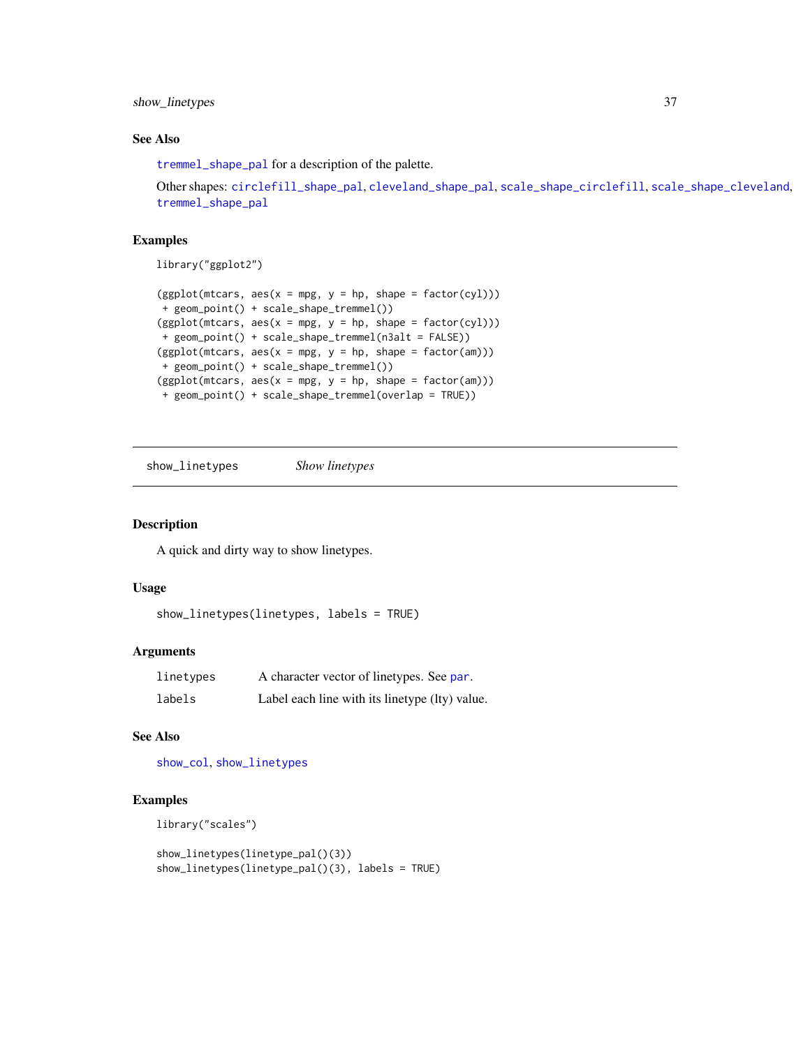## See Also

`tremmel_shape_pal` for a description of the palette.

Other shapes: `circlefill_shape_pal`, `cleveland_shape_pal`, `scale_shape_circlefill`, `scale_shape_cleveland`, `tremmel_shape_pal`

## Examples

```
library("ggplot2")

(ggplot(mtcars, aes(x = mpg, y = hp, shape = factor(cyl)))
 + geom_point() + scale_shape_tremmel())
(ggplot(mtcars, aes(x = mpg, y = hp, shape = factor(cyl)))
 + geom_point() + scale_shape_tremmel(n3alt = FALSE))
(ggplot(mtcars, aes(x = mpg, y = hp, shape = factor(am)))
 + geom_point() + scale_shape_tremmel())
(ggplot(mtcars, aes(x = mpg, y = hp, shape = factor(am)))
 + geom_point() + scale_shape_tremmel(overlap = TRUE))
```

---

# show_linetypes *Show linetypes*

---

## Description

A quick and dirty way to show linetypes.

## Usage

```
show_linetypes(linetypes, labels = TRUE)
```

## Arguments

| | |
|---|---|
| linetypes | A character vector of linetypes. See `par`. |
| labels | Label each line with its linetype (lty) value. |

## See Also

`show_col`, `show_linetypes`

## Examples

```
library("scales")

show_linetypes(linetype_pal()(3))
show_linetypes(linetype_pal()(3), labels = TRUE)
```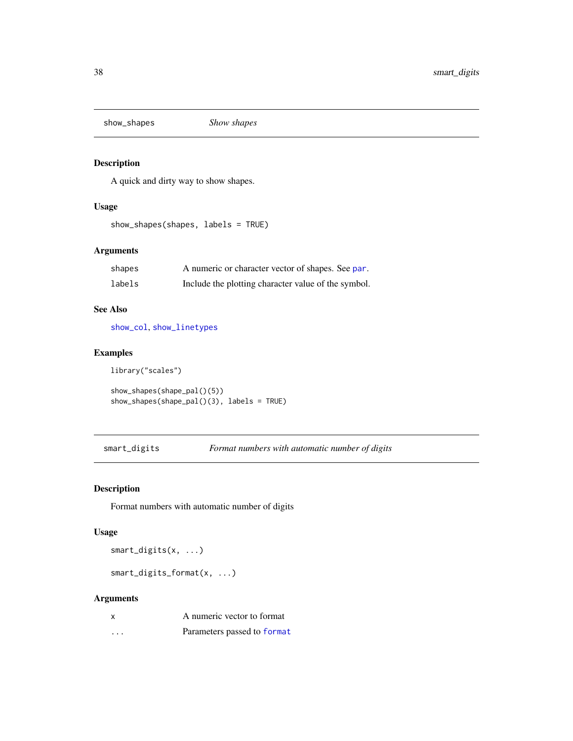## show_shapes — *Show shapes*

### Description

A quick and dirty way to show shapes.

### Usage

```
show_shapes(shapes, labels = TRUE)
```

### Arguments

| | |
|---|---|
| shapes | A numeric or character vector of shapes. See par. |
| labels | Include the plotting character value of the symbol. |

### See Also

show_col, show_linetypes

### Examples

```
library("scales")

show_shapes(shape_pal()(5))
show_shapes(shape_pal()(3), labels = TRUE)
```

## smart_digits — *Format numbers with automatic number of digits*

### Description

Format numbers with automatic number of digits

### Usage

```
smart_digits(x, ...)

smart_digits_format(x, ...)
```

### Arguments

| | |
|---|---|
| x | A numeric vector to format |
| ... | Parameters passed to format |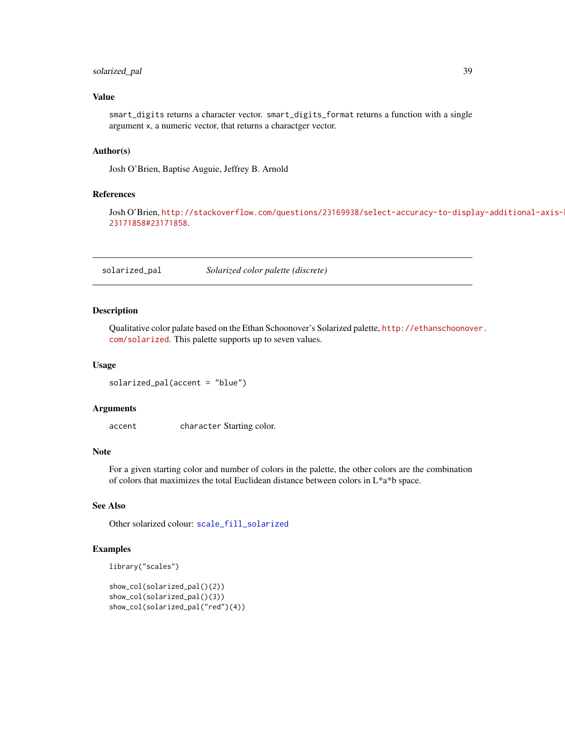### Value

smart_digits returns a character vector. smart_digits_format returns a function with a single argument x, a numeric vector, that returns a charactger vector.

### Author(s)

Josh O'Brien, Baptise Auguie, Jeffrey B. Arnold

### References

Josh O'Brien, http://stackoverflow.com/questions/23169938/select-accuracy-to-display-additional-axis-23171858#23171858.

---

## solarized_pal — *Solarized color palette (discrete)*

---

### Description

Qualitative color palate based on the Ethan Schoonover's Solarized palette, http://ethanschoonover.com/solarized. This palette supports up to seven values.

### Usage

```
solarized_pal(accent = "blue")
```

### Arguments

| | |
|---|---|
| accent | character Starting color. |

### Note

For a given starting color and number of colors in the palette, the other colors are the combination of colors that maximizes the total Euclidean distance between colors in L*a*b space.

### See Also

Other solarized colour: scale_fill_solarized

### Examples

```
library("scales")

show_col(solarized_pal()(2))
show_col(solarized_pal()(3))
show_col(solarized_pal("red")(4))
```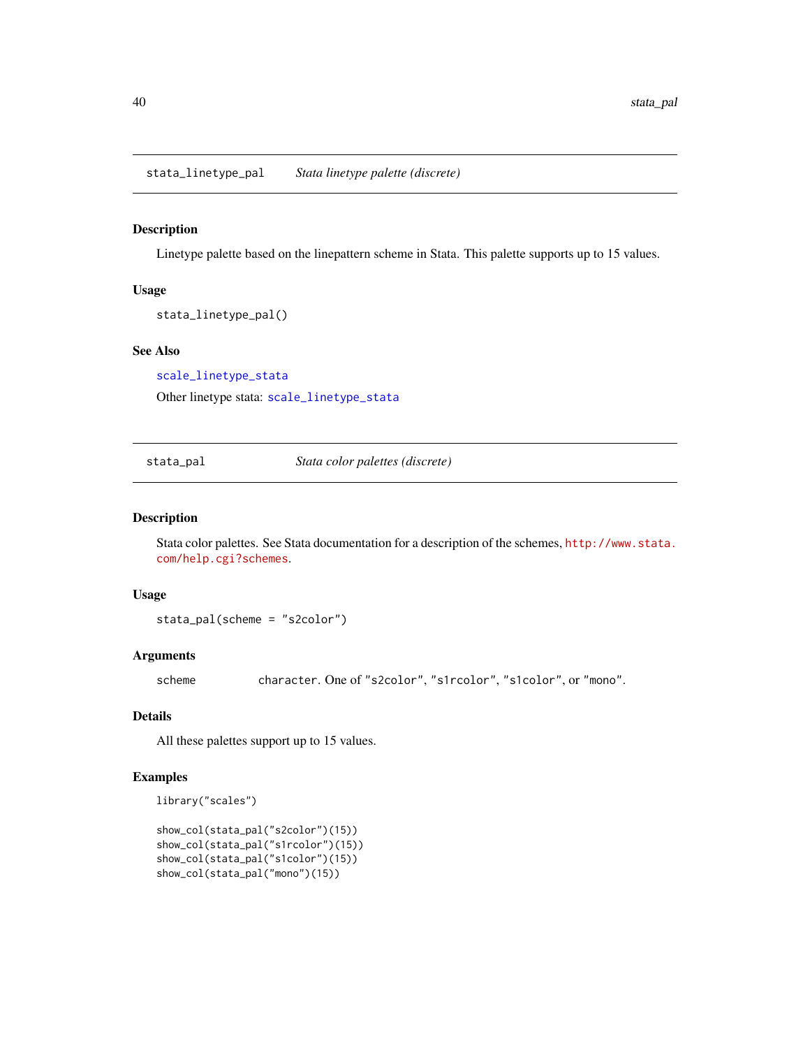## stata_linetype_pal    *Stata linetype palette (discrete)*

### Description

Linetype palette based on the linepattern scheme in Stata. This palette supports up to 15 values.

### Usage

```
stata_linetype_pal()
```

### See Also

scale_linetype_stata

Other linetype stata: scale_linetype_stata

## stata_pal    *Stata color palettes (discrete)*

### Description

Stata color palettes. See Stata documentation for a description of the schemes, http://www.stata.com/help.cgi?schemes.

### Usage

```
stata_pal(scheme = "s2color")
```

### Arguments

| | |
|---|---|
| scheme | character. One of "s2color", "s1rcolor", "s1color", or "mono". |

### Details

All these palettes support up to 15 values.

### Examples

```
library("scales")

show_col(stata_pal("s2color")(15))
show_col(stata_pal("s1rcolor")(15))
show_col(stata_pal("s1color")(15))
show_col(stata_pal("mono")(15))
```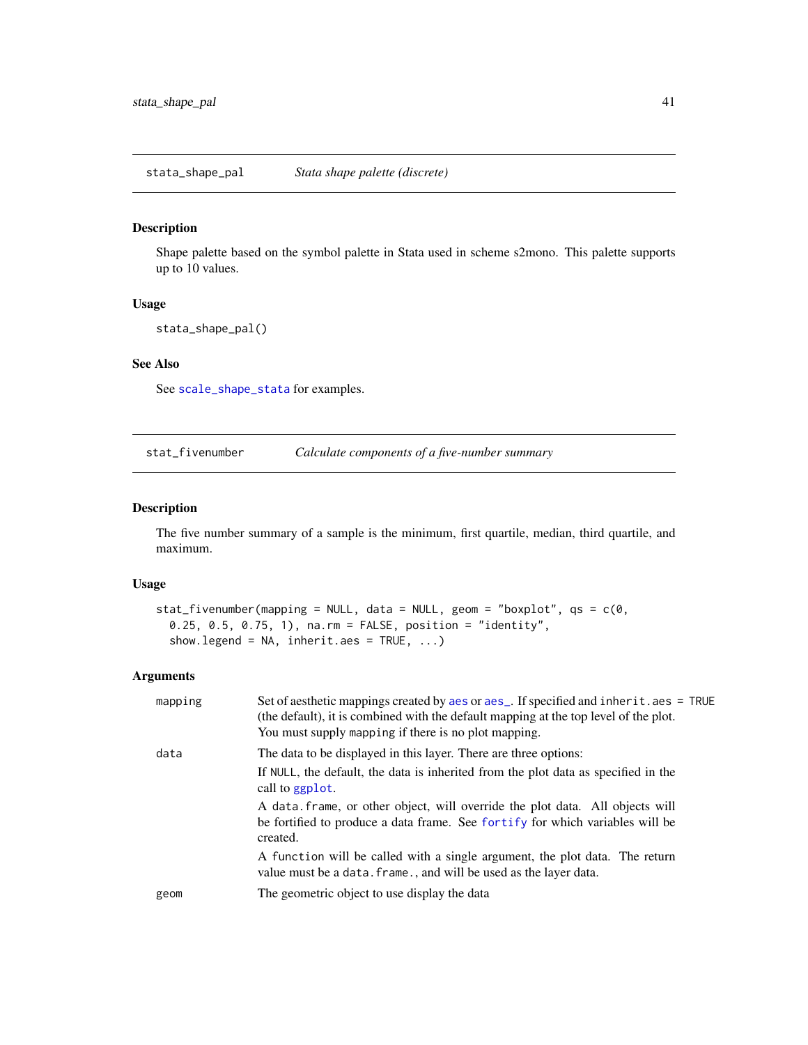## stata_shape_pal — *Stata shape palette (discrete)*

### Description

Shape palette based on the symbol palette in Stata used in scheme s2mono. This palette supports up to 10 values.

### Usage

```
stata_shape_pal()
```

### See Also

See scale_shape_stata for examples.

## stat_fivenumber — *Calculate components of a five-number summary*

### Description

The five number summary of a sample is the minimum, first quartile, median, third quartile, and maximum.

### Usage

```
stat_fivenumber(mapping = NULL, data = NULL, geom = "boxplot", qs = c(0,
  0.25, 0.5, 0.75, 1), na.rm = FALSE, position = "identity",
  show.legend = NA, inherit.aes = TRUE, ...)
```

### Arguments

| | |
|---|---|
| mapping | Set of aesthetic mappings created by aes or aes_. If specified and inherit.aes = TRUE (the default), it is combined with the default mapping at the top level of the plot. You must supply mapping if there is no plot mapping. |
| data | The data to be displayed in this layer. There are three options:<br>If NULL, the default, the data is inherited from the plot data as specified in the call to ggplot.<br>A data.frame, or other object, will override the plot data. All objects will be fortified to produce a data frame. See fortify for which variables will be created.<br>A function will be called with a single argument, the plot data. The return value must be a data.frame., and will be used as the layer data. |
| geom | The geometric object to use display the data |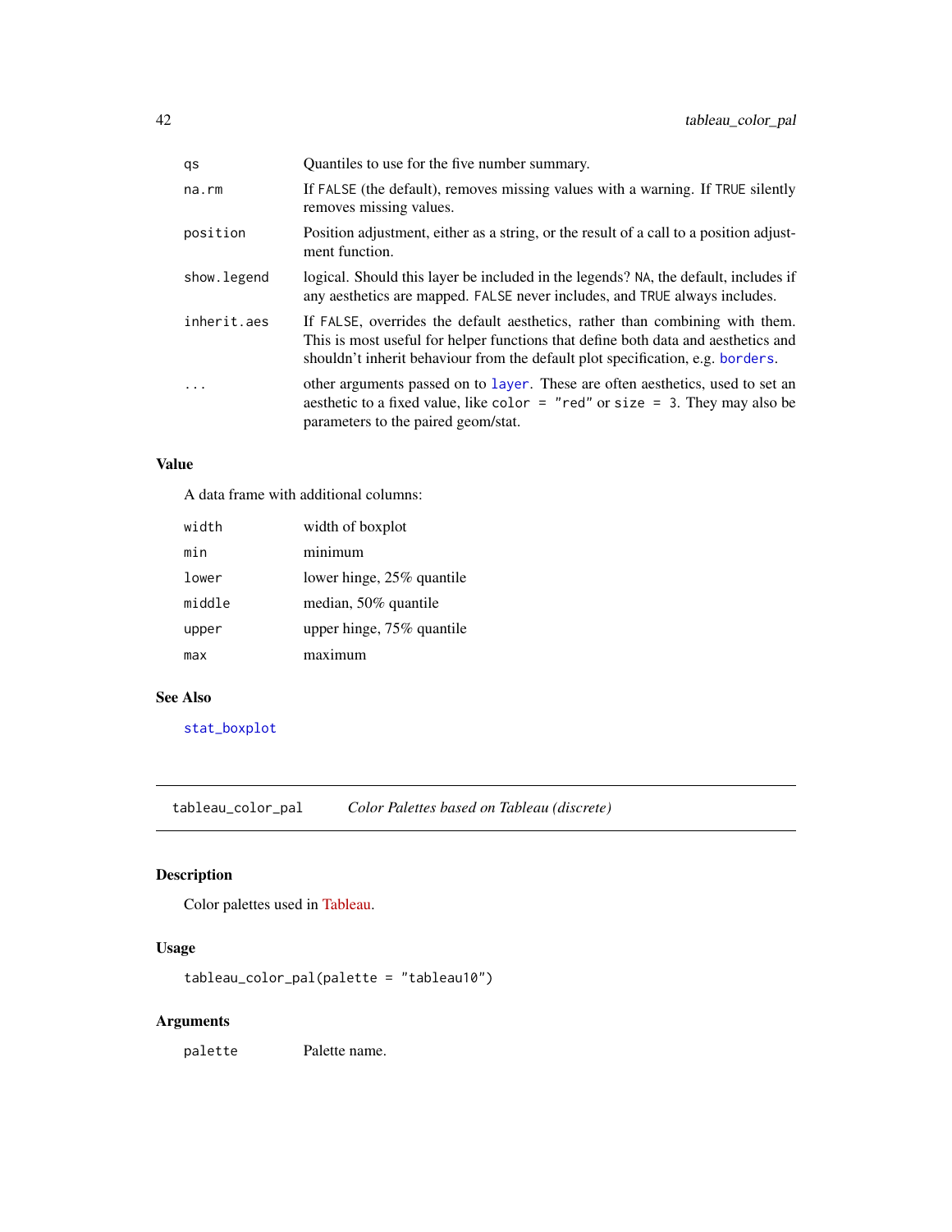| | |
|---|---|
| qs | Quantiles to use for the five number summary. |
| na.rm | If FALSE (the default), removes missing values with a warning. If TRUE silently removes missing values. |
| position | Position adjustment, either as a string, or the result of a call to a position adjustment function. |
| show.legend | logical. Should this layer be included in the legends? NA, the default, includes if any aesthetics are mapped. FALSE never includes, and TRUE always includes. |
| inherit.aes | If FALSE, overrides the default aesthetics, rather than combining with them. This is most useful for helper functions that define both data and aesthetics and shouldn't inherit behaviour from the default plot specification, e.g. borders. |
| ... | other arguments passed on to layer. These are often aesthetics, used to set an aesthetic to a fixed value, like color = "red" or size = 3. They may also be parameters to the paired geom/stat. |

### Value

A data frame with additional columns:

| | |
|---|---|
| width | width of boxplot |
| min | minimum |
| lower | lower hinge, 25% quantile |
| middle | median, 50% quantile |
| upper | upper hinge, 75% quantile |
| max | maximum |

### See Also

stat_boxplot

---

## tableau_color_pal — *Color Palettes based on Tableau (discrete)*

---

### Description

Color palettes used in Tableau.

### Usage

```
tableau_color_pal(palette = "tableau10")
```

### Arguments

| | |
|---|---|
| palette | Palette name. |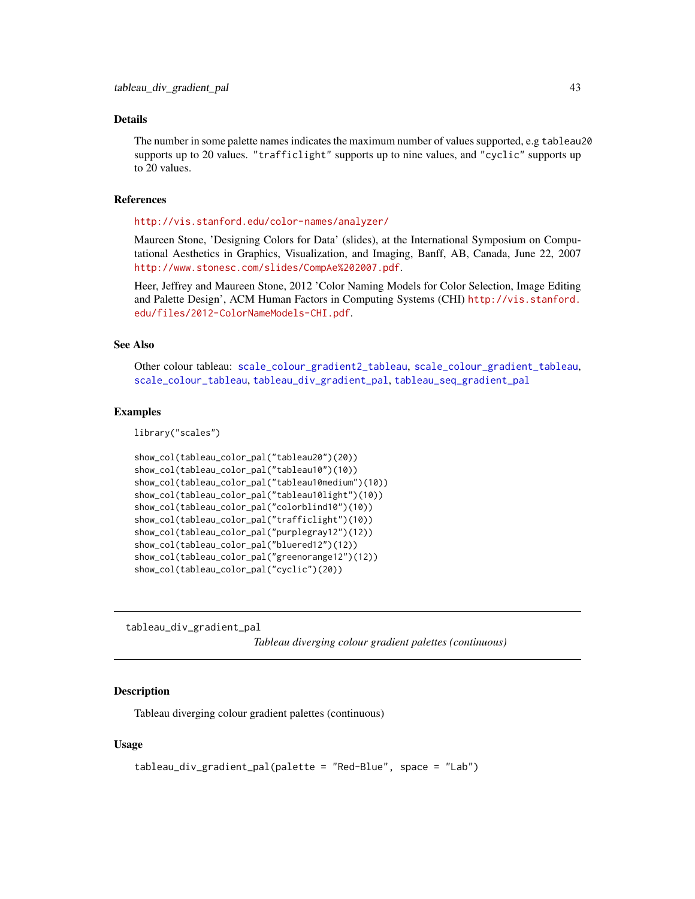### Details

The number in some palette names indicates the maximum number of values supported, e.g tableau20 supports up to 20 values. "trafficlight" supports up to nine values, and "cyclic" supports up to 20 values.

### References

http://vis.stanford.edu/color-names/analyzer/

Maureen Stone, 'Designing Colors for Data' (slides), at the International Symposium on Computational Aesthetics in Graphics, Visualization, and Imaging, Banff, AB, Canada, June 22, 2007 http://www.stonesc.com/slides/CompAe%202007.pdf.

Heer, Jeffrey and Maureen Stone, 2012 'Color Naming Models for Color Selection, Image Editing and Palette Design', ACM Human Factors in Computing Systems (CHI) http://vis.stanford.edu/files/2012-ColorNameModels-CHI.pdf.

### See Also

Other colour tableau: scale_colour_gradient2_tableau, scale_colour_gradient_tableau, scale_colour_tableau, tableau_div_gradient_pal, tableau_seq_gradient_pal

### Examples

```
library("scales")

show_col(tableau_color_pal("tableau20")(20))
show_col(tableau_color_pal("tableau10")(10))
show_col(tableau_color_pal("tableau10medium")(10))
show_col(tableau_color_pal("tableau10light")(10))
show_col(tableau_color_pal("colorblind10")(10))
show_col(tableau_color_pal("trafficlight")(10))
show_col(tableau_color_pal("purplegray12")(12))
show_col(tableau_color_pal("bluered12")(12))
show_col(tableau_color_pal("greenorange12")(12))
show_col(tableau_color_pal("cyclic")(20))
```

---

## tableau_div_gradient_pal

*Tableau diverging colour gradient palettes (continuous)*

---

### Description

Tableau diverging colour gradient palettes (continuous)

### Usage

```
tableau_div_gradient_pal(palette = "Red-Blue", space = "Lab")
```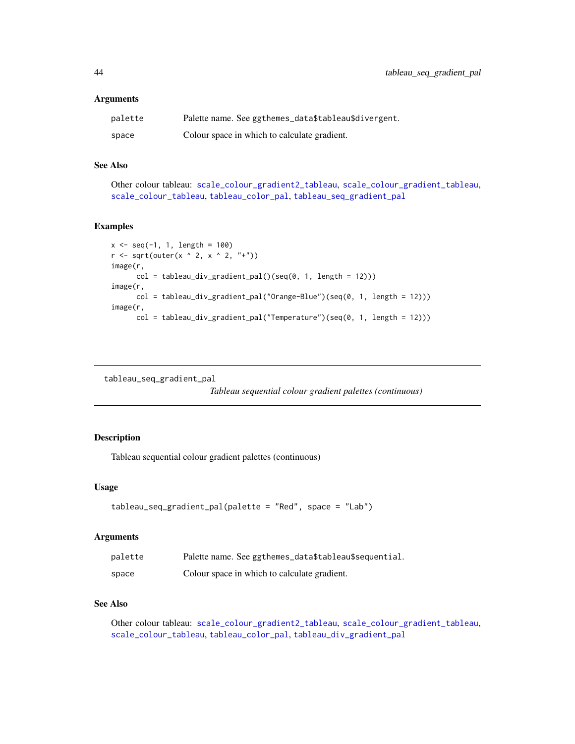### Arguments

| | |
|---|---|
| palette | Palette name. See `ggthemes_data$tableau$divergent`. |
| space | Colour space in which to calculate gradient. |

### See Also

Other colour tableau: `scale_colour_gradient2_tableau`, `scale_colour_gradient_tableau`, `scale_colour_tableau`, `tableau_color_pal`, `tableau_seq_gradient_pal`

### Examples

```
x <- seq(-1, 1, length = 100)
r <- sqrt(outer(x ^ 2, x ^ 2, "+"))
image(r,
      col = tableau_div_gradient_pal()(seq(0, 1, length = 12)))
image(r,
      col = tableau_div_gradient_pal("Orange-Blue")(seq(0, 1, length = 12)))
image(r,
      col = tableau_div_gradient_pal("Temperature")(seq(0, 1, length = 12)))
```

---

## tableau_seq_gradient_pal

*Tableau sequential colour gradient palettes (continuous)*

---

### Description

Tableau sequential colour gradient palettes (continuous)

### Usage

```
tableau_seq_gradient_pal(palette = "Red", space = "Lab")
```

### Arguments

| | |
|---|---|
| palette | Palette name. See `ggthemes_data$tableau$sequential`. |
| space | Colour space in which to calculate gradient. |

### See Also

Other colour tableau: `scale_colour_gradient2_tableau`, `scale_colour_gradient_tableau`, `scale_colour_tableau`, `tableau_color_pal`, `tableau_div_gradient_pal`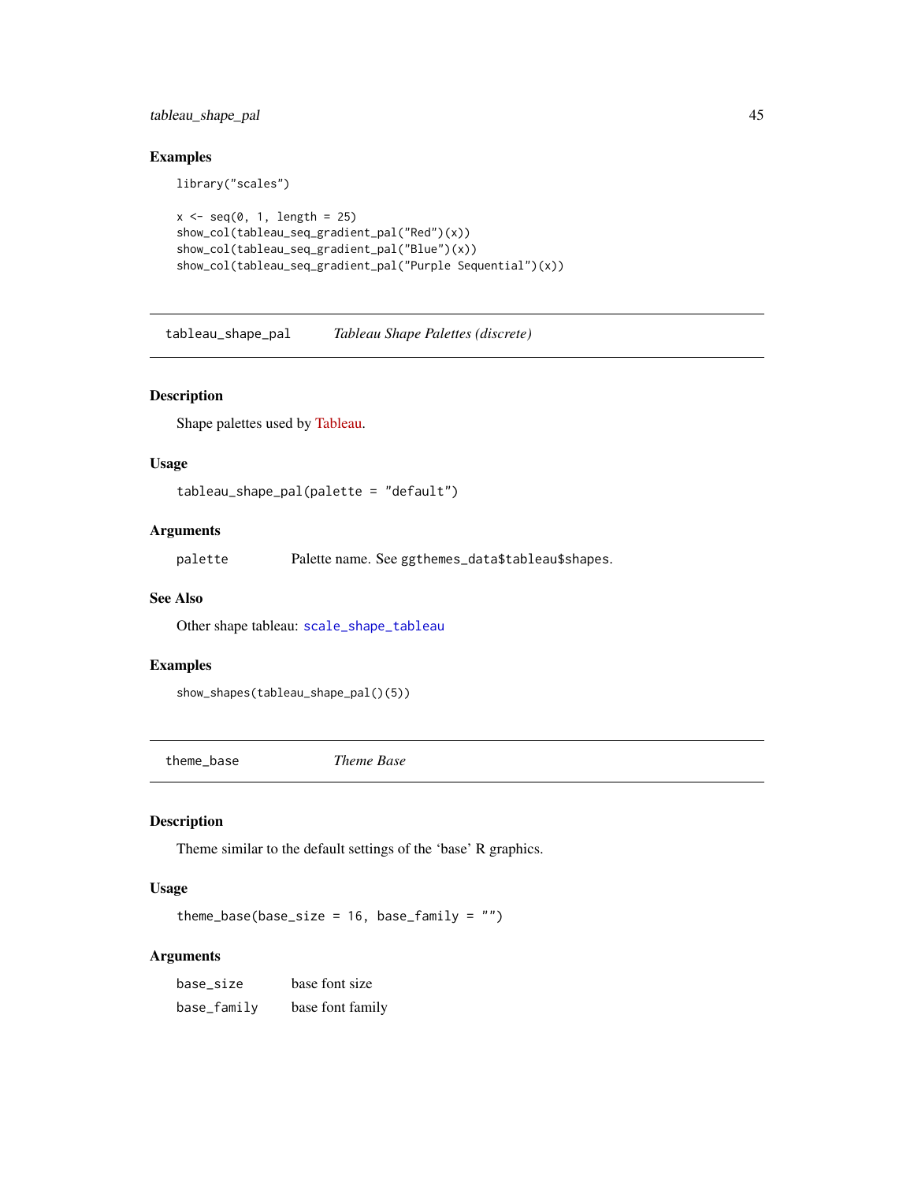### Examples

```
library("scales")

x <- seq(0, 1, length = 25)
show_col(tableau_seq_gradient_pal("Red")(x))
show_col(tableau_seq_gradient_pal("Blue")(x))
show_col(tableau_seq_gradient_pal("Purple Sequential")(x))
```

---

## tableau_shape_pal — *Tableau Shape Palettes (discrete)*

### Description

Shape palettes used by Tableau.

### Usage

```
tableau_shape_pal(palette = "default")
```

### Arguments

| | |
|---|---|
| palette | Palette name. See ggthemes_data$tableau$shapes. |

### See Also

Other shape tableau: scale_shape_tableau

### Examples

```
show_shapes(tableau_shape_pal()(5))
```

---

## theme_base — *Theme Base*

### Description

Theme similar to the default settings of the 'base' R graphics.

### Usage

```
theme_base(base_size = 16, base_family = "")
```

### Arguments

| | |
|---|---|
| base_size | base font size |
| base_family | base font family |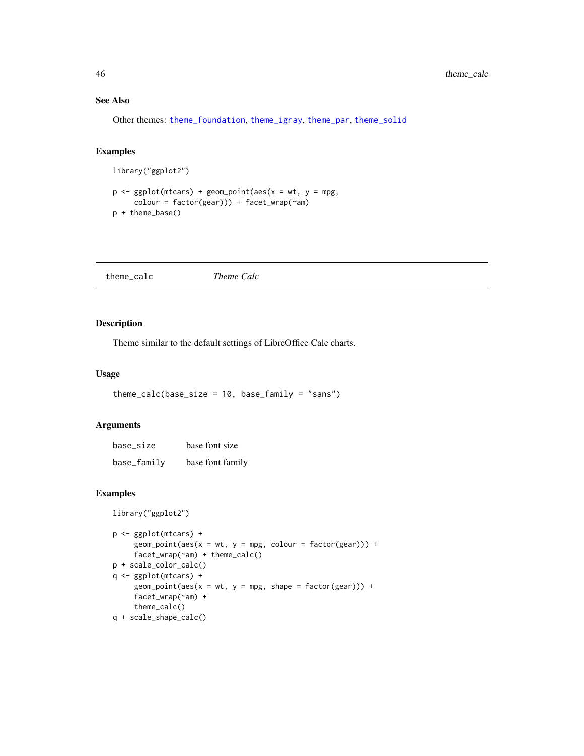### See Also

Other themes: theme_foundation, theme_igray, theme_par, theme_solid

### Examples

```
library("ggplot2")

p <- ggplot(mtcars) + geom_point(aes(x = wt, y = mpg,
     colour = factor(gear))) + facet_wrap(~am)
p + theme_base()
```

---

## theme_calc — *Theme Calc*

### Description

Theme similar to the default settings of LibreOffice Calc charts.

### Usage

```
theme_calc(base_size = 10, base_family = "sans")
```

### Arguments

| | |
|---|---|
| base_size | base font size |
| base_family | base font family |

### Examples

```
library("ggplot2")

p <- ggplot(mtcars) +
     geom_point(aes(x = wt, y = mpg, colour = factor(gear))) +
     facet_wrap(~am) + theme_calc()
p + scale_color_calc()
q <- ggplot(mtcars) +
     geom_point(aes(x = wt, y = mpg, shape = factor(gear))) +
     facet_wrap(~am) +
     theme_calc()
q + scale_shape_calc()
```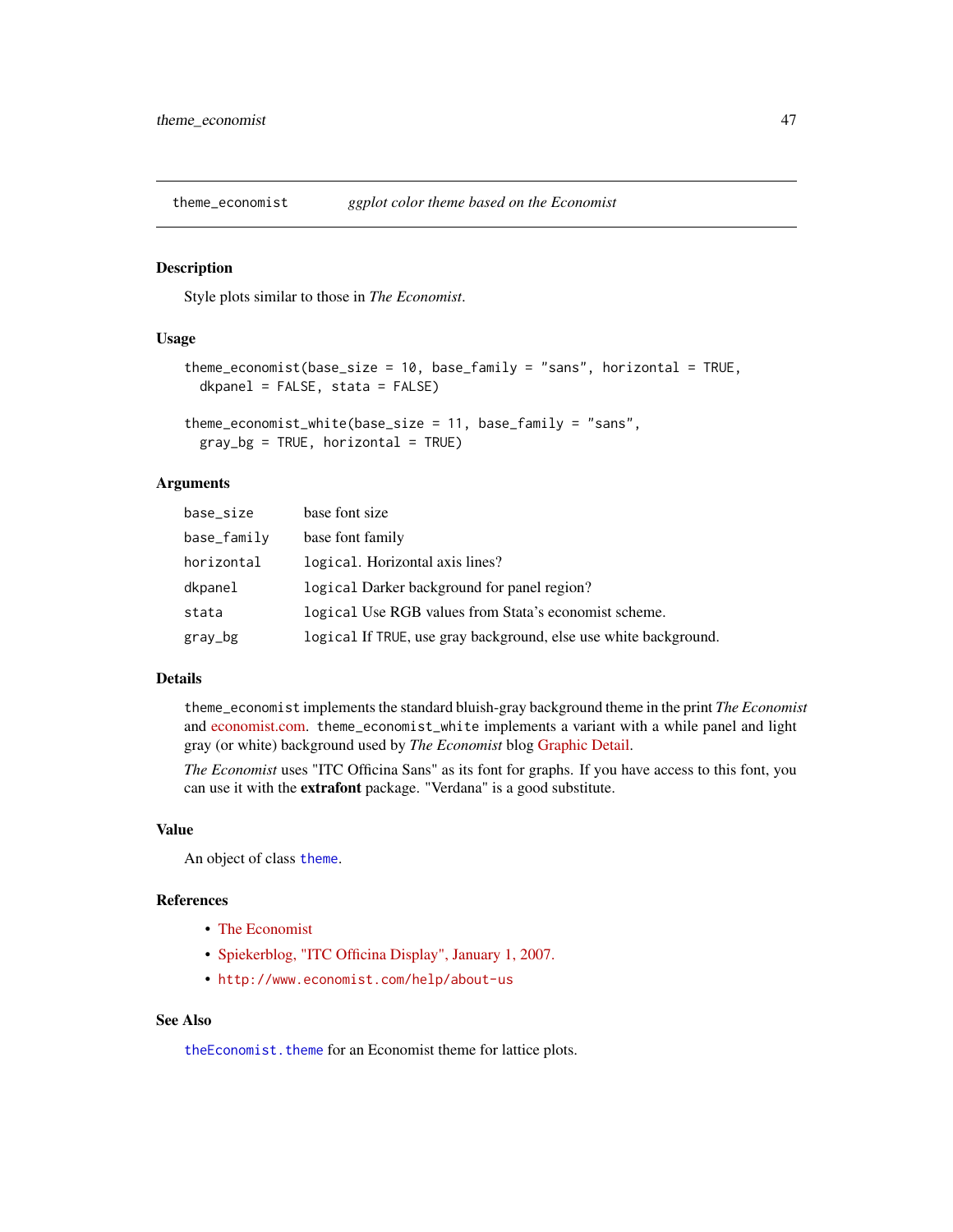theme_economist *ggplot color theme based on the Economist*

## Description

Style plots similar to those in *The Economist*.

## Usage

```
theme_economist(base_size = 10, base_family = "sans", horizontal = TRUE,
  dkpanel = FALSE, stata = FALSE)

theme_economist_white(base_size = 11, base_family = "sans",
  gray_bg = TRUE, horizontal = TRUE)
```

## Arguments

| | |
|---|---|
| base_size | base font size |
| base_family | base font family |
| horizontal | logical. Horizontal axis lines? |
| dkpanel | logical Darker background for panel region? |
| stata | logical Use RGB values from Stata's economist scheme. |
| gray_bg | logical If TRUE, use gray background, else use white background. |

## Details

theme_economist implements the standard bluish-gray background theme in the print *The Economist* and economist.com. theme_economist_white implements a variant with a while panel and light gray (or white) background used by *The Economist* blog Graphic Detail.

*The Economist* uses "ITC Officina Sans" as its font for graphs. If you have access to this font, you can use it with the **extrafont** package. "Verdana" is a good substitute.

## Value

An object of class theme.

## References

- The Economist
- Spiekerblog, "ITC Officina Display", January 1, 2007.
- http://www.economist.com/help/about-us

## See Also

theEconomist.theme for an Economist theme for lattice plots.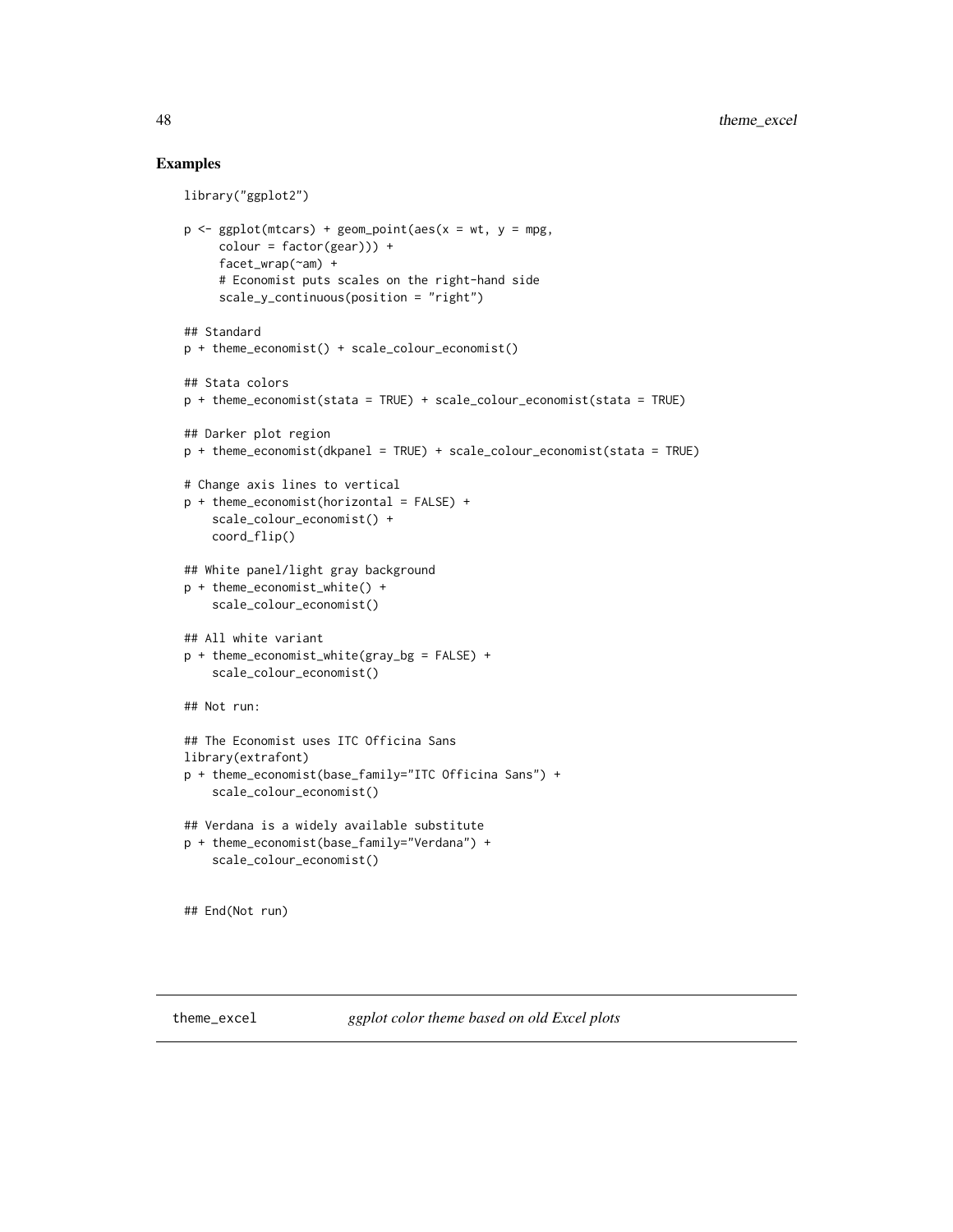## Examples

```
library("ggplot2")

p <- ggplot(mtcars) + geom_point(aes(x = wt, y = mpg,
     colour = factor(gear))) +
     facet_wrap(~am) +
     # Economist puts scales on the right-hand side
     scale_y_continuous(position = "right")

## Standard
p + theme_economist() + scale_colour_economist()

## Stata colors
p + theme_economist(stata = TRUE) + scale_colour_economist(stata = TRUE)

## Darker plot region
p + theme_economist(dkpanel = TRUE) + scale_colour_economist(stata = TRUE)

# Change axis lines to vertical
p + theme_economist(horizontal = FALSE) +
    scale_colour_economist() +
    coord_flip()

## White panel/light gray background
p + theme_economist_white() +
    scale_colour_economist()

## All white variant
p + theme_economist_white(gray_bg = FALSE) +
    scale_colour_economist()

## Not run:

## The Economist uses ITC Officina Sans
library(extrafont)
p + theme_economist(base_family="ITC Officina Sans") +
    scale_colour_economist()

## Verdana is a widely available substitute
p + theme_economist(base_family="Verdana") +
    scale_colour_economist()


## End(Not run)
```

---

`theme_excel` *ggplot color theme based on old Excel plots*

---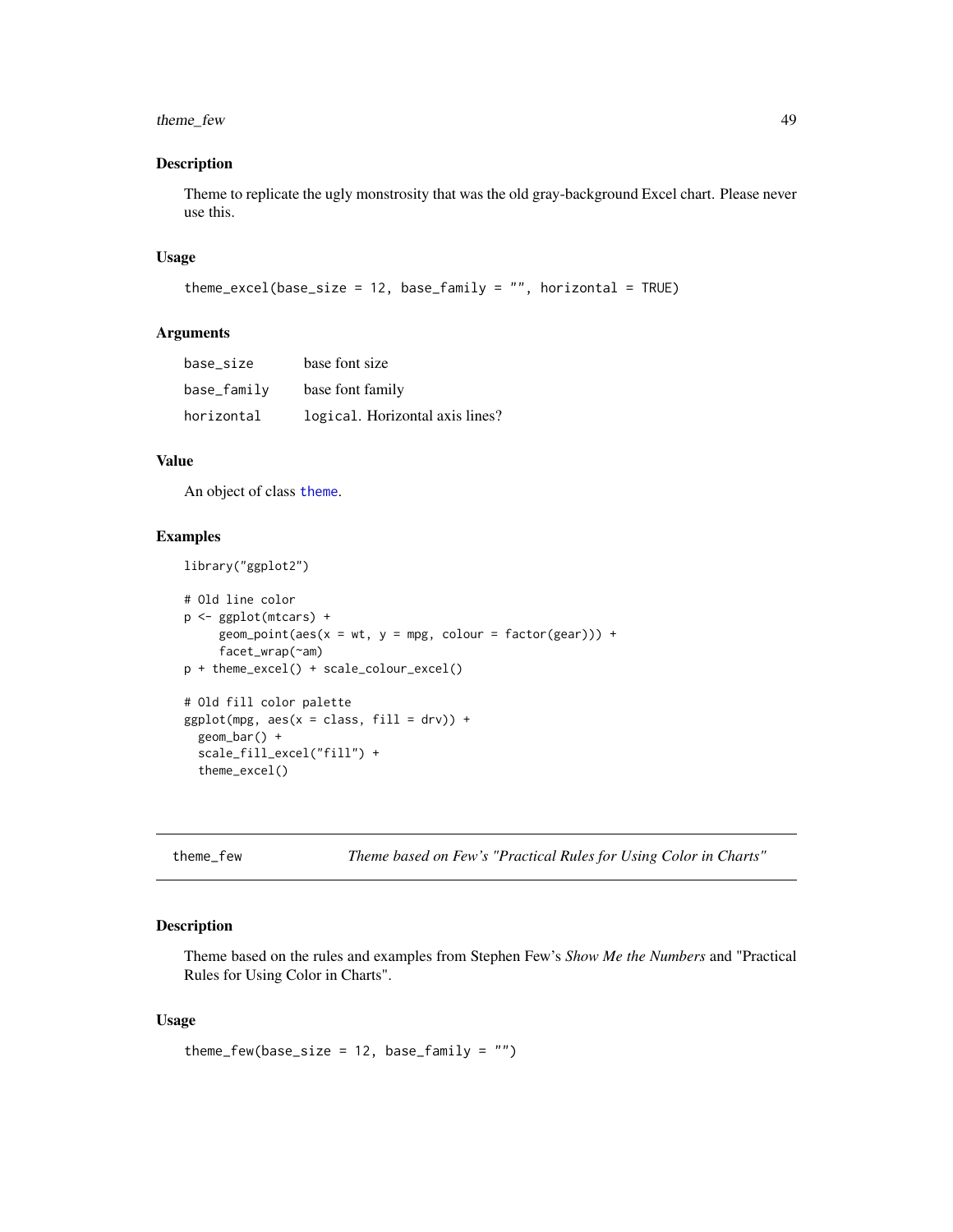## Description

Theme to replicate the ugly monstrosity that was the old gray-background Excel chart. Please never use this.

## Usage

```
theme_excel(base_size = 12, base_family = "", horizontal = TRUE)
```

## Arguments

| | |
|---|---|
| base_size | base font size |
| base_family | base font family |
| horizontal | logical. Horizontal axis lines? |

## Value

An object of class theme.

## Examples

```
library("ggplot2")

# Old line color
p <- ggplot(mtcars) +
     geom_point(aes(x = wt, y = mpg, colour = factor(gear))) +
     facet_wrap(~am)
p + theme_excel() + scale_colour_excel()

# Old fill color palette
ggplot(mpg, aes(x = class, fill = drv)) +
  geom_bar() +
  scale_fill_excel("fill") +
  theme_excel()
```

---

# theme_few — *Theme based on Few's "Practical Rules for Using Color in Charts"*

## Description

Theme based on the rules and examples from Stephen Few's *Show Me the Numbers* and "Practical Rules for Using Color in Charts".

## Usage

```
theme_few(base_size = 12, base_family = "")
```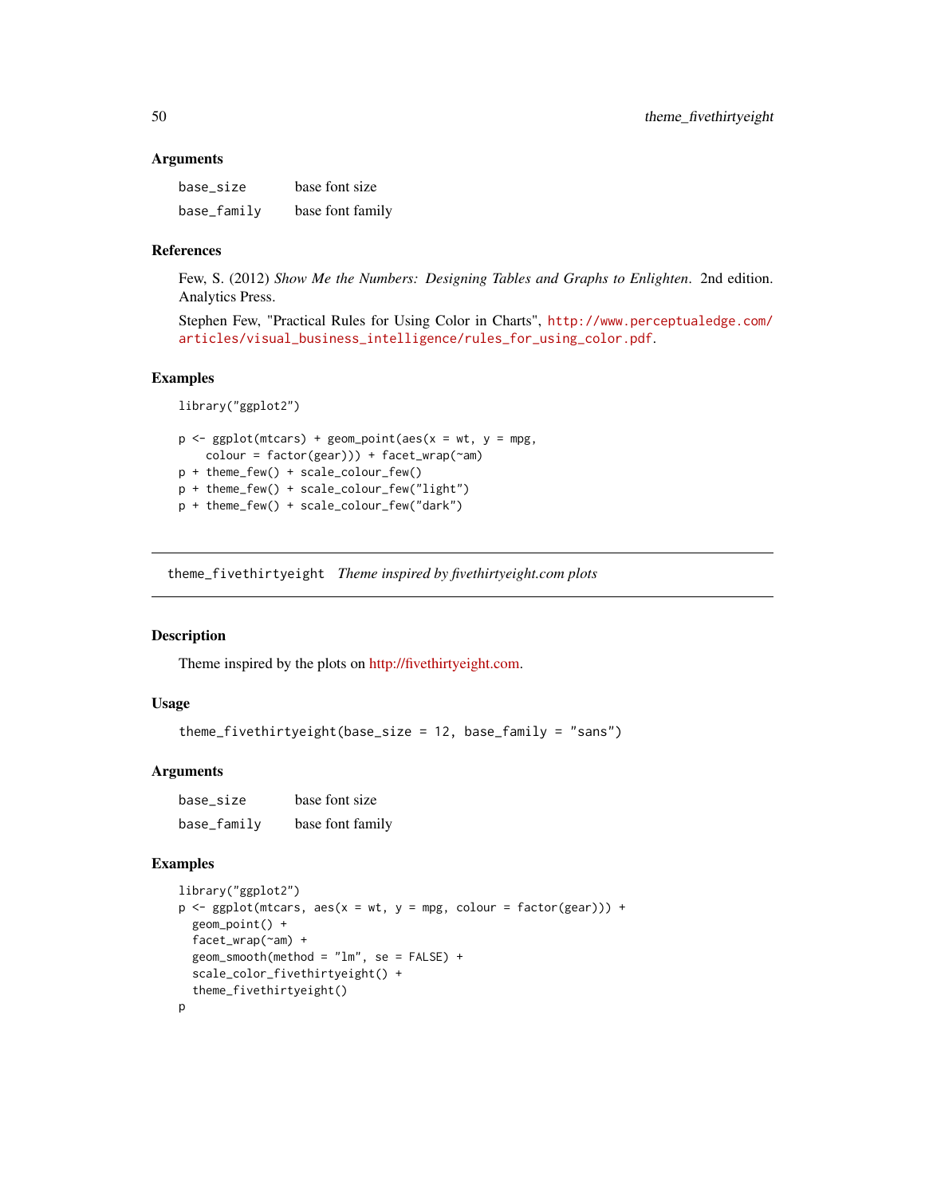### Arguments

| | |
|---|---|
| `base_size` | base font size |
| `base_family` | base font family |

### References

Few, S. (2012) *Show Me the Numbers: Designing Tables and Graphs to Enlighten*. 2nd edition. Analytics Press.

Stephen Few, "Practical Rules for Using Color in Charts", http://www.perceptualedge.com/articles/visual_business_intelligence/rules_for_using_color.pdf.

### Examples

```
library("ggplot2")

p <- ggplot(mtcars) + geom_point(aes(x = wt, y = mpg,
    colour = factor(gear))) + facet_wrap(~am)
p + theme_few() + scale_colour_few()
p + theme_few() + scale_colour_few("light")
p + theme_few() + scale_colour_few("dark")
```

---

## `theme_fivethirtyeight` *Theme inspired by fivethirtyeight.com plots*

### Description

Theme inspired by the plots on http://fivethirtyeight.com.

### Usage

```
theme_fivethirtyeight(base_size = 12, base_family = "sans")
```

### Arguments

| | |
|---|---|
| `base_size` | base font size |
| `base_family` | base font family |

### Examples

```
library("ggplot2")
p <- ggplot(mtcars, aes(x = wt, y = mpg, colour = factor(gear))) +
  geom_point() +
  facet_wrap(~am) +
  geom_smooth(method = "lm", se = FALSE) +
  scale_color_fivethirtyeight() +
  theme_fivethirtyeight()
p
```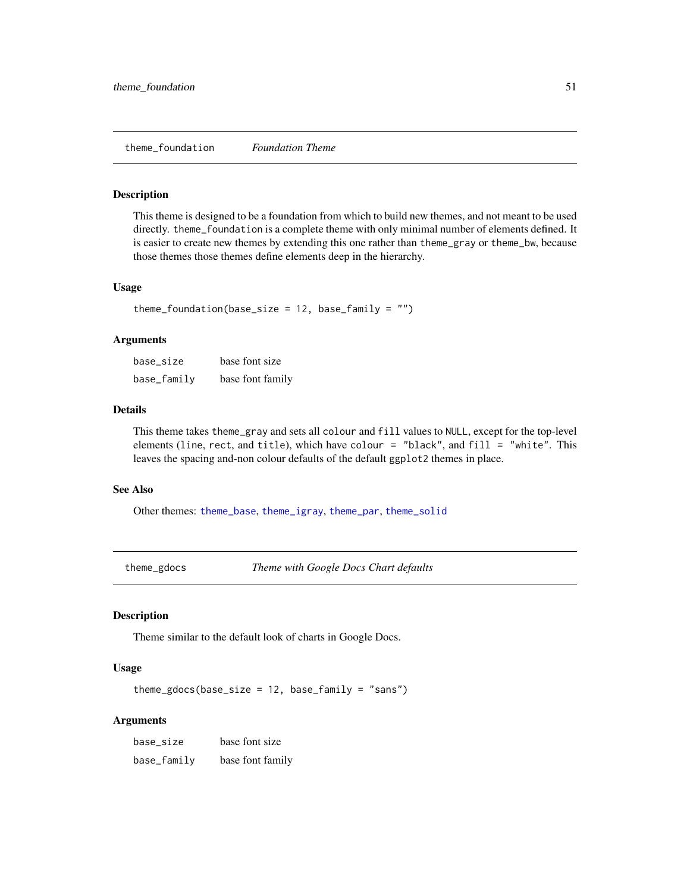## theme_foundation *Foundation Theme*

### Description

This theme is designed to be a foundation from which to build new themes, and not meant to be used directly. `theme_foundation` is a complete theme with only minimal number of elements defined. It is easier to create new themes by extending this one rather than `theme_gray` or `theme_bw`, because those themes those themes define elements deep in the hierarchy.

### Usage

```
theme_foundation(base_size = 12, base_family = "")
```

### Arguments

| | |
|---|---|
| base_size | base font size |
| base_family | base font family |

### Details

This theme takes `theme_gray` and sets all `colour` and `fill` values to `NULL`, except for the top-level elements (`line`, `rect`, and `title`), which have `colour = "black"`, and `fill = "white"`. This leaves the spacing and-non colour defaults of the default `ggplot2` themes in place.

### See Also

Other themes: `theme_base`, `theme_igray`, `theme_par`, `theme_solid`

## theme_gdocs *Theme with Google Docs Chart defaults*

### Description

Theme similar to the default look of charts in Google Docs.

### Usage

```
theme_gdocs(base_size = 12, base_family = "sans")
```

### Arguments

| | |
|---|---|
| base_size | base font size |
| base_family | base font family |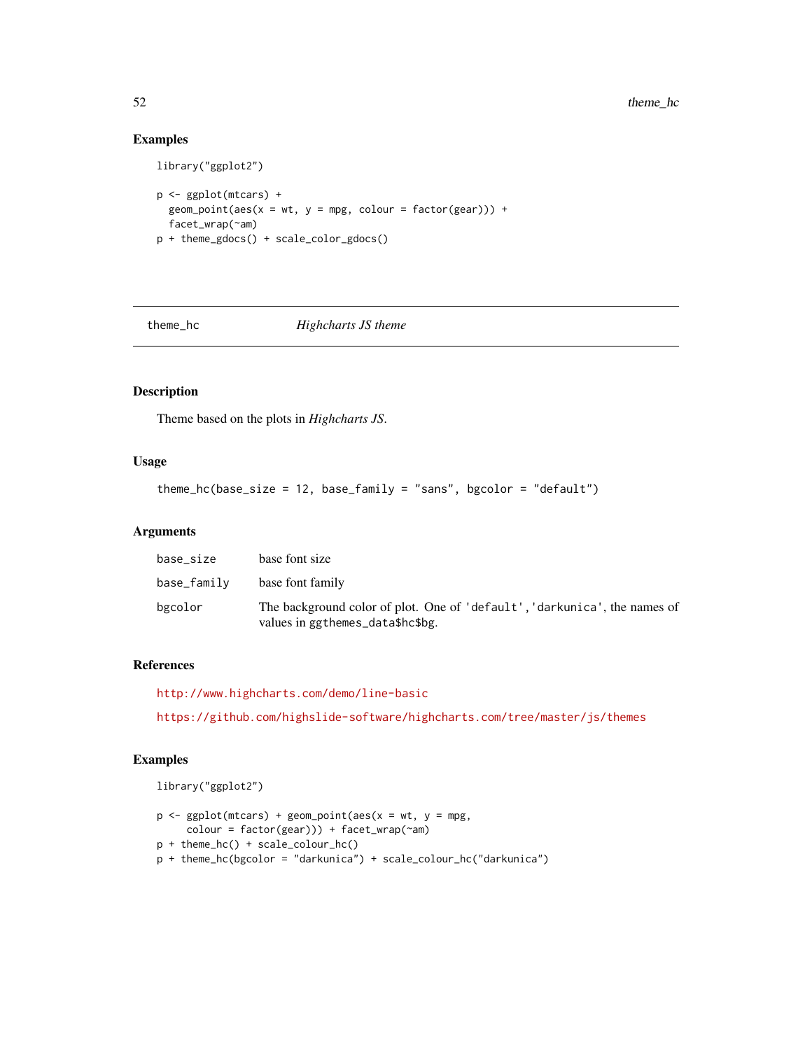## Examples

```
library("ggplot2")

p <- ggplot(mtcars) +
  geom_point(aes(x = wt, y = mpg, colour = factor(gear))) +
  facet_wrap(~am)
p + theme_gdocs() + scale_color_gdocs()
```

---

# theme_hc *Highcharts JS theme*

---

## Description

Theme based on the plots in *Highcharts JS*.

## Usage

```
theme_hc(base_size = 12, base_family = "sans", bgcolor = "default")
```

## Arguments

| | |
|---|---|
| base_size | base font size |
| base_family | base font family |
| bgcolor | The background color of plot. One of 'default','darkunica', the names of values in ggthemes_data$hc$bg. |

## References

http://www.highcharts.com/demo/line-basic

https://github.com/highslide-software/highcharts.com/tree/master/js/themes

## Examples

```
library("ggplot2")

p <- ggplot(mtcars) + geom_point(aes(x = wt, y = mpg,
     colour = factor(gear))) + facet_wrap(~am)
p + theme_hc() + scale_colour_hc()
p + theme_hc(bgcolor = "darkunica") + scale_colour_hc("darkunica")
```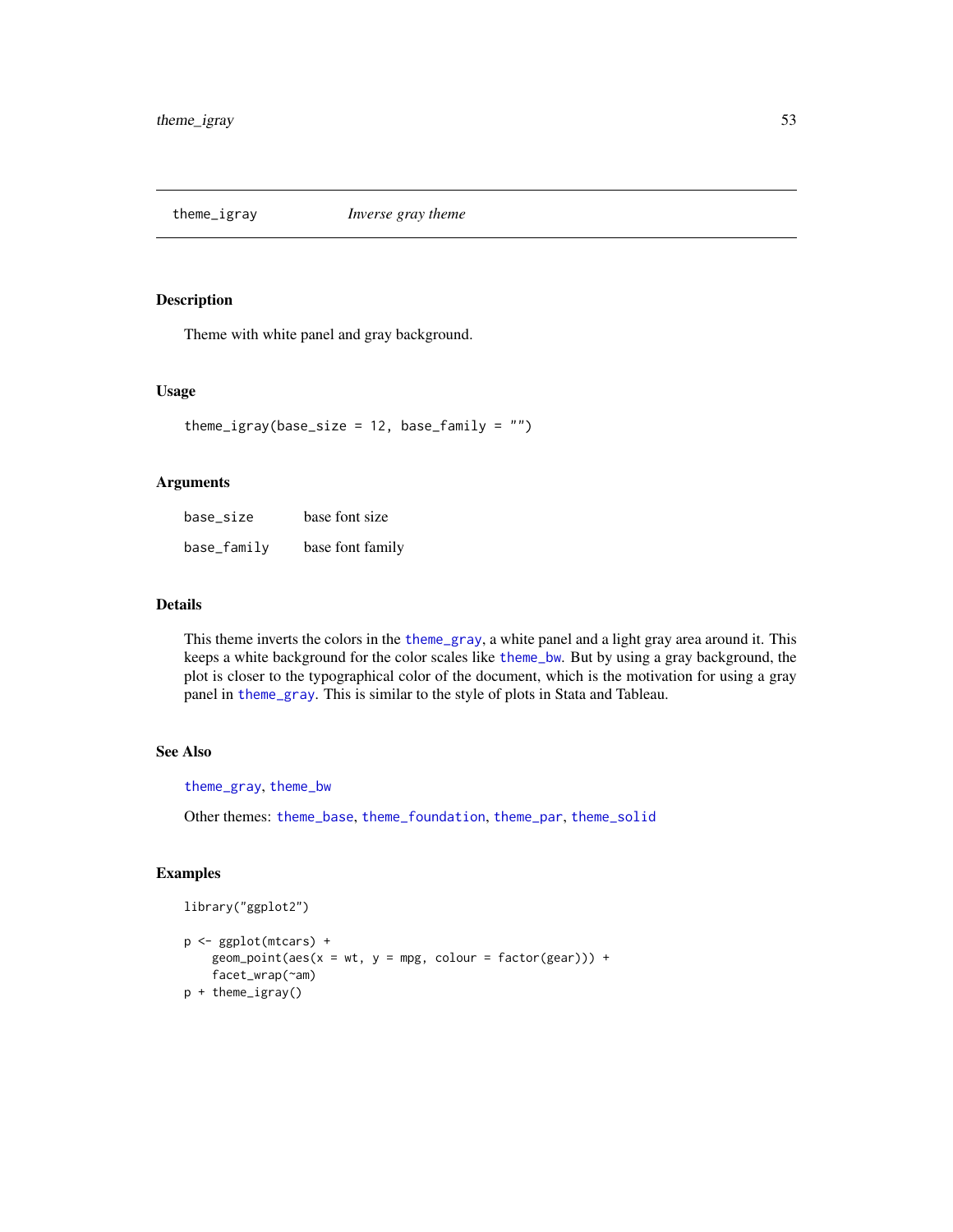## theme_igray *Inverse gray theme*

### Description

Theme with white panel and gray background.

### Usage

```
theme_igray(base_size = 12, base_family = "")
```

### Arguments

| | |
|---|---|
| base_size | base font size |
| base_family | base font family |

### Details

This theme inverts the colors in the theme_gray, a white panel and a light gray area around it. This keeps a white background for the color scales like theme_bw. But by using a gray background, the plot is closer to the typographical color of the document, which is the motivation for using a gray panel in theme_gray. This is similar to the style of plots in Stata and Tableau.

### See Also

theme_gray, theme_bw

Other themes: theme_base, theme_foundation, theme_par, theme_solid

### Examples

```
library("ggplot2")

p <- ggplot(mtcars) +
    geom_point(aes(x = wt, y = mpg, colour = factor(gear))) +
    facet_wrap(~am)
p + theme_igray()
```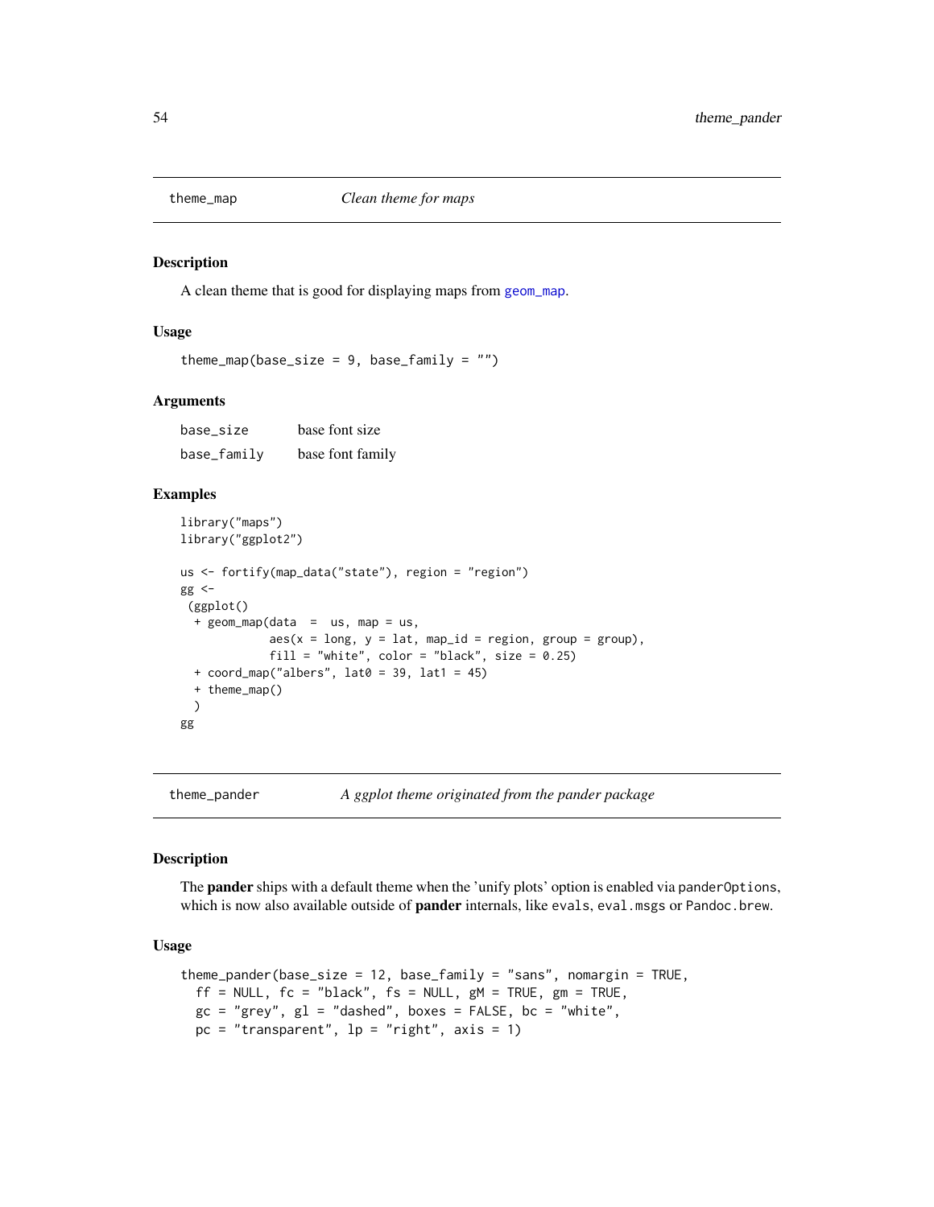## theme_map    *Clean theme for maps*

### Description

A clean theme that is good for displaying maps from geom_map.

### Usage

```
theme_map(base_size = 9, base_family = "")
```

### Arguments

| | |
|---|---|
| base_size | base font size |
| base_family | base font family |

### Examples

```
library("maps")
library("ggplot2")

us <- fortify(map_data("state"), region = "region")
gg <-
 (ggplot()
  + geom_map(data  =  us, map = us,
             aes(x = long, y = lat, map_id = region, group = group),
             fill = "white", color = "black", size = 0.25)
  + coord_map("albers", lat0 = 39, lat1 = 45)
  + theme_map()
  )
gg
```

## theme_pander    *A ggplot theme originated from the pander package*

### Description

The **pander** ships with a default theme when the 'unify plots' option is enabled via panderOptions, which is now also available outside of **pander** internals, like evals, eval.msgs or Pandoc.brew.

### Usage

```
theme_pander(base_size = 12, base_family = "sans", nomargin = TRUE,
  ff = NULL, fc = "black", fs = NULL, gM = TRUE, gm = TRUE,
  gc = "grey", gl = "dashed", boxes = FALSE, bc = "white",
  pc = "transparent", lp = "right", axis = 1)
```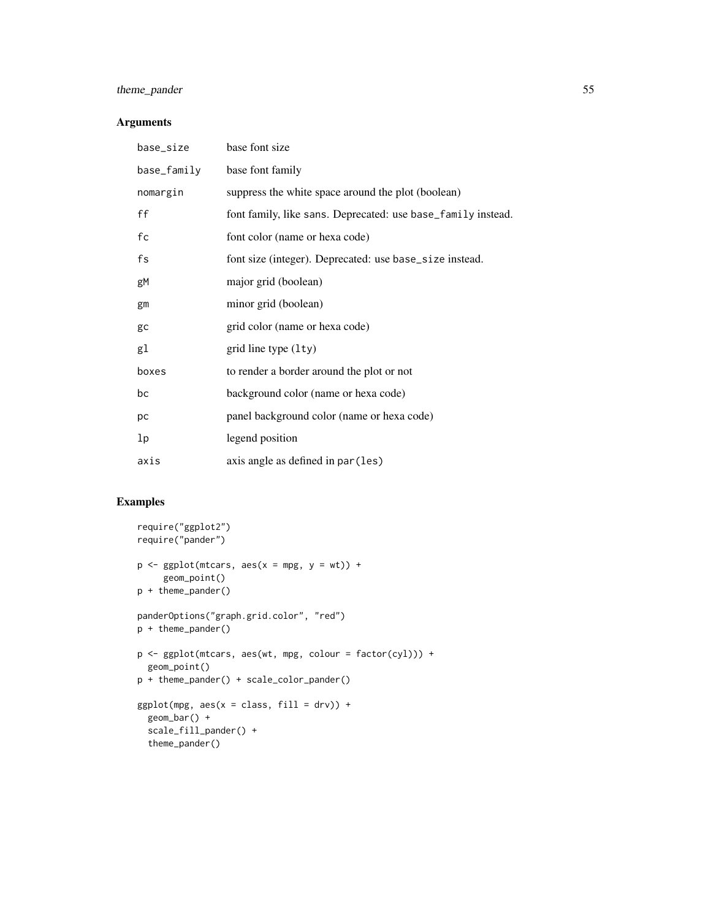## Arguments

| | |
|---|---|
| `base_size` | base font size |
| `base_family` | base font family |
| `nomargin` | suppress the white space around the plot (boolean) |
| `ff` | font family, like `sans`. Deprecated: use `base_family` instead. |
| `fc` | font color (name or hexa code) |
| `fs` | font size (integer). Deprecated: use `base_size` instead. |
| `gM` | major grid (boolean) |
| `gm` | minor grid (boolean) |
| `gc` | grid color (name or hexa code) |
| `gl` | grid line type (`lty`) |
| `boxes` | to render a border around the plot or not |
| `bc` | background color (name or hexa code) |
| `pc` | panel background color (name or hexa code) |
| `lp` | legend position |
| `axis` | axis angle as defined in `par(les)` |

## Examples

```
require("ggplot2")
require("pander")

p <- ggplot(mtcars, aes(x = mpg, y = wt)) +
     geom_point()
p + theme_pander()

panderOptions("graph.grid.color", "red")
p + theme_pander()

p <- ggplot(mtcars, aes(wt, mpg, colour = factor(cyl))) +
  geom_point()
p + theme_pander() + scale_color_pander()

ggplot(mpg, aes(x = class, fill = drv)) +
  geom_bar() +
  scale_fill_pander() +
  theme_pander()
```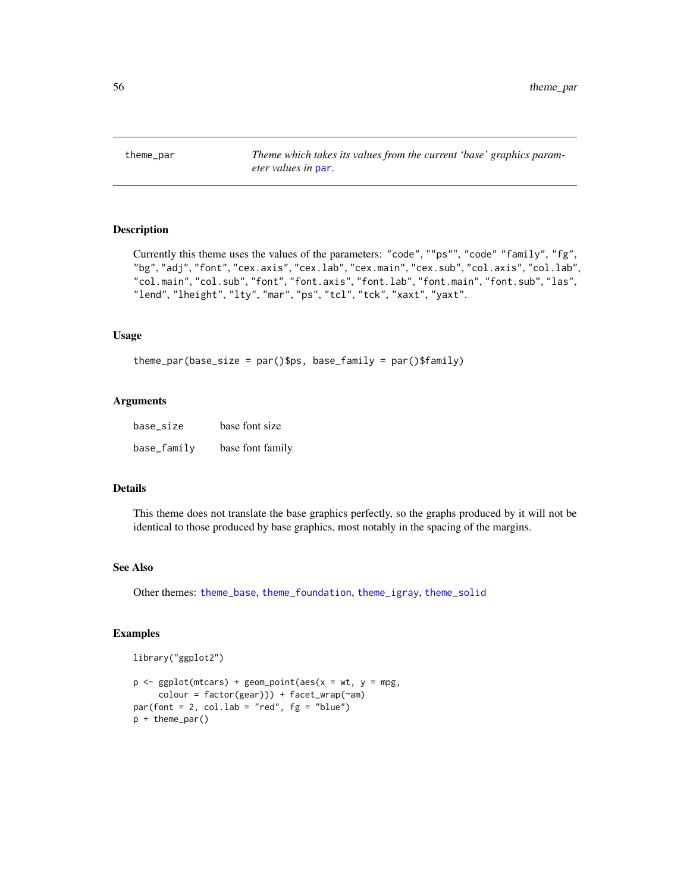theme_par | *Theme which takes its values from the current 'base' graphics parameter values in par.*

## Description

Currently this theme uses the values of the parameters: "code", ""ps"", "code" "family", "fg", "bg", "adj", "font", "cex.axis", "cex.lab", "cex.main", "cex.sub", "col.axis", "col.lab", "col.main", "col.sub", "font", "font.axis", "font.lab", "font.main", "font.sub", "las", "lend", "lheight", "lty", "mar", "ps", "tcl", "tck", "xaxt", "yaxt".

## Usage

```
theme_par(base_size = par()$ps, base_family = par()$family)
```

## Arguments

| | |
|---|---|
| base_size | base font size |
| base_family | base font family |

## Details

This theme does not translate the base graphics perfectly, so the graphs produced by it will not be identical to those produced by base graphics, most notably in the spacing of the margins.

## See Also

Other themes: theme_base, theme_foundation, theme_igray, theme_solid

## Examples

```
library("ggplot2")

p <- ggplot(mtcars) + geom_point(aes(x = wt, y = mpg,
     colour = factor(gear))) + facet_wrap(~am)
par(font = 2, col.lab = "red", fg = "blue")
p + theme_par()
```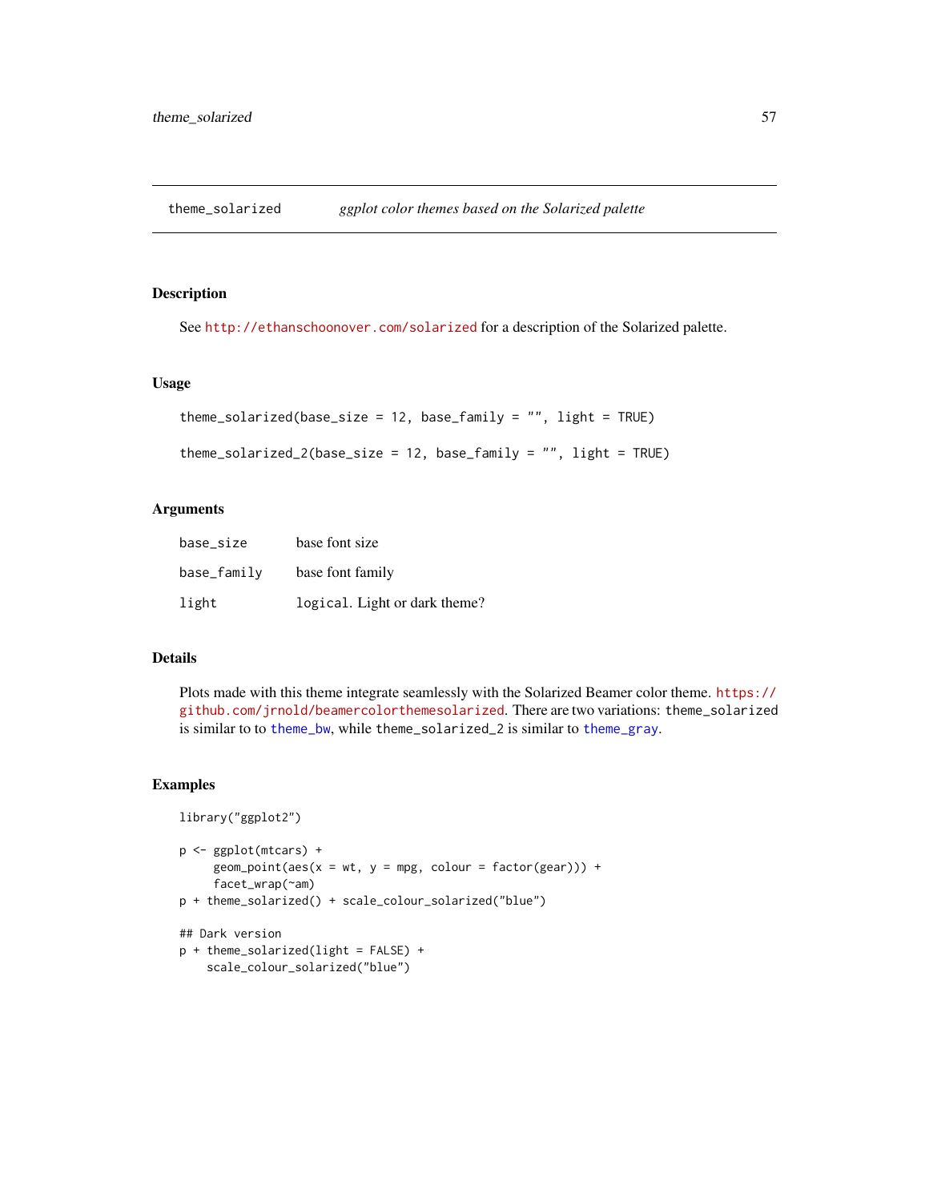## theme_solarized — *ggplot color themes based on the Solarized palette*

### Description

See http://ethanschoonover.com/solarized for a description of the Solarized palette.

### Usage

```
theme_solarized(base_size = 12, base_family = "", light = TRUE)

theme_solarized_2(base_size = 12, base_family = "", light = TRUE)
```

### Arguments

| | |
|---|---|
| base_size | base font size |
| base_family | base font family |
| light | logical. Light or dark theme? |

### Details

Plots made with this theme integrate seamlessly with the Solarized Beamer color theme. https://github.com/jrnold/beamercolorthemesolarized. There are two variations: theme_solarized is similar to to theme_bw, while theme_solarized_2 is similar to theme_gray.

### Examples

```
library("ggplot2")

p <- ggplot(mtcars) +
     geom_point(aes(x = wt, y = mpg, colour = factor(gear))) +
     facet_wrap(~am)
p + theme_solarized() + scale_colour_solarized("blue")

## Dark version
p + theme_solarized(light = FALSE) +
    scale_colour_solarized("blue")
```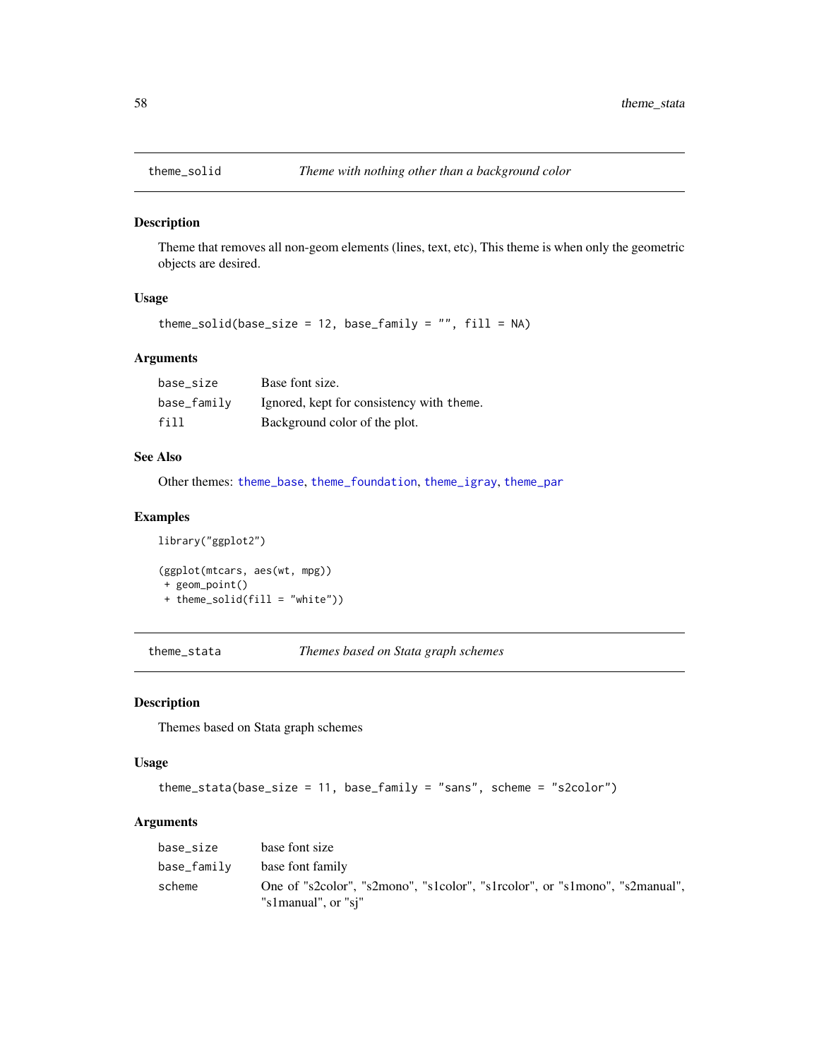## theme_solid — *Theme with nothing other than a background color*

### Description

Theme that removes all non-geom elements (lines, text, etc), This theme is when only the geometric objects are desired.

### Usage

```
theme_solid(base_size = 12, base_family = "", fill = NA)
```

### Arguments

| | |
|---|---|
| base_size | Base font size. |
| base_family | Ignored, kept for consistency with theme. |
| fill | Background color of the plot. |

### See Also

Other themes: theme_base, theme_foundation, theme_igray, theme_par

### Examples

```
library("ggplot2")

(ggplot(mtcars, aes(wt, mpg))
 + geom_point()
 + theme_solid(fill = "white"))
```

## theme_stata — *Themes based on Stata graph schemes*

### Description

Themes based on Stata graph schemes

### Usage

```
theme_stata(base_size = 11, base_family = "sans", scheme = "s2color")
```

### Arguments

| | |
|---|---|
| base_size | base font size |
| base_family | base font family |
| scheme | One of "s2color", "s2mono", "s1color", "s1rcolor", or "s1mono", "s2manual", "s1manual", or "sj" |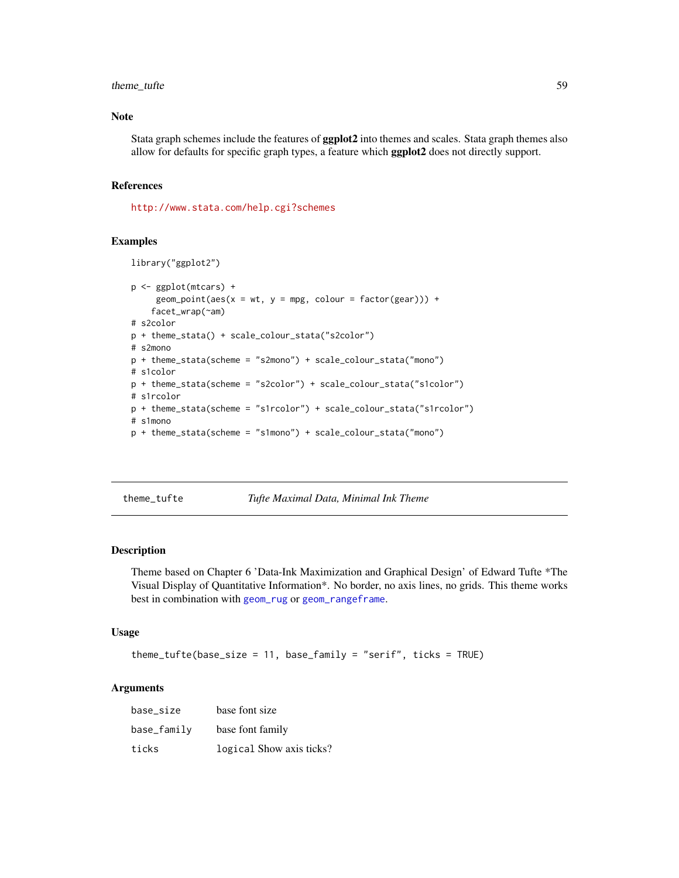### Note

Stata graph schemes include the features of **ggplot2** into themes and scales. Stata graph themes also allow for defaults for specific graph types, a feature which **ggplot2** does not directly support.

### References

http://www.stata.com/help.cgi?schemes

### Examples

```
library("ggplot2")

p <- ggplot(mtcars) +
     geom_point(aes(x = wt, y = mpg, colour = factor(gear))) +
    facet_wrap(~am)
# s2color
p + theme_stata() + scale_colour_stata("s2color")
# s2mono
p + theme_stata(scheme = "s2mono") + scale_colour_stata("mono")
# s1color
p + theme_stata(scheme = "s2color") + scale_colour_stata("s1color")
# s1rcolor
p + theme_stata(scheme = "s1rcolor") + scale_colour_stata("s1rcolor")
# s1mono
p + theme_stata(scheme = "s1mono") + scale_colour_stata("mono")
```

---

## theme_tufte — *Tufte Maximal Data, Minimal Ink Theme*

### Description

Theme based on Chapter 6 'Data-Ink Maximization and Graphical Design' of Edward Tufte *The Visual Display of Quantitative Information*. No border, no axis lines, no grids. This theme works best in combination with `geom_rug` or `geom_rangeframe`.

### Usage

```
theme_tufte(base_size = 11, base_family = "serif", ticks = TRUE)
```

### Arguments

| | |
|---|---|
| base_size | base font size |
| base_family | base font family |
| ticks | `logical` Show axis ticks? |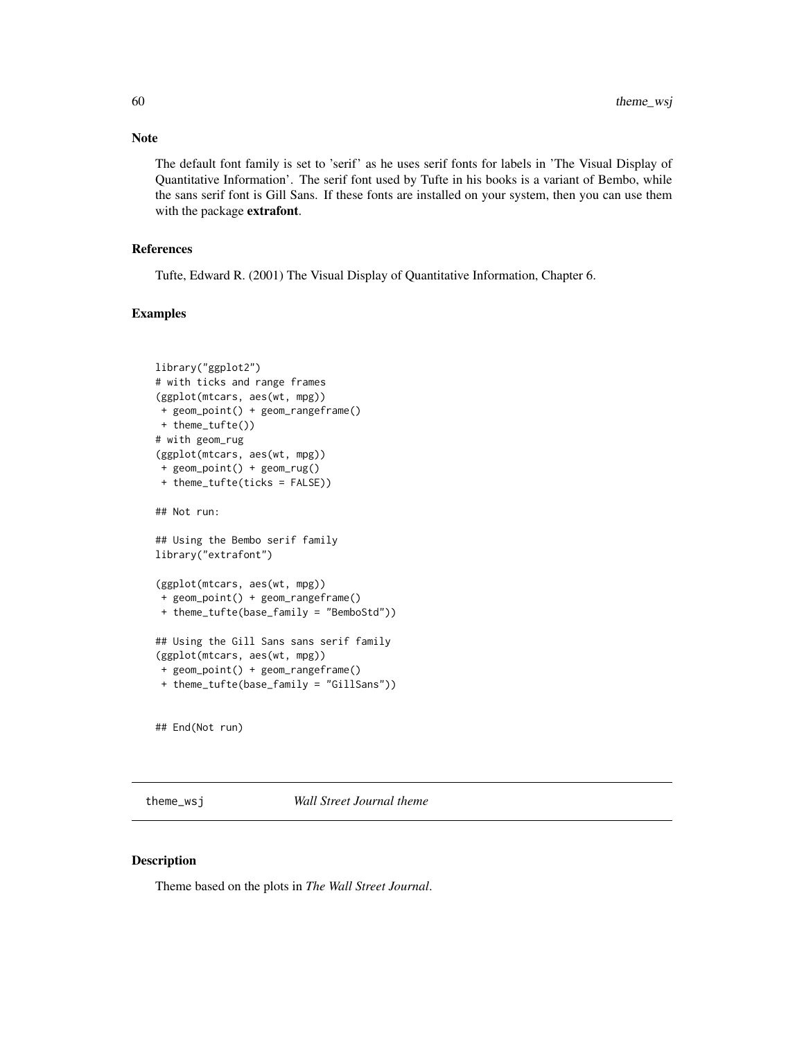### Note

The default font family is set to 'serif' as he uses serif fonts for labels in 'The Visual Display of Quantitative Information'. The serif font used by Tufte in his books is a variant of Bembo, while the sans serif font is Gill Sans. If these fonts are installed on your system, then you can use them with the package **extrafont**.

### References

Tufte, Edward R. (2001) The Visual Display of Quantitative Information, Chapter 6.

### Examples

```
library("ggplot2")
# with ticks and range frames
(ggplot(mtcars, aes(wt, mpg))
 + geom_point() + geom_rangeframe()
 + theme_tufte())
# with geom_rug
(ggplot(mtcars, aes(wt, mpg))
 + geom_point() + geom_rug()
 + theme_tufte(ticks = FALSE))

## Not run:

## Using the Bembo serif family
library("extrafont")

(ggplot(mtcars, aes(wt, mpg))
 + geom_point() + geom_rangeframe()
 + theme_tufte(base_family = "BemboStd"))

## Using the Gill Sans sans serif family
(ggplot(mtcars, aes(wt, mpg))
 + geom_point() + geom_rangeframe()
 + theme_tufte(base_family = "GillSans"))


## End(Not run)
```

---

## theme_wsj    *Wall Street Journal theme*

---

### Description

Theme based on the plots in *The Wall Street Journal*.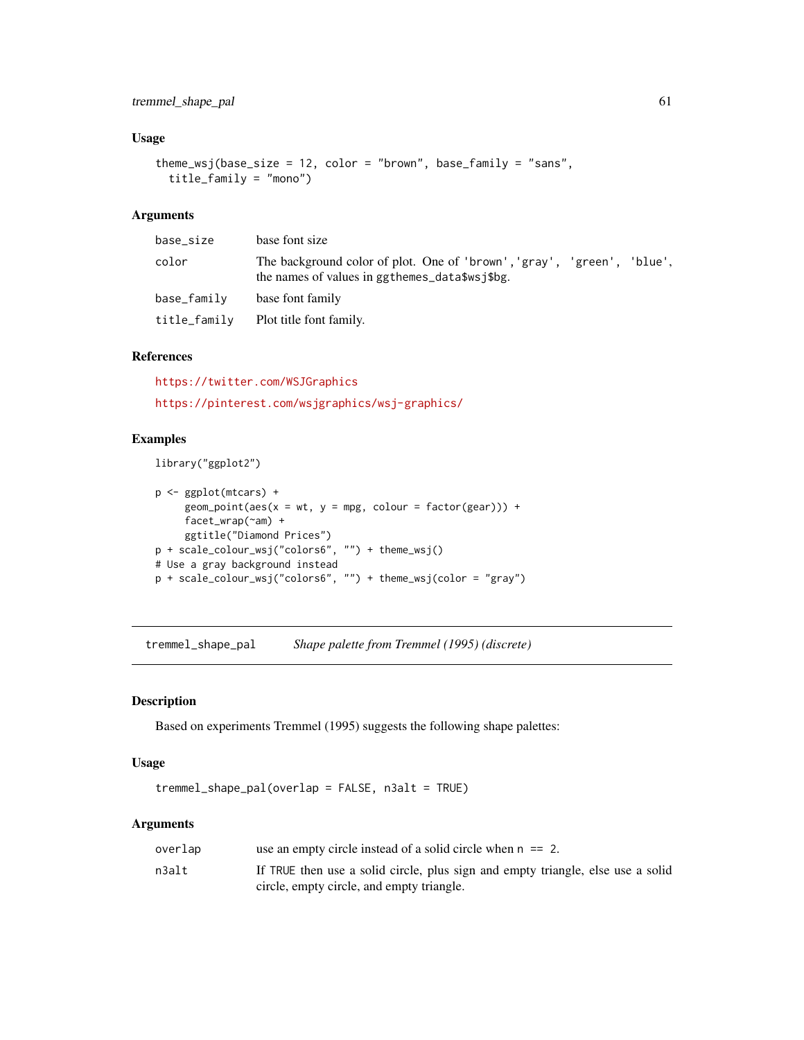### Usage

```
theme_wsj(base_size = 12, color = "brown", base_family = "sans",
  title_family = "mono")
```

### Arguments

| | |
|---|---|
| `base_size` | base font size |
| `color` | The background color of plot. One of `'brown'`,`'gray'`, `'green'`, `'blue'`, the names of values in `ggthemes_data$wsj$bg`. |
| `base_family` | base font family |
| `title_family` | Plot title font family. |

### References

https://twitter.com/WSJGraphics

https://pinterest.com/wsjgraphics/wsj-graphics/

### Examples

```
library("ggplot2")

p <- ggplot(mtcars) +
     geom_point(aes(x = wt, y = mpg, colour = factor(gear))) +
     facet_wrap(~am) +
     ggtitle("Diamond Prices")
p + scale_colour_wsj("colors6", "") + theme_wsj()
# Use a gray background instead
p + scale_colour_wsj("colors6", "") + theme_wsj(color = "gray")
```

---

## `tremmel_shape_pal` *Shape palette from Tremmel (1995) (discrete)*

---

### Description

Based on experiments Tremmel (1995) suggests the following shape palettes:

### Usage

```
tremmel_shape_pal(overlap = FALSE, n3alt = TRUE)
```

### Arguments

| | |
|---|---|
| `overlap` | use an empty circle instead of a solid circle when `n == 2`. |
| `n3alt` | If `TRUE` then use a solid circle, plus sign and empty triangle, else use a solid circle, empty circle, and empty triangle. |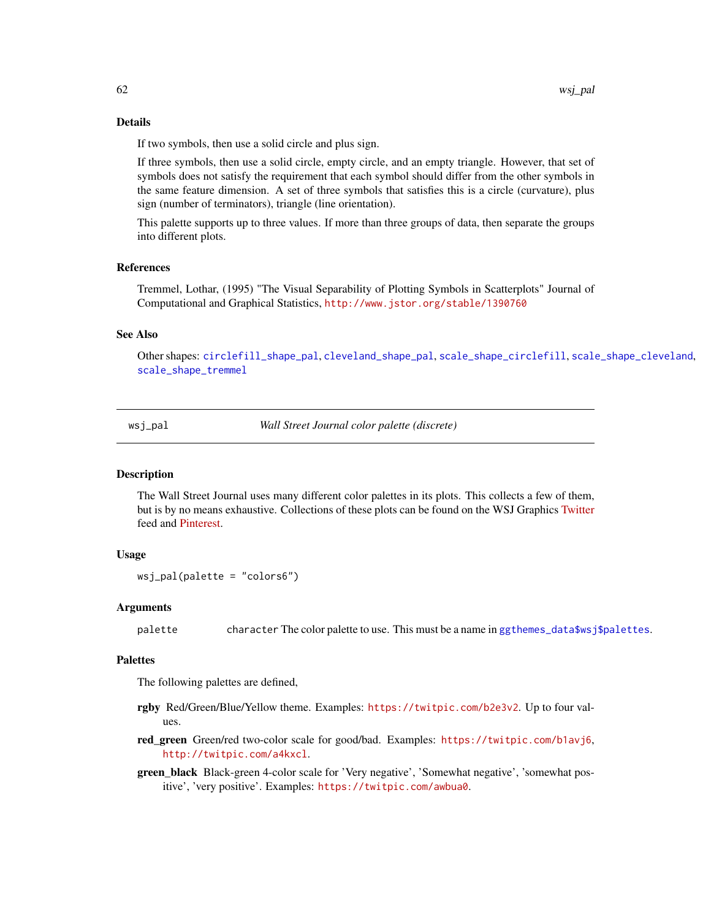### Details

If two symbols, then use a solid circle and plus sign.

If three symbols, then use a solid circle, empty circle, and an empty triangle. However, that set of symbols does not satisfy the requirement that each symbol should differ from the other symbols in the same feature dimension. A set of three symbols that satisfies this is a circle (curvature), plus sign (number of terminators), triangle (line orientation).

This palette supports up to three values. If more than three groups of data, then separate the groups into different plots.

### References

Tremmel, Lothar, (1995) "The Visual Separability of Plotting Symbols in Scatterplots" Journal of Computational and Graphical Statistics, http://www.jstor.org/stable/1390760

### See Also

Other shapes: circlefill_shape_pal, cleveland_shape_pal, scale_shape_circlefill, scale_shape_cleveland, scale_shape_tremmel

---

## wsj_pal — *Wall Street Journal color palette (discrete)*

### Description

The Wall Street Journal uses many different color palettes in its plots. This collects a few of them, but is by no means exhaustive. Collections of these plots can be found on the WSJ Graphics Twitter feed and Pinterest.

### Usage

```
wsj_pal(palette = "colors6")
```

### Arguments

| | |
|---|---|
| palette | character The color palette to use. This must be a name in ggthemes_data$wsj$palettes. |

### Palettes

The following palettes are defined,

- **rgby** Red/Green/Blue/Yellow theme. Examples: https://twitpic.com/b2e3v2. Up to four values.
- **red_green** Green/red two-color scale for good/bad. Examples: https://twitpic.com/b1avj6, http://twitpic.com/a4kxcl.
- **green_black** Black-green 4-color scale for 'Very negative', 'Somewhat negative', 'somewhat positive', 'very positive'. Examples: https://twitpic.com/awbua0.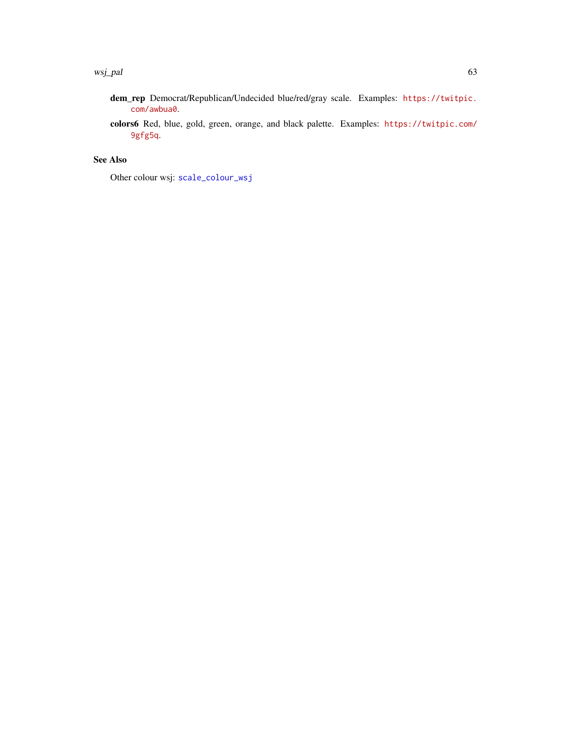**dem_rep** Democrat/Republican/Undecided blue/red/gray scale. Examples: https://twitpic.com/awbua0.

**colors6** Red, blue, gold, green, orange, and black palette. Examples: https://twitpic.com/9gfg5q.

## See Also

Other colour wsj: scale_colour_wsj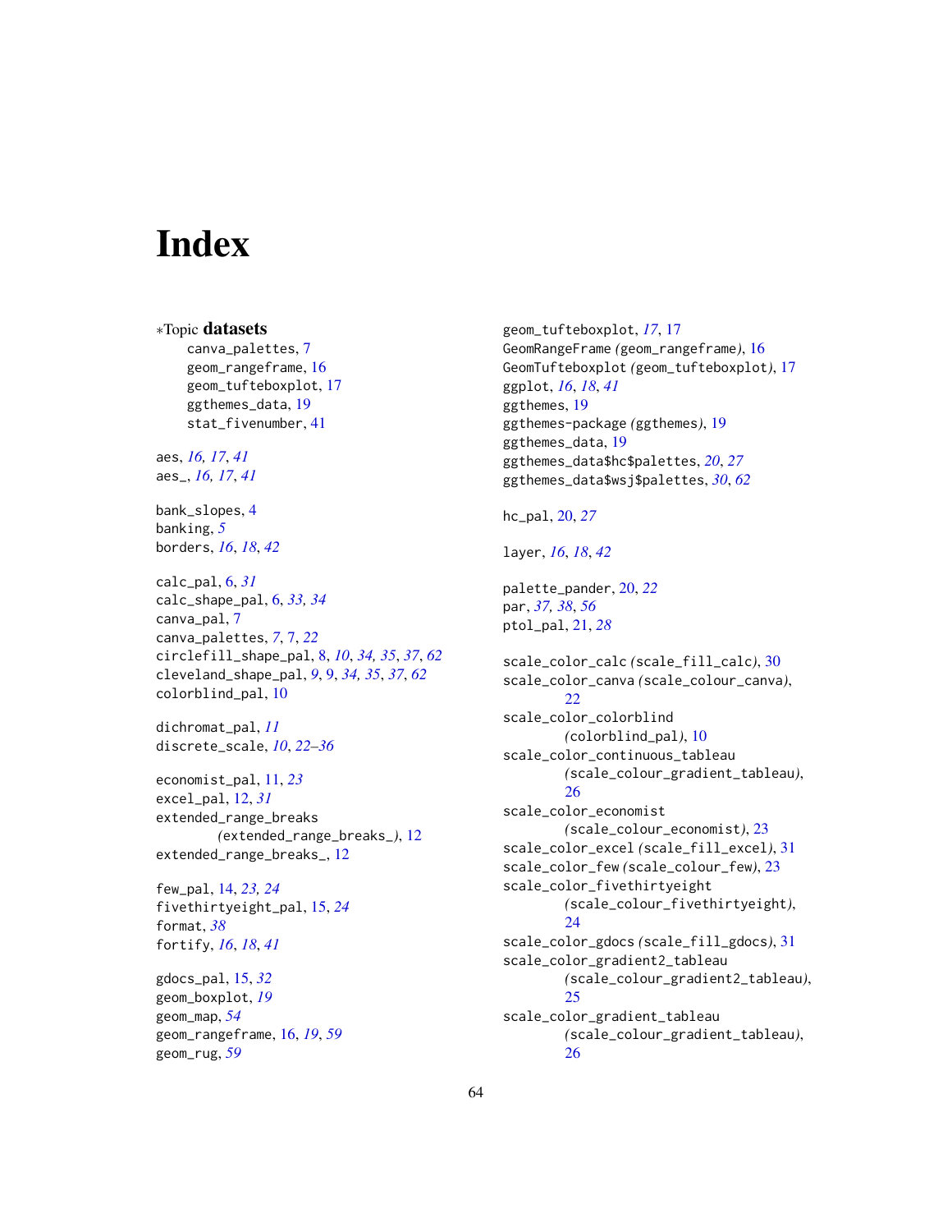# Index

∗Topic **datasets**
- canva_palettes, 7
- geom_rangeframe, 16
- geom_tufteboxplot, 17
- ggthemes_data, 19
- stat_fivenumber, 41

aes, *16, 17*, *41*
aes_, *16, 17*, *41*

bank_slopes, 4
banking, *5*
borders, *16*, *18*, *42*

calc_pal, 6, *31*
calc_shape_pal, 6, *33, 34*
canva_pal, 7
canva_palettes, *7*, 7, *22*
circlefill_shape_pal, 8, *10*, *34, 35*, *37*, *62*
cleveland_shape_pal, *9*, 9, *34, 35*, *37*, *62*
colorblind_pal, 10

dichromat_pal, *11*
discrete_scale, *10*, *22–36*

economist_pal, 11, *23*
excel_pal, 12, *31*
extended_range_breaks (extended_range_breaks_), 12
extended_range_breaks_, 12

few_pal, 14, *23, 24*
fivethirtyeight_pal, 15, *24*
format, *38*
fortify, *16*, *18*, *41*

gdocs_pal, 15, *32*
geom_boxplot, *19*
geom_map, *54*
geom_rangeframe, 16, *19*, *59*
geom_rug, *59*
geom_tufteboxplot, *17*, 17
GeomRangeFrame (geom_rangeframe), 16
GeomTufteboxplot (geom_tufteboxplot), 17
ggplot, *16*, *18*, *41*
ggthemes, 19
ggthemes-package (ggthemes), 19
ggthemes_data, 19
ggthemes_data$hc$palettes, *20*, *27*
ggthemes_data$wsj$palettes, *30*, *62*

hc_pal, 20, *27*

layer, *16*, *18*, *42*

palette_pander, 20, *22*
par, *37, 38*, *56*
ptol_pal, 21, *28*

scale_color_calc (scale_fill_calc), 30
scale_color_canva (scale_colour_canva), 22
scale_color_colorblind (colorblind_pal), 10
scale_color_continuous_tableau (scale_colour_gradient_tableau), 26
scale_color_economist (scale_colour_economist), 23
scale_color_excel (scale_fill_excel), 31
scale_color_few (scale_colour_few), 23
scale_color_fivethirtyeight (scale_colour_fivethirtyeight), 24
scale_color_gdocs (scale_fill_gdocs), 31
scale_color_gradient2_tableau (scale_colour_gradient2_tableau), 25
scale_color_gradient_tableau (scale_colour_gradient_tableau), 26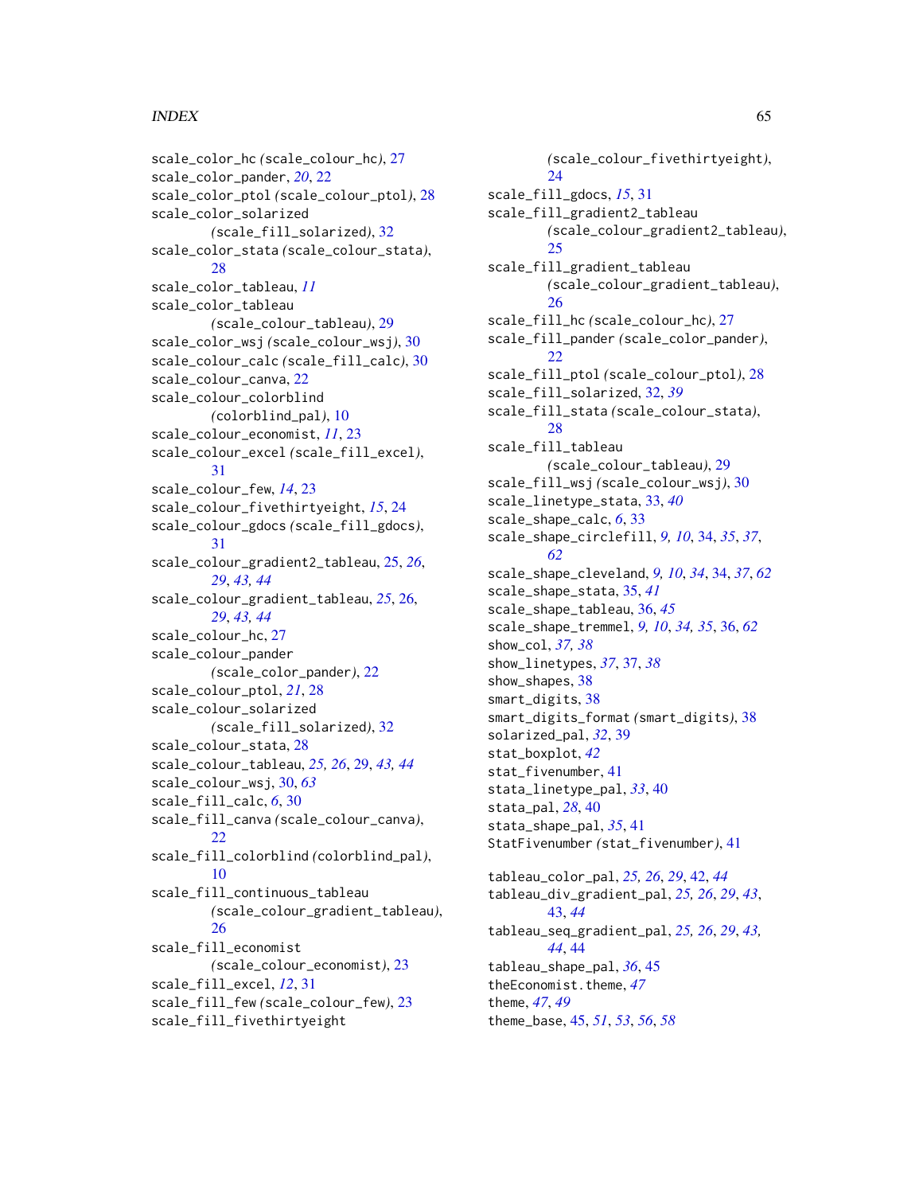scale_color_hc (scale_colour_hc), 27
scale_color_pander, *20*, 22
scale_color_ptol (scale_colour_ptol), 28
scale_color_solarized (scale_fill_solarized), 32
scale_color_stata (scale_colour_stata), 28
scale_color_tableau, *11*
scale_color_tableau (scale_colour_tableau), 29
scale_color_wsj (scale_colour_wsj), 30
scale_colour_calc (scale_fill_calc), 30
scale_colour_canva, 22
scale_colour_colorblind (colorblind_pal), 10
scale_colour_economist, *11*, 23
scale_colour_excel (scale_fill_excel), 31
scale_colour_few, *14*, 23
scale_colour_fivethirtyeight, *15*, 24
scale_colour_gdocs (scale_fill_gdocs), 31
scale_colour_gradient2_tableau, 25, *26*, *29*, *43*, *44*
scale_colour_gradient_tableau, *25*, 26, *29*, *43*, *44*
scale_colour_hc, 27
scale_colour_pander (scale_color_pander), 22
scale_colour_ptol, *21*, 28
scale_colour_solarized (scale_fill_solarized), 32
scale_colour_stata, 28
scale_colour_tableau, *25*, *26*, 29, *43*, *44*
scale_colour_wsj, 30, *63*
scale_fill_calc, *6*, 30
scale_fill_canva (scale_colour_canva), 22
scale_fill_colorblind (colorblind_pal), 10
scale_fill_continuous_tableau (scale_colour_gradient_tableau), 26
scale_fill_economist (scale_colour_economist), 23
scale_fill_excel, *12*, 31
scale_fill_few (scale_colour_few), 23
scale_fill_fivethirtyeight (scale_colour_fivethirtyeight), 24
scale_fill_gdocs, *15*, 31
scale_fill_gradient2_tableau (scale_colour_gradient2_tableau), 25
scale_fill_gradient_tableau (scale_colour_gradient_tableau), 26
scale_fill_hc (scale_colour_hc), 27
scale_fill_pander (scale_color_pander), 22
scale_fill_ptol (scale_colour_ptol), 28
scale_fill_solarized, 32, *39*
scale_fill_stata (scale_colour_stata), 28
scale_fill_tableau (scale_colour_tableau), 29
scale_fill_wsj (scale_colour_wsj), 30
scale_linetype_stata, 33, *40*
scale_shape_calc, *6*, 33
scale_shape_circlefill, *9*, *10*, 34, *35*, *37*, *62*
scale_shape_cleveland, *9*, *10*, *34*, 34, *37*, *62*
scale_shape_stata, 35, *41*
scale_shape_tableau, 36, *45*
scale_shape_tremmel, *9*, *10*, *34*, *35*, 36, *62*
show_col, *37*, *38*
show_linetypes, *37*, 37, *38*
show_shapes, 38
smart_digits, 38
smart_digits_format (smart_digits), 38
solarized_pal, *32*, 39
stat_boxplot, *42*
stat_fivenumber, 41
stata_linetype_pal, *33*, 40
stata_pal, *28*, 40
stata_shape_pal, *35*, 41
StatFivenumber (stat_fivenumber), 41

tableau_color_pal, *25*, *26*, *29*, 42, *44*
tableau_div_gradient_pal, *25*, *26*, *29*, *43*, 43, *44*
tableau_seq_gradient_pal, *25*, *26*, *29*, *43*, *44*, 44
tableau_shape_pal, *36*, 45
theEconomist.theme, *47*
theme, *47*, *49*
theme_base, 45, *51*, *53*, *56*, *58*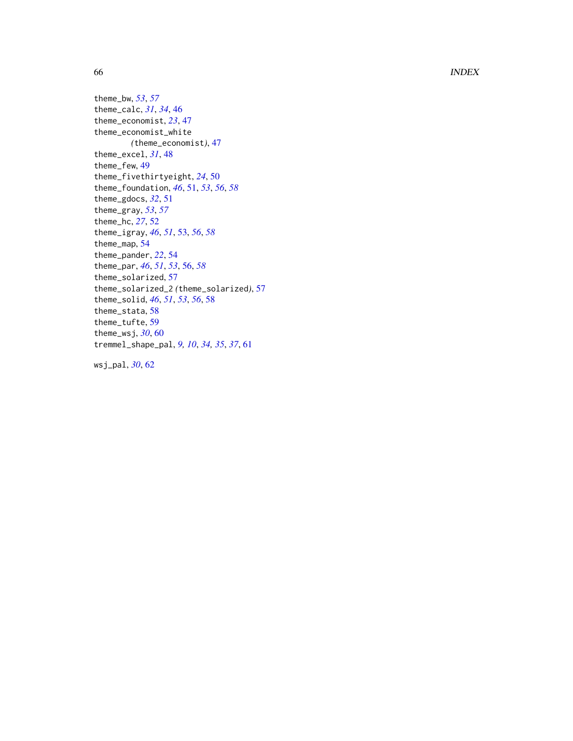theme_bw, *53*, *57*
theme_calc, *31*, *34*, 46
theme_economist, *23*, 47
theme_economist_white
        *(*theme_economist*)*, 47
theme_excel, *31*, 48
theme_few, 49
theme_fivethirtyeight, *24*, 50
theme_foundation, *46*, 51, *53*, *56*, *58*
theme_gdocs, *32*, 51
theme_gray, *53*, *57*
theme_hc, *27*, 52
theme_igray, *46*, *51*, 53, *56*, *58*
theme_map, 54
theme_pander, *22*, 54
theme_par, *46*, *51*, *53*, 56, *58*
theme_solarized, 57
theme_solarized_2 *(*theme_solarized*)*, 57
theme_solid, *46*, *51*, *53*, *56*, 58
theme_stata, 58
theme_tufte, 59
theme_wsj, *30*, 60
tremmel_shape_pal, *9, 10*, *34, 35*, *37*, 61

wsj_pal, *30*, 62